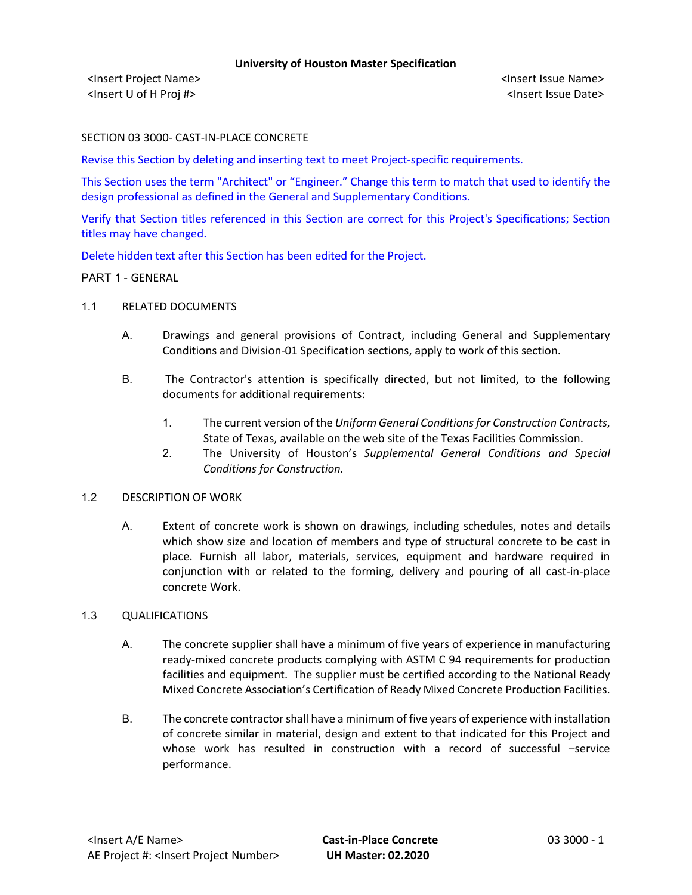University of Houston Master Specification

<Insert Project Name>
<Insert U of H Proj #>

<Insert Issue Name>
<Insert Issue Date>

# SECTION 03 3000- CAST-IN-PLACE CONCRETE

Revise this Section by deleting and inserting text to meet Project-specific requirements.

This Section uses the term "Architect" or "Engineer." Change this term to match that used to identify the design professional as defined in the General and Supplementary Conditions.

Verify that Section titles referenced in this Section are correct for this Project's Specifications; Section titles may have changed.

Delete hidden text after this Section has been edited for the Project.

## PART 1 - GENERAL

### 1.1 RELATED DOCUMENTS

A. Drawings and general provisions of Contract, including General and Supplementary Conditions and Division-01 Specification sections, apply to work of this section.

B. The Contractor's attention is specifically directed, but not limited, to the following documents for additional requirements:

1. The current version of the *Uniform General Conditions for Construction Contracts*, State of Texas, available on the web site of the Texas Facilities Commission.
2. The University of Houston's *Supplemental General Conditions and Special Conditions for Construction.*

### 1.2 DESCRIPTION OF WORK

A. Extent of concrete work is shown on drawings, including schedules, notes and details which show size and location of members and type of structural concrete to be cast in place. Furnish all labor, materials, services, equipment and hardware required in conjunction with or related to the forming, delivery and pouring of all cast-in-place concrete Work.

### 1.3 QUALIFICATIONS

A. The concrete supplier shall have a minimum of five years of experience in manufacturing ready-mixed concrete products complying with ASTM C 94 requirements for production facilities and equipment. The supplier must be certified according to the National Ready Mixed Concrete Association's Certification of Ready Mixed Concrete Production Facilities.

B. The concrete contractor shall have a minimum of five years of experience with installation of concrete similar in material, design and extent to that indicated for this Project and whose work has resulted in construction with a record of successful –service performance.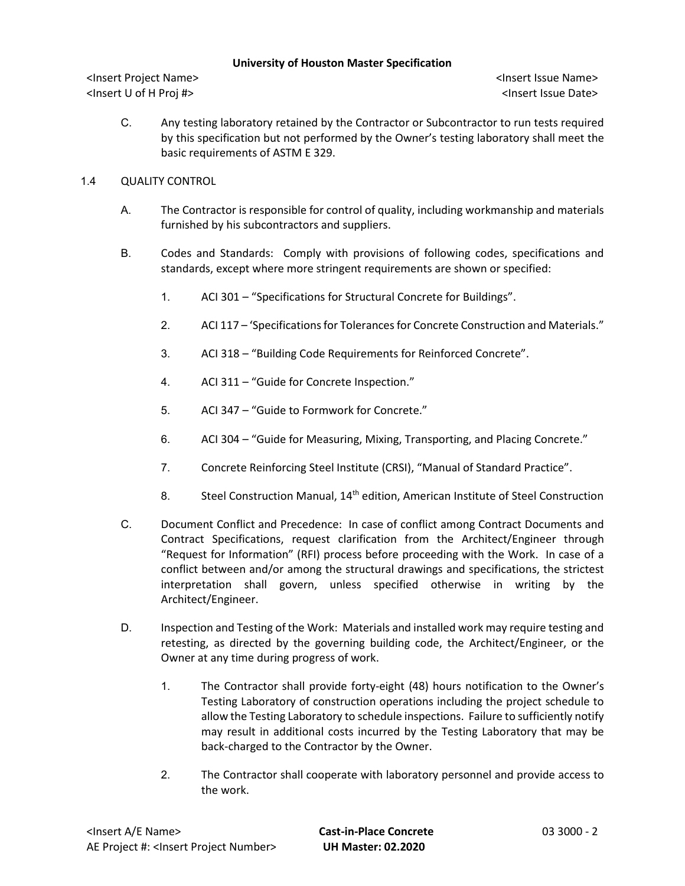C. Any testing laboratory retained by the Contractor or Subcontractor to run tests required by this specification but not performed by the Owner's testing laboratory shall meet the basic requirements of ASTM E 329.

## 1.4 QUALITY CONTROL

A. The Contractor is responsible for control of quality, including workmanship and materials furnished by his subcontractors and suppliers.

B. Codes and Standards: Comply with provisions of following codes, specifications and standards, except where more stringent requirements are shown or specified:

1. ACI 301 – "Specifications for Structural Concrete for Buildings".
2. ACI 117 – 'Specifications for Tolerances for Concrete Construction and Materials."
3. ACI 318 – "Building Code Requirements for Reinforced Concrete".
4. ACI 311 – "Guide for Concrete Inspection."
5. ACI 347 – "Guide to Formwork for Concrete."
6. ACI 304 – "Guide for Measuring, Mixing, Transporting, and Placing Concrete."
7. Concrete Reinforcing Steel Institute (CRSI), "Manual of Standard Practice".
8. Steel Construction Manual, 14th edition, American Institute of Steel Construction

C. Document Conflict and Precedence: In case of conflict among Contract Documents and Contract Specifications, request clarification from the Architect/Engineer through "Request for Information" (RFI) process before proceeding with the Work. In case of a conflict between and/or among the structural drawings and specifications, the strictest interpretation shall govern, unless specified otherwise in writing by the Architect/Engineer.

D. Inspection and Testing of the Work: Materials and installed work may require testing and retesting, as directed by the governing building code, the Architect/Engineer, or the Owner at any time during progress of work.

1. The Contractor shall provide forty-eight (48) hours notification to the Owner's Testing Laboratory of construction operations including the project schedule to allow the Testing Laboratory to schedule inspections. Failure to sufficiently notify may result in additional costs incurred by the Testing Laboratory that may be back-charged to the Contractor by the Owner.
2. The Contractor shall cooperate with laboratory personnel and provide access to the work.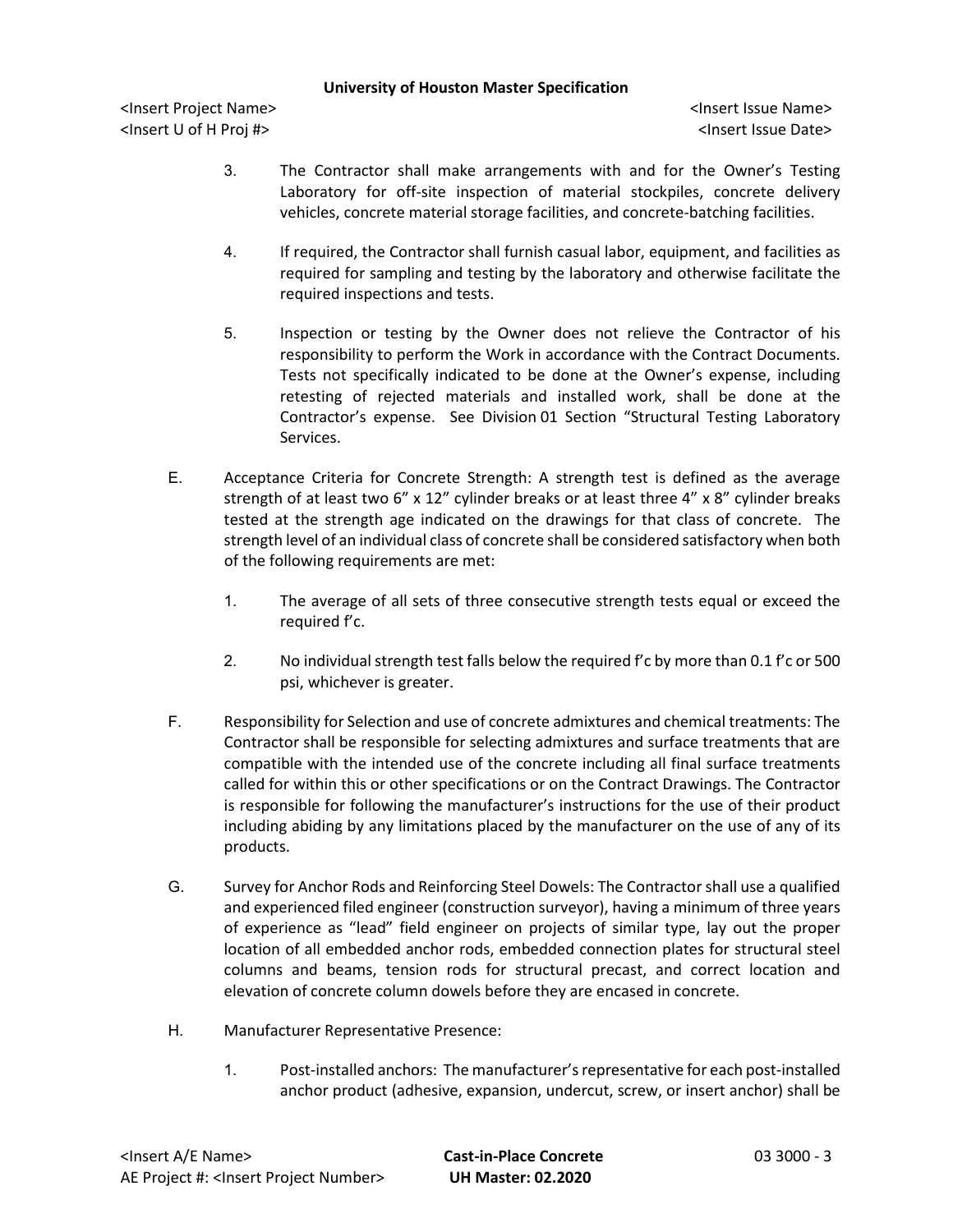3. The Contractor shall make arrangements with and for the Owner's Testing Laboratory for off-site inspection of material stockpiles, concrete delivery vehicles, concrete material storage facilities, and concrete-batching facilities.

4. If required, the Contractor shall furnish casual labor, equipment, and facilities as required for sampling and testing by the laboratory and otherwise facilitate the required inspections and tests.

5. Inspection or testing by the Owner does not relieve the Contractor of his responsibility to perform the Work in accordance with the Contract Documents. Tests not specifically indicated to be done at the Owner's expense, including retesting of rejected materials and installed work, shall be done at the Contractor's expense. See Division 01 Section "Structural Testing Laboratory Services.

E. Acceptance Criteria for Concrete Strength: A strength test is defined as the average strength of at least two 6" x 12" cylinder breaks or at least three 4" x 8" cylinder breaks tested at the strength age indicated on the drawings for that class of concrete. The strength level of an individual class of concrete shall be considered satisfactory when both of the following requirements are met:

1. The average of all sets of three consecutive strength tests equal or exceed the required f'c.

2. No individual strength test falls below the required f'c by more than 0.1 f'c or 500 psi, whichever is greater.

F. Responsibility for Selection and use of concrete admixtures and chemical treatments: The Contractor shall be responsible for selecting admixtures and surface treatments that are compatible with the intended use of the concrete including all final surface treatments called for within this or other specifications or on the Contract Drawings. The Contractor is responsible for following the manufacturer's instructions for the use of their product including abiding by any limitations placed by the manufacturer on the use of any of its products.

G. Survey for Anchor Rods and Reinforcing Steel Dowels: The Contractor shall use a qualified and experienced filed engineer (construction surveyor), having a minimum of three years of experience as "lead" field engineer on projects of similar type, lay out the proper location of all embedded anchor rods, embedded connection plates for structural steel columns and beams, tension rods for structural precast, and correct location and elevation of concrete column dowels before they are encased in concrete.

H. Manufacturer Representative Presence:

1. Post-installed anchors: The manufacturer's representative for each post-installed anchor product (adhesive, expansion, undercut, screw, or insert anchor) shall be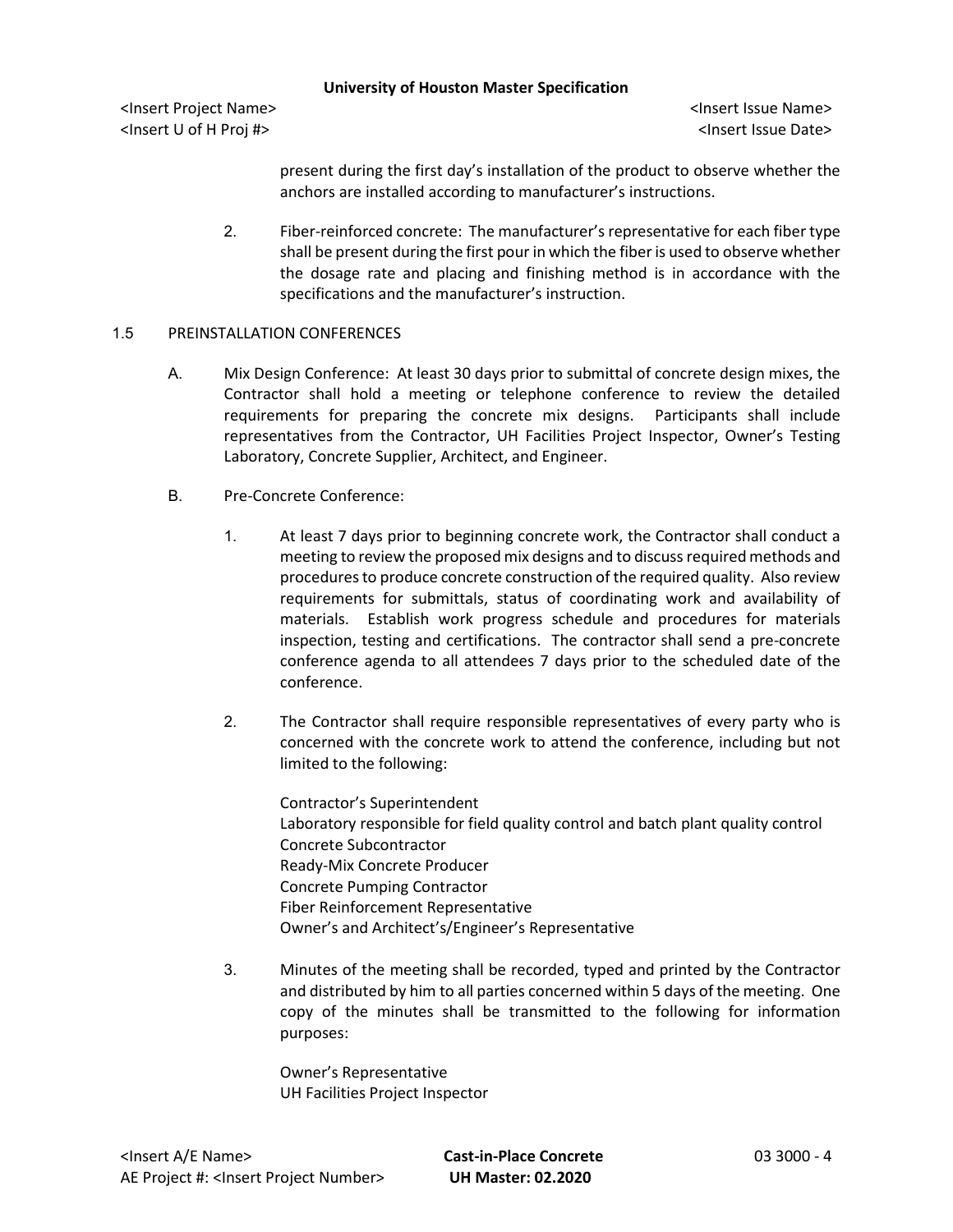present during the first day's installation of the product to observe whether the anchors are installed according to manufacturer's instructions.

2. Fiber-reinforced concrete: The manufacturer's representative for each fiber type shall be present during the first pour in which the fiber is used to observe whether the dosage rate and placing and finishing method is in accordance with the specifications and the manufacturer's instruction.

## 1.5 PREINSTALLATION CONFERENCES

A. Mix Design Conference: At least 30 days prior to submittal of concrete design mixes, the Contractor shall hold a meeting or telephone conference to review the detailed requirements for preparing the concrete mix designs. Participants shall include representatives from the Contractor, UH Facilities Project Inspector, Owner's Testing Laboratory, Concrete Supplier, Architect, and Engineer.

B. Pre-Concrete Conference:

1. At least 7 days prior to beginning concrete work, the Contractor shall conduct a meeting to review the proposed mix designs and to discuss required methods and procedures to produce concrete construction of the required quality. Also review requirements for submittals, status of coordinating work and availability of materials. Establish work progress schedule and procedures for materials inspection, testing and certifications. The contractor shall send a pre-concrete conference agenda to all attendees 7 days prior to the scheduled date of the conference.

2. The Contractor shall require responsible representatives of every party who is concerned with the concrete work to attend the conference, including but not limited to the following:

   Contractor's Superintendent
   Laboratory responsible for field quality control and batch plant quality control
   Concrete Subcontractor
   Ready-Mix Concrete Producer
   Concrete Pumping Contractor
   Fiber Reinforcement Representative
   Owner's and Architect's/Engineer's Representative

3. Minutes of the meeting shall be recorded, typed and printed by the Contractor and distributed by him to all parties concerned within 5 days of the meeting. One copy of the minutes shall be transmitted to the following for information purposes:

   Owner's Representative
   UH Facilities Project Inspector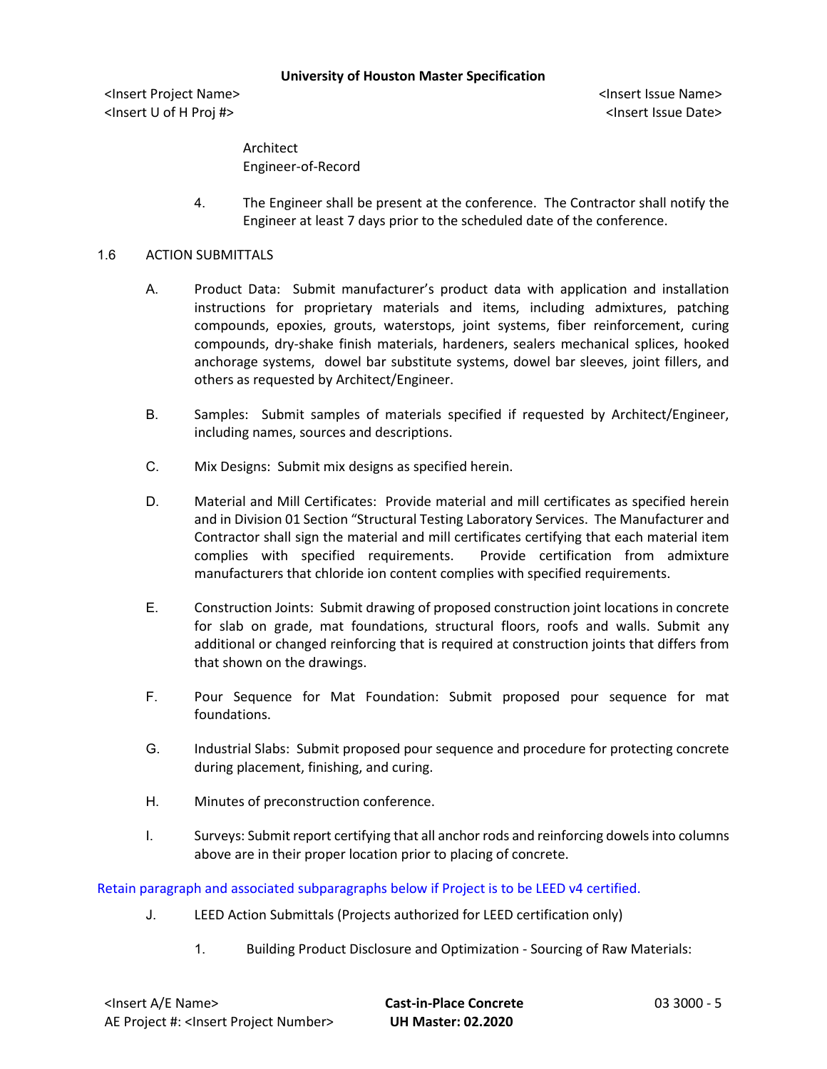Architect
Engineer-of-Record

4. The Engineer shall be present at the conference. The Contractor shall notify the Engineer at least 7 days prior to the scheduled date of the conference.

## 1.6 ACTION SUBMITTALS

A. Product Data: Submit manufacturer's product data with application and installation instructions for proprietary materials and items, including admixtures, patching compounds, epoxies, grouts, waterstops, joint systems, fiber reinforcement, curing compounds, dry-shake finish materials, hardeners, sealers mechanical splices, hooked anchorage systems, dowel bar substitute systems, dowel bar sleeves, joint fillers, and others as requested by Architect/Engineer.

B. Samples: Submit samples of materials specified if requested by Architect/Engineer, including names, sources and descriptions.

C. Mix Designs: Submit mix designs as specified herein.

D. Material and Mill Certificates: Provide material and mill certificates as specified herein and in Division 01 Section "Structural Testing Laboratory Services. The Manufacturer and Contractor shall sign the material and mill certificates certifying that each material item complies with specified requirements. Provide certification from admixture manufacturers that chloride ion content complies with specified requirements.

E. Construction Joints: Submit drawing of proposed construction joint locations in concrete for slab on grade, mat foundations, structural floors, roofs and walls. Submit any additional or changed reinforcing that is required at construction joints that differs from that shown on the drawings.

F. Pour Sequence for Mat Foundation: Submit proposed pour sequence for mat foundations.

G. Industrial Slabs: Submit proposed pour sequence and procedure for protecting concrete during placement, finishing, and curing.

H. Minutes of preconstruction conference.

I. Surveys: Submit report certifying that all anchor rods and reinforcing dowels into columns above are in their proper location prior to placing of concrete.

Retain paragraph and associated subparagraphs below if Project is to be LEED v4 certified.

J. LEED Action Submittals (Projects authorized for LEED certification only)

1. Building Product Disclosure and Optimization - Sourcing of Raw Materials: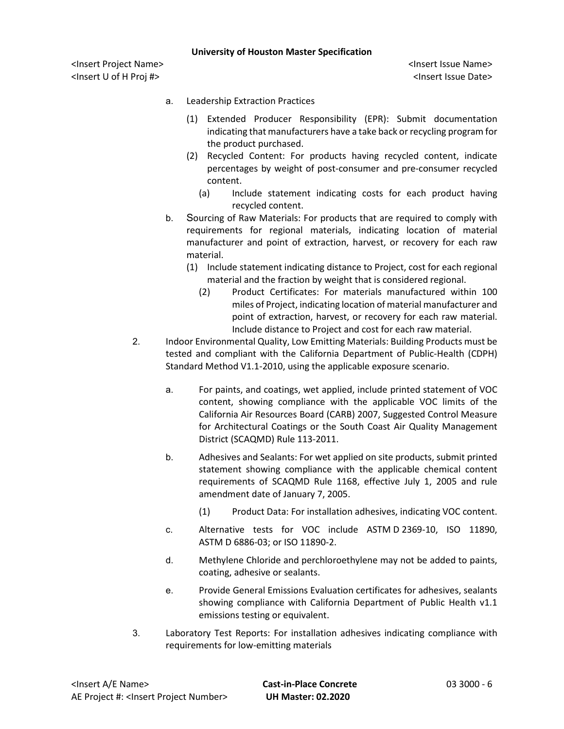a. Leadership Extraction Practices

   (1) Extended Producer Responsibility (EPR): Submit documentation indicating that manufacturers have a take back or recycling program for the product purchased.

   (2) Recycled Content: For products having recycled content, indicate percentages by weight of post-consumer and pre-consumer recycled content.

      (a) Include statement indicating costs for each product having recycled content.

b. Sourcing of Raw Materials: For products that are required to comply with requirements for regional materials, indicating location of material manufacturer and point of extraction, harvest, or recovery for each raw material.

   (1) Include statement indicating distance to Project, cost for each regional material and the fraction by weight that is considered regional.

   (2) Product Certificates: For materials manufactured within 100 miles of Project, indicating location of material manufacturer and point of extraction, harvest, or recovery for each raw material. Include distance to Project and cost for each raw material.

2. Indoor Environmental Quality, Low Emitting Materials: Building Products must be tested and compliant with the California Department of Public-Health (CDPH) Standard Method V1.1-2010, using the applicable exposure scenario.

   a. For paints, and coatings, wet applied, include printed statement of VOC content, showing compliance with the applicable VOC limits of the California Air Resources Board (CARB) 2007, Suggested Control Measure for Architectural Coatings or the South Coast Air Quality Management District (SCAQMD) Rule 113-2011.

   b. Adhesives and Sealants: For wet applied on site products, submit printed statement showing compliance with the applicable chemical content requirements of SCAQMD Rule 1168, effective July 1, 2005 and rule amendment date of January 7, 2005.

      (1) Product Data: For installation adhesives, indicating VOC content.

   c. Alternative tests for VOC include ASTM D 2369-10, ISO 11890, ASTM D 6886-03; or ISO 11890-2.

   d. Methylene Chloride and perchloroethylene may not be added to paints, coating, adhesive or sealants.

   e. Provide General Emissions Evaluation certificates for adhesives, sealants showing compliance with California Department of Public Health v1.1 emissions testing or equivalent.

3. Laboratory Test Reports: For installation adhesives indicating compliance with requirements for low-emitting materials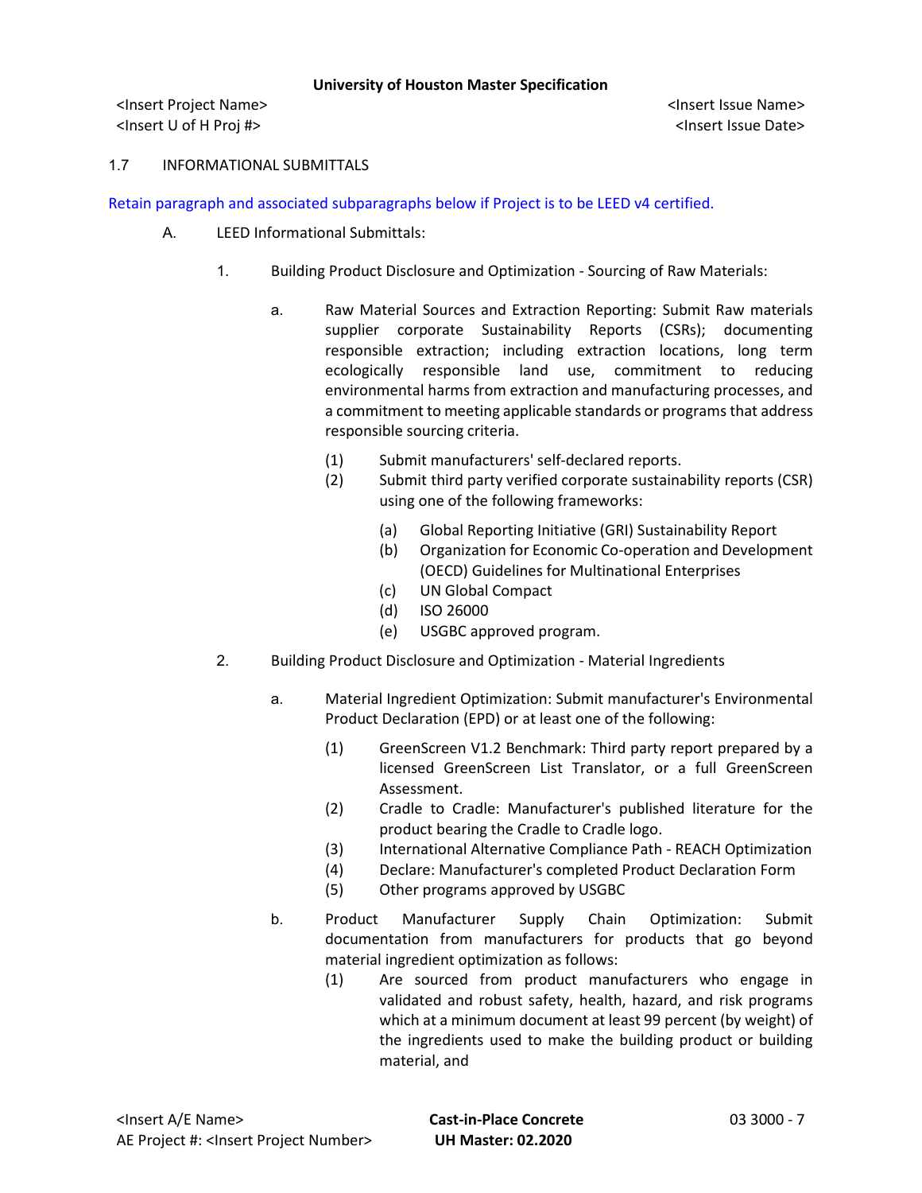1.7 INFORMATIONAL SUBMITTALS

Retain paragraph and associated subparagraphs below if Project is to be LEED v4 certified.

A. LEED Informational Submittals:

1. Building Product Disclosure and Optimization - Sourcing of Raw Materials:

   a. Raw Material Sources and Extraction Reporting: Submit Raw materials supplier corporate Sustainability Reports (CSRs); documenting responsible extraction; including extraction locations, long term ecologically responsible land use, commitment to reducing environmental harms from extraction and manufacturing processes, and a commitment to meeting applicable standards or programs that address responsible sourcing criteria.

      (1) Submit manufacturers' self-declared reports.

      (2) Submit third party verified corporate sustainability reports (CSR) using one of the following frameworks:

         (a) Global Reporting Initiative (GRI) Sustainability Report
         (b) Organization for Economic Co-operation and Development (OECD) Guidelines for Multinational Enterprises
         (c) UN Global Compact
         (d) ISO 26000
         (e) USGBC approved program.

2. Building Product Disclosure and Optimization - Material Ingredients

   a. Material Ingredient Optimization: Submit manufacturer's Environmental Product Declaration (EPD) or at least one of the following:

      (1) GreenScreen V1.2 Benchmark: Third party report prepared by a licensed GreenScreen List Translator, or a full GreenScreen Assessment.
      (2) Cradle to Cradle: Manufacturer's published literature for the product bearing the Cradle to Cradle logo.
      (3) International Alternative Compliance Path - REACH Optimization
      (4) Declare: Manufacturer's completed Product Declaration Form
      (5) Other programs approved by USGBC

   b. Product Manufacturer Supply Chain Optimization: Submit documentation from manufacturers for products that go beyond material ingredient optimization as follows:

      (1) Are sourced from product manufacturers who engage in validated and robust safety, health, hazard, and risk programs which at a minimum document at least 99 percent (by weight) of the ingredients used to make the building product or building material, and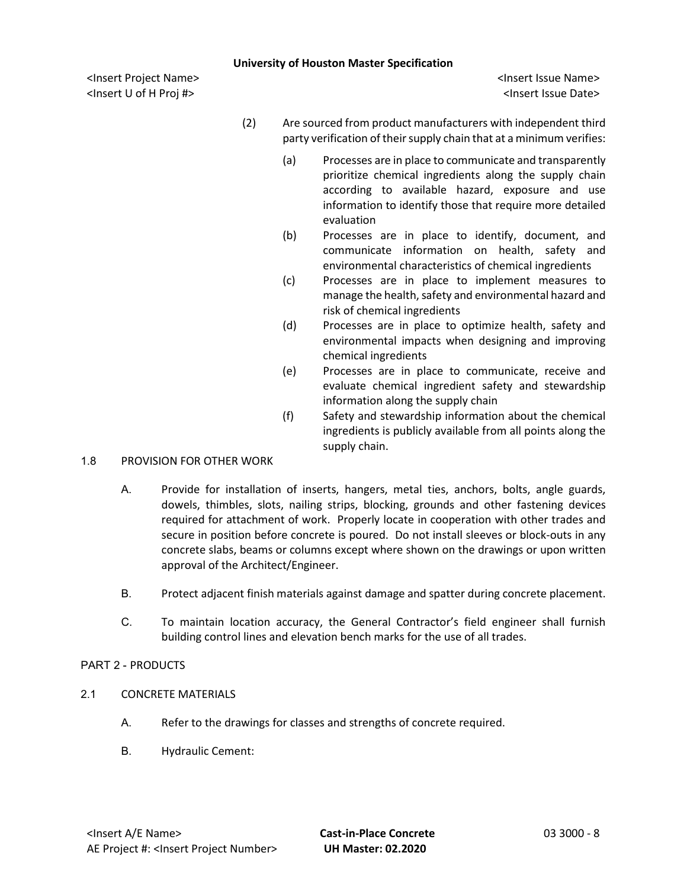(2) Are sourced from product manufacturers with independent third party verification of their supply chain that at a minimum verifies:

(a) Processes are in place to communicate and transparently prioritize chemical ingredients along the supply chain according to available hazard, exposure and use information to identify those that require more detailed evaluation

(b) Processes are in place to identify, document, and communicate information on health, safety and environmental characteristics of chemical ingredients

(c) Processes are in place to implement measures to manage the health, safety and environmental hazard and risk of chemical ingredients

(d) Processes are in place to optimize health, safety and environmental impacts when designing and improving chemical ingredients

(e) Processes are in place to communicate, receive and evaluate chemical ingredient safety and stewardship information along the supply chain

(f) Safety and stewardship information about the chemical ingredients is publicly available from all points along the supply chain.

## 1.8 PROVISION FOR OTHER WORK

A. Provide for installation of inserts, hangers, metal ties, anchors, bolts, angle guards, dowels, thimbles, slots, nailing strips, blocking, grounds and other fastening devices required for attachment of work. Properly locate in cooperation with other trades and secure in position before concrete is poured. Do not install sleeves or block-outs in any concrete slabs, beams or columns except where shown on the drawings or upon written approval of the Architect/Engineer.

B. Protect adjacent finish materials against damage and spatter during concrete placement.

C. To maintain location accuracy, the General Contractor's field engineer shall furnish building control lines and elevation bench marks for the use of all trades.

# PART 2 - PRODUCTS

## 2.1 CONCRETE MATERIALS

A. Refer to the drawings for classes and strengths of concrete required.

B. Hydraulic Cement: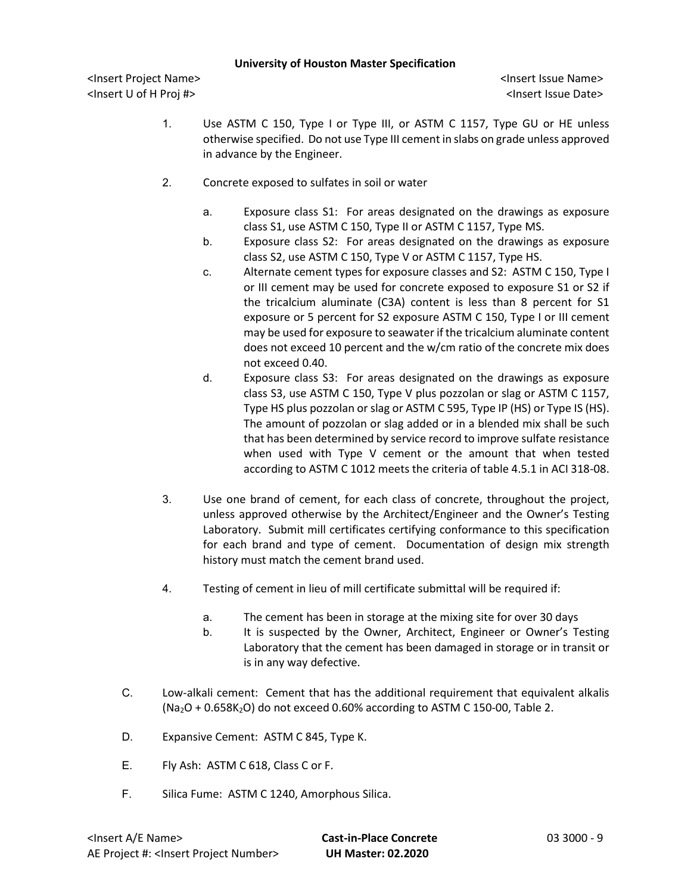1. Use ASTM C 150, Type I or Type III, or ASTM C 1157, Type GU or HE unless otherwise specified. Do not use Type III cement in slabs on grade unless approved in advance by the Engineer.

2. Concrete exposed to sulfates in soil or water

   a. Exposure class S1: For areas designated on the drawings as exposure class S1, use ASTM C 150, Type II or ASTM C 1157, Type MS.

   b. Exposure class S2: For areas designated on the drawings as exposure class S2, use ASTM C 150, Type V or ASTM C 1157, Type HS.

   c. Alternate cement types for exposure classes and S2: ASTM C 150, Type I or III cement may be used for concrete exposed to exposure S1 or S2 if the tricalcium aluminate (C3A) content is less than 8 percent for S1 exposure or 5 percent for S2 exposure ASTM C 150, Type I or III cement may be used for exposure to seawater if the tricalcium aluminate content does not exceed 10 percent and the w/cm ratio of the concrete mix does not exceed 0.40.

   d. Exposure class S3: For areas designated on the drawings as exposure class S3, use ASTM C 150, Type V plus pozzolan or slag or ASTM C 1157, Type HS plus pozzolan or slag or ASTM C 595, Type IP (HS) or Type IS (HS). The amount of pozzolan or slag added or in a blended mix shall be such that has been determined by service record to improve sulfate resistance when used with Type V cement or the amount that when tested according to ASTM C 1012 meets the criteria of table 4.5.1 in ACI 318-08.

3. Use one brand of cement, for each class of concrete, throughout the project, unless approved otherwise by the Architect/Engineer and the Owner's Testing Laboratory. Submit mill certificates certifying conformance to this specification for each brand and type of cement. Documentation of design mix strength history must match the cement brand used.

4. Testing of cement in lieu of mill certificate submittal will be required if:

   a. The cement has been in storage at the mixing site for over 30 days

   b. It is suspected by the Owner, Architect, Engineer or Owner's Testing Laboratory that the cement has been damaged in storage or in transit or is in any way defective.

C. Low-alkali cement: Cement that has the additional requirement that equivalent alkalis ($Na_2O + 0.658K_2O$) do not exceed 0.60% according to ASTM C 150-00, Table 2.

D. Expansive Cement: ASTM C 845, Type K.

E. Fly Ash: ASTM C 618, Class C or F.

F. Silica Fume: ASTM C 1240, Amorphous Silica.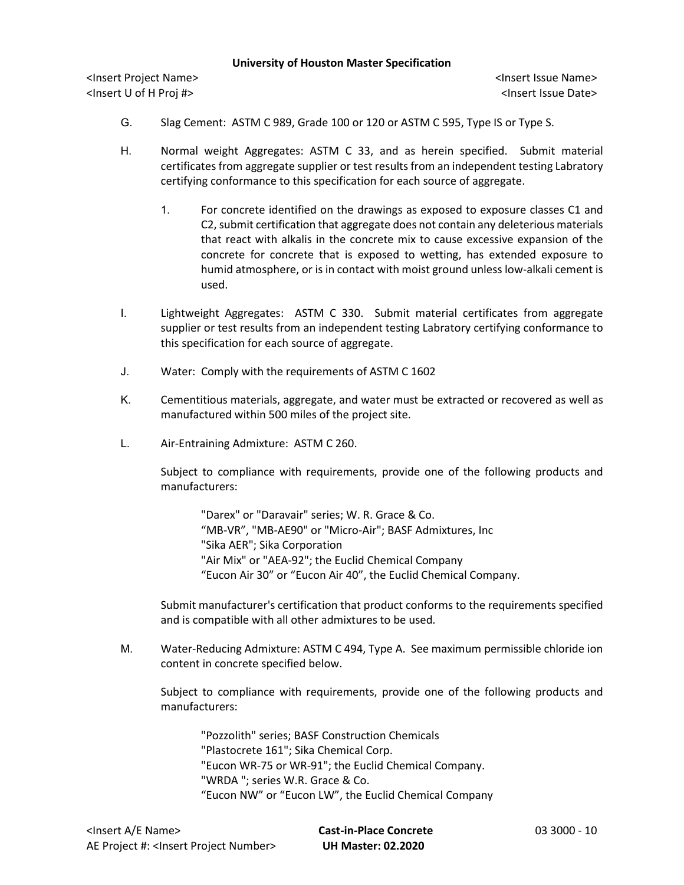G. Slag Cement: ASTM C 989, Grade 100 or 120 or ASTM C 595, Type IS or Type S.

H. Normal weight Aggregates: ASTM C 33, and as herein specified. Submit material certificates from aggregate supplier or test results from an independent testing Labratory certifying conformance to this specification for each source of aggregate.

1. For concrete identified on the drawings as exposed to exposure classes C1 and C2, submit certification that aggregate does not contain any deleterious materials that react with alkalis in the concrete mix to cause excessive expansion of the concrete for concrete that is exposed to wetting, has extended exposure to humid atmosphere, or is in contact with moist ground unless low-alkali cement is used.

I. Lightweight Aggregates: ASTM C 330. Submit material certificates from aggregate supplier or test results from an independent testing Labratory certifying conformance to this specification for each source of aggregate.

J. Water: Comply with the requirements of ASTM C 1602

K. Cementitious materials, aggregate, and water must be extracted or recovered as well as manufactured within 500 miles of the project site.

L. Air-Entraining Admixture: ASTM C 260.

Subject to compliance with requirements, provide one of the following products and manufacturers:

"Darex" or "Daravair" series; W. R. Grace & Co.
"MB-VR", "MB-AE90" or "Micro-Air"; BASF Admixtures, Inc
"Sika AER"; Sika Corporation
"Air Mix" or "AEA-92"; the Euclid Chemical Company
"Eucon Air 30" or "Eucon Air 40", the Euclid Chemical Company.

Submit manufacturer's certification that product conforms to the requirements specified and is compatible with all other admixtures to be used.

M. Water-Reducing Admixture: ASTM C 494, Type A. See maximum permissible chloride ion content in concrete specified below.

Subject to compliance with requirements, provide one of the following products and manufacturers:

"Pozzolith" series; BASF Construction Chemicals
"Plastocrete 161"; Sika Chemical Corp.
"Eucon WR-75 or WR-91"; the Euclid Chemical Company.
"WRDA "; series W.R. Grace & Co.
"Eucon NW" or "Eucon LW", the Euclid Chemical Company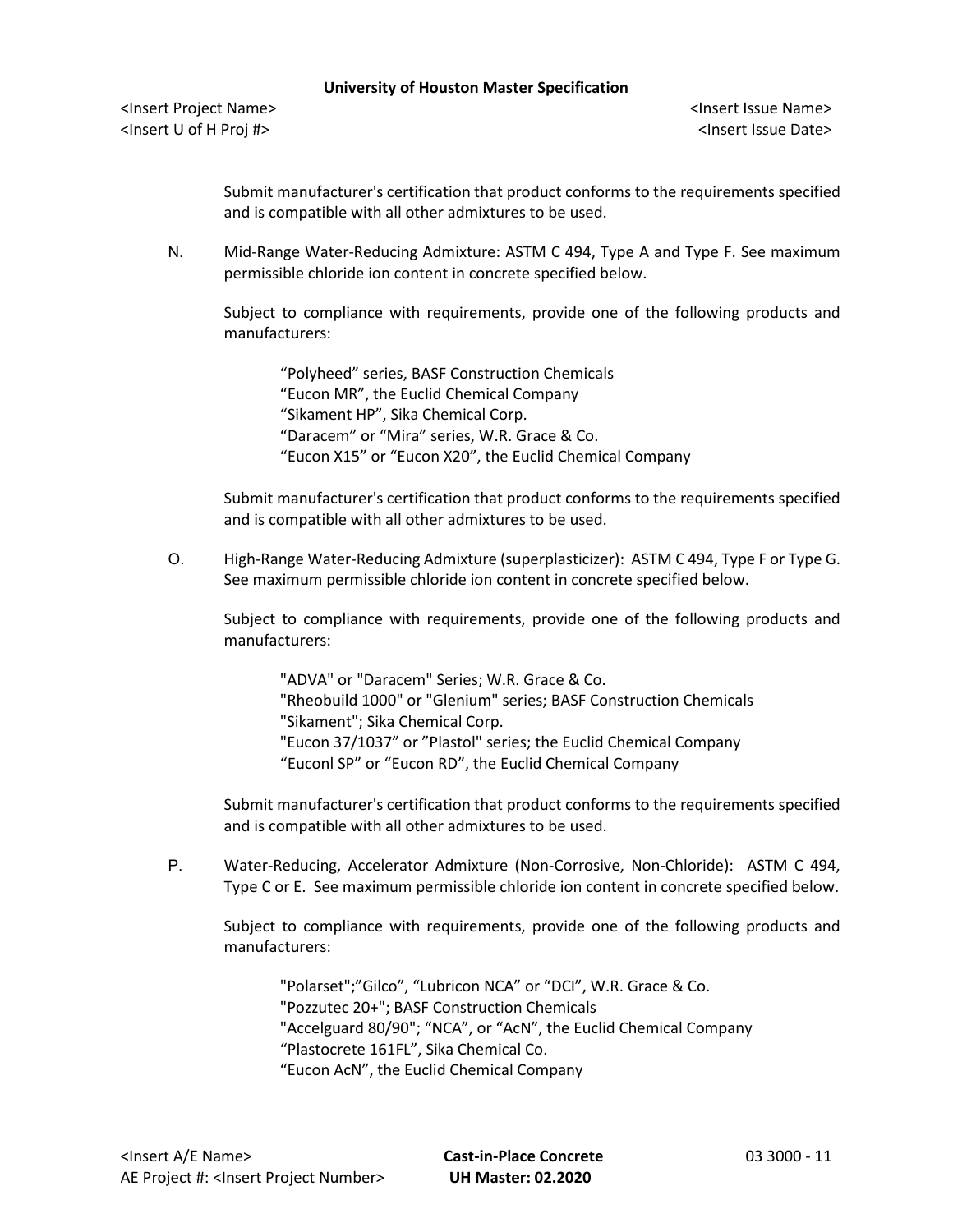Submit manufacturer's certification that product conforms to the requirements specified and is compatible with all other admixtures to be used.

N. Mid-Range Water-Reducing Admixture: ASTM C 494, Type A and Type F. See maximum permissible chloride ion content in concrete specified below.

Subject to compliance with requirements, provide one of the following products and manufacturers:

“Polyheed” series, BASF Construction Chemicals
“Eucon MR”, the Euclid Chemical Company
“Sikament HP”, Sika Chemical Corp.
“Daracem” or “Mira” series, W.R. Grace & Co.
“Eucon X15” or “Eucon X20”, the Euclid Chemical Company

Submit manufacturer's certification that product conforms to the requirements specified and is compatible with all other admixtures to be used.

O. High-Range Water-Reducing Admixture (superplasticizer): ASTM C 494, Type F or Type G. See maximum permissible chloride ion content in concrete specified below.

Subject to compliance with requirements, provide one of the following products and manufacturers:

"ADVA" or "Daracem" Series; W.R. Grace & Co.
"Rheobuild 1000" or "Glenium" series; BASF Construction Chemicals
"Sikament"; Sika Chemical Corp.
"Eucon 37/1037” or ”Plastol" series; the Euclid Chemical Company
“Euconl SP” or “Eucon RD”, the Euclid Chemical Company

Submit manufacturer's certification that product conforms to the requirements specified and is compatible with all other admixtures to be used.

P. Water-Reducing, Accelerator Admixture (Non-Corrosive, Non-Chloride): ASTM C 494, Type C or E. See maximum permissible chloride ion content in concrete specified below.

Subject to compliance with requirements, provide one of the following products and manufacturers:

"Polarset";”Gilco”, “Lubricon NCA” or “DCI”, W.R. Grace & Co.
"Pozzutec 20+"; BASF Construction Chemicals
"Accelguard 80/90"; “NCA”, or “AcN”, the Euclid Chemical Company
“Plastocrete 161FL”, Sika Chemical Co.
“Eucon AcN”, the Euclid Chemical Company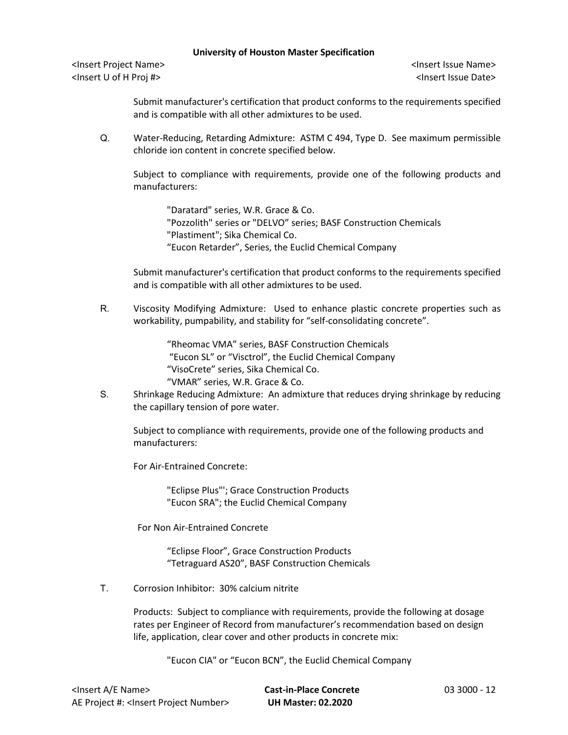Submit manufacturer's certification that product conforms to the requirements specified and is compatible with all other admixtures to be used.

Q. Water-Reducing, Retarding Admixture: ASTM C 494, Type D. See maximum permissible chloride ion content in concrete specified below.

Subject to compliance with requirements, provide one of the following products and manufacturers:

"Daratard" series, W.R. Grace & Co.
"Pozzolith" series or "DELVO" series; BASF Construction Chemicals
"Plastiment"; Sika Chemical Co.
"Eucon Retarder", Series, the Euclid Chemical Company

Submit manufacturer's certification that product conforms to the requirements specified and is compatible with all other admixtures to be used.

R. Viscosity Modifying Admixture: Used to enhance plastic concrete properties such as workability, pumpability, and stability for "self-consolidating concrete".

"Rheomac VMA" series, BASF Construction Chemicals
"Eucon SL" or "Visctrol", the Euclid Chemical Company
"VisoCrete" series, Sika Chemical Co.
"VMAR" series, W.R. Grace & Co.

S. Shrinkage Reducing Admixture: An admixture that reduces drying shrinkage by reducing the capillary tension of pore water.

Subject to compliance with requirements, provide one of the following products and manufacturers:

For Air-Entrained Concrete:

"Eclipse Plus"'; Grace Construction Products
"Eucon SRA"; the Euclid Chemical Company

For Non Air-Entrained Concrete

"Eclipse Floor", Grace Construction Products
"Tetraguard AS20", BASF Construction Chemicals

T. Corrosion Inhibitor: 30% calcium nitrite

Products: Subject to compliance with requirements, provide the following at dosage rates per Engineer of Record from manufacturer's recommendation based on design life, application, clear cover and other products in concrete mix:

"Eucon CIA" or "Eucon BCN", the Euclid Chemical Company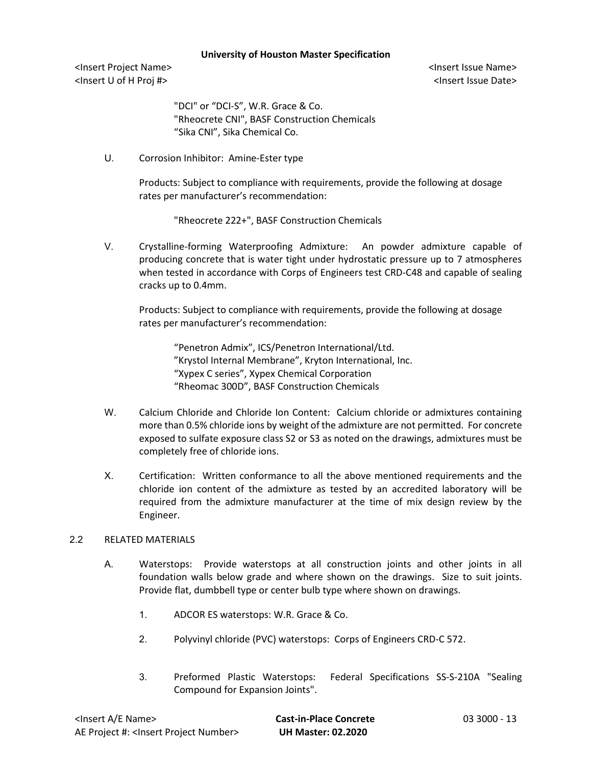"DCI" or "DCI-S", W.R. Grace & Co.
"Rheocrete CNI", BASF Construction Chemicals
"Sika CNI", Sika Chemical Co.

U. Corrosion Inhibitor: Amine-Ester type

Products: Subject to compliance with requirements, provide the following at dosage rates per manufacturer's recommendation:

"Rheocrete 222+", BASF Construction Chemicals

V. Crystalline-forming Waterproofing Admixture: An powder admixture capable of producing concrete that is water tight under hydrostatic pressure up to 7 atmospheres when tested in accordance with Corps of Engineers test CRD-C48 and capable of sealing cracks up to 0.4mm.

Products: Subject to compliance with requirements, provide the following at dosage rates per manufacturer's recommendation:

"Penetron Admix", ICS/Penetron International/Ltd.
"Krystol Internal Membrane", Kryton International, Inc.
"Xypex C series", Xypex Chemical Corporation
"Rheomac 300D", BASF Construction Chemicals

W. Calcium Chloride and Chloride Ion Content: Calcium chloride or admixtures containing more than 0.5% chloride ions by weight of the admixture are not permitted. For concrete exposed to sulfate exposure class S2 or S3 as noted on the drawings, admixtures must be completely free of chloride ions.

X. Certification: Written conformance to all the above mentioned requirements and the chloride ion content of the admixture as tested by an accredited laboratory will be required from the admixture manufacturer at the time of mix design review by the Engineer.

## 2.2 RELATED MATERIALS

A. Waterstops: Provide waterstops at all construction joints and other joints in all foundation walls below grade and where shown on the drawings. Size to suit joints. Provide flat, dumbbell type or center bulb type where shown on drawings.

1. ADCOR ES waterstops: W.R. Grace & Co.
2. Polyvinyl chloride (PVC) waterstops: Corps of Engineers CRD-C 572.
3. Preformed Plastic Waterstops: Federal Specifications SS-S-210A "Sealing Compound for Expansion Joints".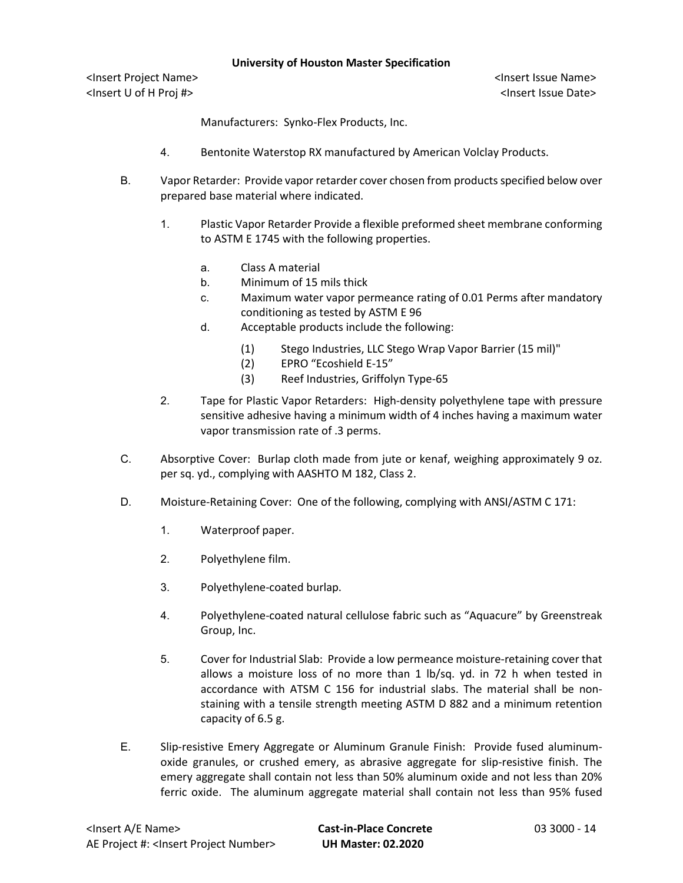Manufacturers: Synko-Flex Products, Inc.

4. Bentonite Waterstop RX manufactured by American Volclay Products.

B. Vapor Retarder: Provide vapor retarder cover chosen from products specified below over prepared base material where indicated.

   1. Plastic Vapor Retarder Provide a flexible preformed sheet membrane conforming to ASTM E 1745 with the following properties.

      a. Class A material
      b. Minimum of 15 mils thick
      c. Maximum water vapor permeance rating of 0.01 Perms after mandatory conditioning as tested by ASTM E 96
      d. Acceptable products include the following:

         (1) Stego Industries, LLC Stego Wrap Vapor Barrier (15 mil)"
         (2) EPRO "Ecoshield E-15"
         (3) Reef Industries, Griffolyn Type-65

   2. Tape for Plastic Vapor Retarders: High-density polyethylene tape with pressure sensitive adhesive having a minimum width of 4 inches having a maximum water vapor transmission rate of .3 perms.

C. Absorptive Cover: Burlap cloth made from jute or kenaf, weighing approximately 9 oz. per sq. yd., complying with AASHTO M 182, Class 2.

D. Moisture-Retaining Cover: One of the following, complying with ANSI/ASTM C 171:

   1. Waterproof paper.

   2. Polyethylene film.

   3. Polyethylene-coated burlap.

   4. Polyethylene-coated natural cellulose fabric such as "Aquacure" by Greenstreak Group, Inc.

   5. Cover for Industrial Slab: Provide a low permeance moisture-retaining cover that allows a moisture loss of no more than 1 lb/sq. yd. in 72 h when tested in accordance with ATSM C 156 for industrial slabs. The material shall be non-staining with a tensile strength meeting ASTM D 882 and a minimum retention capacity of 6.5 g.

E. Slip-resistive Emery Aggregate or Aluminum Granule Finish: Provide fused aluminum-oxide granules, or crushed emery, as abrasive aggregate for slip-resistive finish. The emery aggregate shall contain not less than 50% aluminum oxide and not less than 20% ferric oxide. The aluminum aggregate material shall contain not less than 95% fused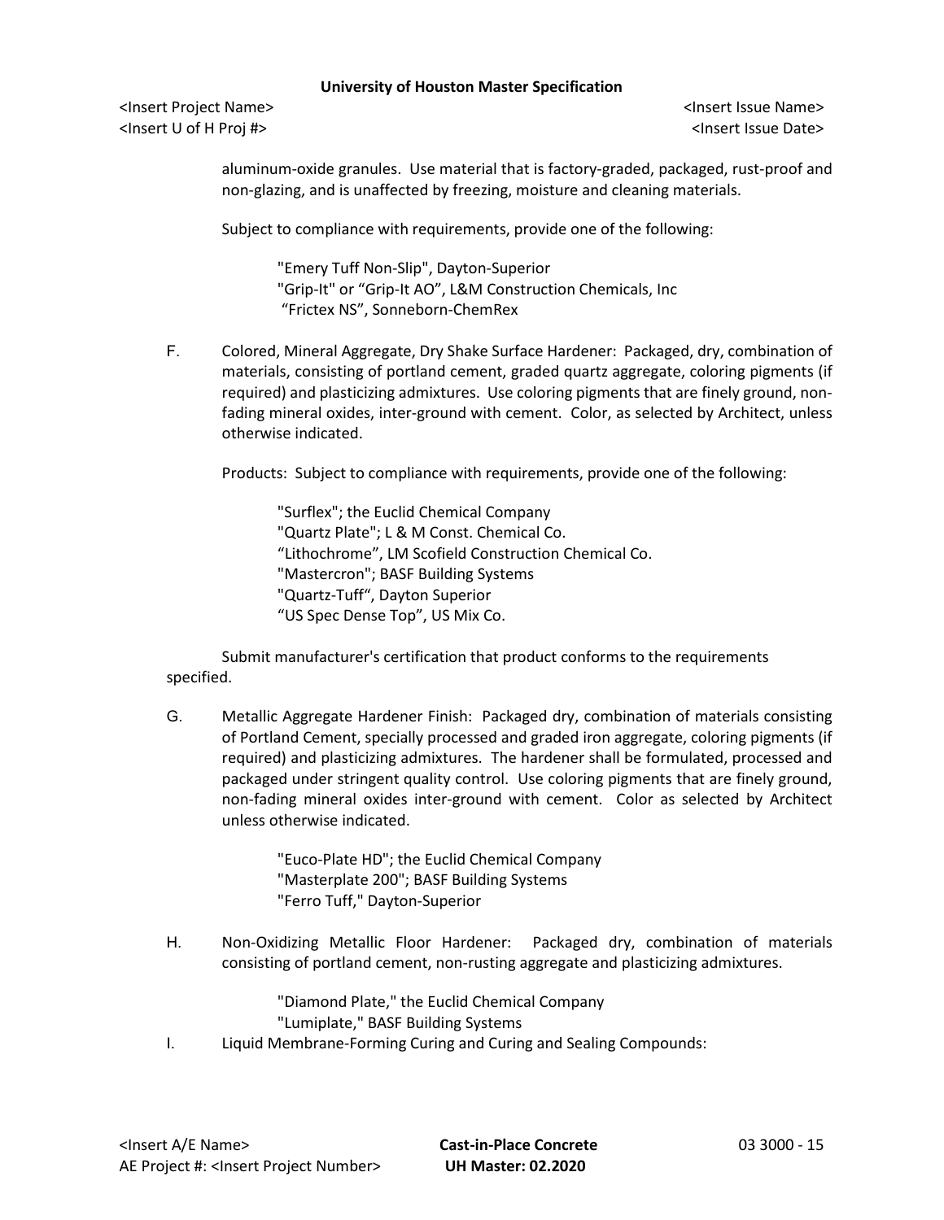aluminum-oxide granules. Use material that is factory-graded, packaged, rust-proof and non-glazing, and is unaffected by freezing, moisture and cleaning materials.

Subject to compliance with requirements, provide one of the following:

"Emery Tuff Non-Slip", Dayton-Superior
"Grip-It" or "Grip-It AO", L&M Construction Chemicals, Inc
"Frictex NS", Sonneborn-ChemRex

F. Colored, Mineral Aggregate, Dry Shake Surface Hardener: Packaged, dry, combination of materials, consisting of portland cement, graded quartz aggregate, coloring pigments (if required) and plasticizing admixtures. Use coloring pigments that are finely ground, non-fading mineral oxides, inter-ground with cement. Color, as selected by Architect, unless otherwise indicated.

Products: Subject to compliance with requirements, provide one of the following:

"Surflex"; the Euclid Chemical Company
"Quartz Plate"; L & M Const. Chemical Co.
"Lithochrome", LM Scofield Construction Chemical Co.
"Mastercron"; BASF Building Systems
"Quartz-Tuff", Dayton Superior
"US Spec Dense Top", US Mix Co.

Submit manufacturer's certification that product conforms to the requirements specified.

G. Metallic Aggregate Hardener Finish: Packaged dry, combination of materials consisting of Portland Cement, specially processed and graded iron aggregate, coloring pigments (if required) and plasticizing admixtures. The hardener shall be formulated, processed and packaged under stringent quality control. Use coloring pigments that are finely ground, non-fading mineral oxides inter-ground with cement. Color as selected by Architect unless otherwise indicated.

"Euco-Plate HD"; the Euclid Chemical Company
"Masterplate 200"; BASF Building Systems
"Ferro Tuff," Dayton-Superior

H. Non-Oxidizing Metallic Floor Hardener: Packaged dry, combination of materials consisting of portland cement, non-rusting aggregate and plasticizing admixtures.

"Diamond Plate," the Euclid Chemical Company
"Lumiplate," BASF Building Systems

I. Liquid Membrane-Forming Curing and Curing and Sealing Compounds: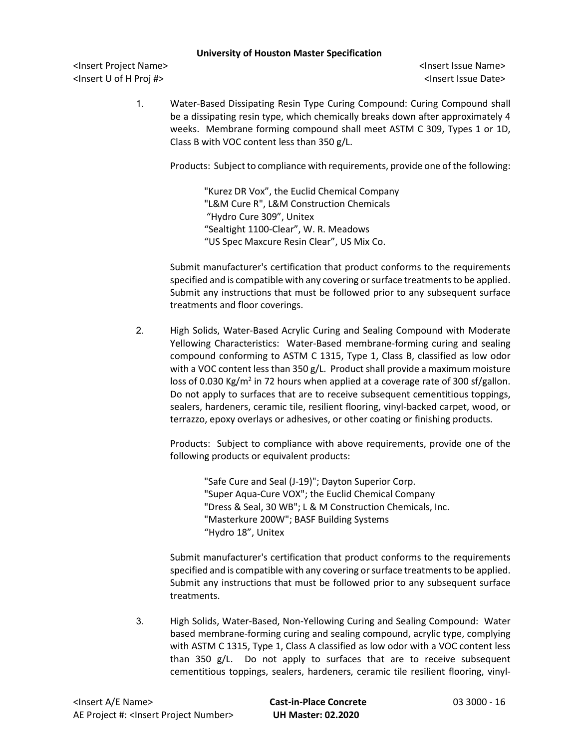1. Water-Based Dissipating Resin Type Curing Compound: Curing Compound shall be a dissipating resin type, which chemically breaks down after approximately 4 weeks. Membrane forming compound shall meet ASTM C 309, Types 1 or 1D, Class B with VOC content less than 350 g/L.

   Products: Subject to compliance with requirements, provide one of the following:

   "Kurez DR Vox", the Euclid Chemical Company
   "L&M Cure R", L&M Construction Chemicals
   "Hydro Cure 309", Unitex
   "Sealtight 1100-Clear", W. R. Meadows
   "US Spec Maxcure Resin Clear", US Mix Co.

   Submit manufacturer's certification that product conforms to the requirements specified and is compatible with any covering or surface treatments to be applied. Submit any instructions that must be followed prior to any subsequent surface treatments and floor coverings.

2. High Solids, Water-Based Acrylic Curing and Sealing Compound with Moderate Yellowing Characteristics: Water-Based membrane-forming curing and sealing compound conforming to ASTM C 1315, Type 1, Class B, classified as low odor with a VOC content less than 350 g/L. Product shall provide a maximum moisture loss of 0.030 Kg/m$^2$ in 72 hours when applied at a coverage rate of 300 sf/gallon. Do not apply to surfaces that are to receive subsequent cementitious toppings, sealers, hardeners, ceramic tile, resilient flooring, vinyl-backed carpet, wood, or terrazzo, epoxy overlays or adhesives, or other coating or finishing products.

   Products: Subject to compliance with above requirements, provide one of the following products or equivalent products:

   "Safe Cure and Seal (J-19)"; Dayton Superior Corp.
   "Super Aqua-Cure VOX"; the Euclid Chemical Company
   "Dress & Seal, 30 WB"; L & M Construction Chemicals, Inc.
   "Masterkure 200W"; BASF Building Systems
   "Hydro 18", Unitex

   Submit manufacturer's certification that product conforms to the requirements specified and is compatible with any covering or surface treatments to be applied. Submit any instructions that must be followed prior to any subsequent surface treatments.

3. High Solids, Water-Based, Non-Yellowing Curing and Sealing Compound: Water based membrane-forming curing and sealing compound, acrylic type, complying with ASTM C 1315, Type 1, Class A classified as low odor with a VOC content less than 350 g/L. Do not apply to surfaces that are to receive subsequent cementitious toppings, sealers, hardeners, ceramic tile resilient flooring, vinyl-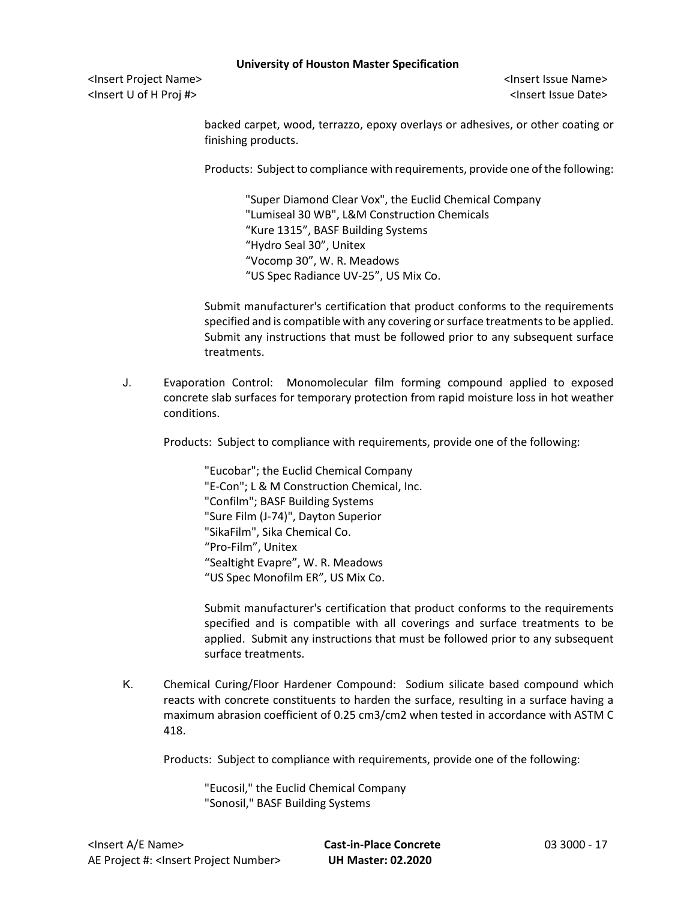backed carpet, wood, terrazzo, epoxy overlays or adhesives, or other coating or finishing products.

Products: Subject to compliance with requirements, provide one of the following:

"Super Diamond Clear Vox", the Euclid Chemical Company
"Lumiseal 30 WB", L&M Construction Chemicals
"Kure 1315", BASF Building Systems
"Hydro Seal 30", Unitex
"Vocomp 30", W. R. Meadows
"US Spec Radiance UV-25", US Mix Co.

Submit manufacturer's certification that product conforms to the requirements specified and is compatible with any covering or surface treatments to be applied. Submit any instructions that must be followed prior to any subsequent surface treatments.

J. Evaporation Control: Monomolecular film forming compound applied to exposed concrete slab surfaces for temporary protection from rapid moisture loss in hot weather conditions.

Products: Subject to compliance with requirements, provide one of the following:

"Eucobar"; the Euclid Chemical Company
"E-Con"; L & M Construction Chemical, Inc.
"Confilm"; BASF Building Systems
"Sure Film (J-74)", Dayton Superior
"SikaFilm", Sika Chemical Co.
"Pro-Film", Unitex
"Sealtight Evapre", W. R. Meadows
"US Spec Monofilm ER", US Mix Co.

Submit manufacturer's certification that product conforms to the requirements specified and is compatible with all coverings and surface treatments to be applied. Submit any instructions that must be followed prior to any subsequent surface treatments.

K. Chemical Curing/Floor Hardener Compound: Sodium silicate based compound which reacts with concrete constituents to harden the surface, resulting in a surface having a maximum abrasion coefficient of 0.25 cm3/cm2 when tested in accordance with ASTM C 418.

Products: Subject to compliance with requirements, provide one of the following:

"Eucosil," the Euclid Chemical Company
"Sonosil," BASF Building Systems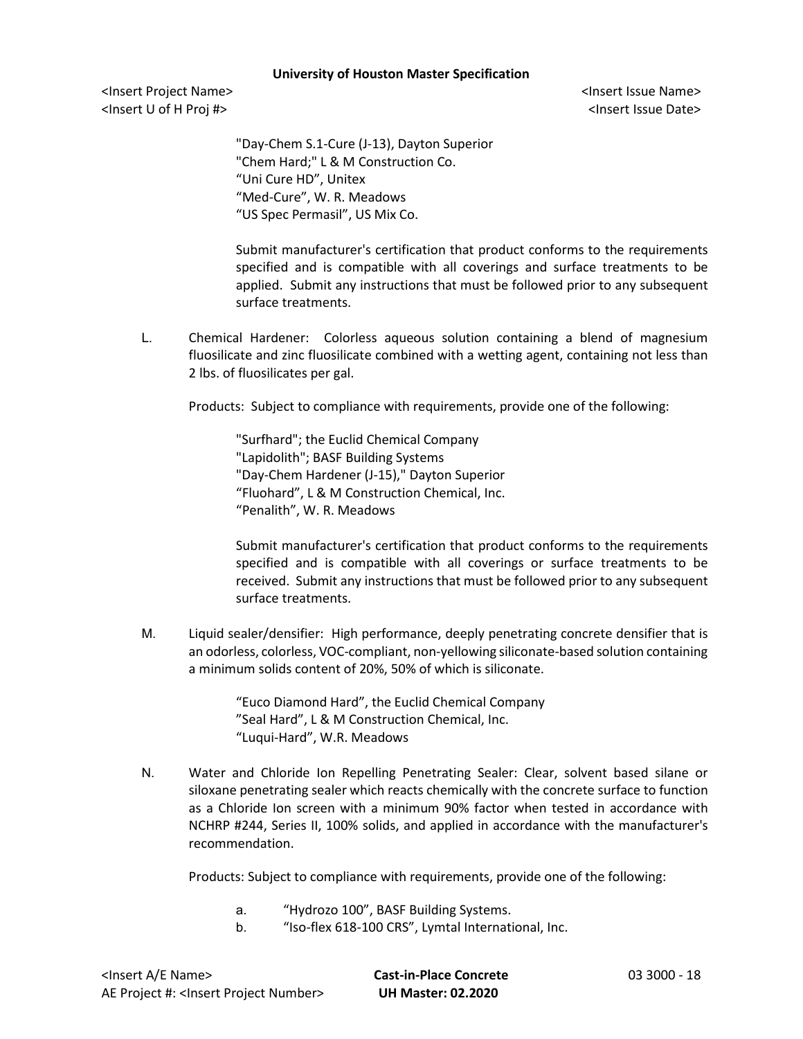"Day-Chem S.1-Cure (J-13), Dayton Superior
"Chem Hard;" L & M Construction Co.
“Uni Cure HD”, Unitex
“Med-Cure”, W. R. Meadows
“US Spec Permasil”, US Mix Co.

Submit manufacturer's certification that product conforms to the requirements specified and is compatible with all coverings and surface treatments to be applied. Submit any instructions that must be followed prior to any subsequent surface treatments.

L. Chemical Hardener: Colorless aqueous solution containing a blend of magnesium fluosilicate and zinc fluosilicate combined with a wetting agent, containing not less than 2 lbs. of fluosilicates per gal.

Products: Subject to compliance with requirements, provide one of the following:

"Surfhard"; the Euclid Chemical Company
"Lapidolith"; BASF Building Systems
"Day-Chem Hardener (J-15)," Dayton Superior
“Fluohard”, L & M Construction Chemical, Inc.
“Penalith”, W. R. Meadows

Submit manufacturer's certification that product conforms to the requirements specified and is compatible with all coverings or surface treatments to be received. Submit any instructions that must be followed prior to any subsequent surface treatments.

M. Liquid sealer/densifier: High performance, deeply penetrating concrete densifier that is an odorless, colorless, VOC-compliant, non-yellowing siliconate-based solution containing a minimum solids content of 20%, 50% of which is siliconate.

“Euco Diamond Hard”, the Euclid Chemical Company
”Seal Hard”, L & M Construction Chemical, Inc.
“Luqui-Hard”, W.R. Meadows

N. Water and Chloride Ion Repelling Penetrating Sealer: Clear, solvent based silane or siloxane penetrating sealer which reacts chemically with the concrete surface to function as a Chloride Ion screen with a minimum 90% factor when tested in accordance with NCHRP #244, Series II, 100% solids, and applied in accordance with the manufacturer's recommendation.

Products: Subject to compliance with requirements, provide one of the following:

a. “Hydrozo 100”, BASF Building Systems.
b. “Iso-flex 618-100 CRS”, Lymtal International, Inc.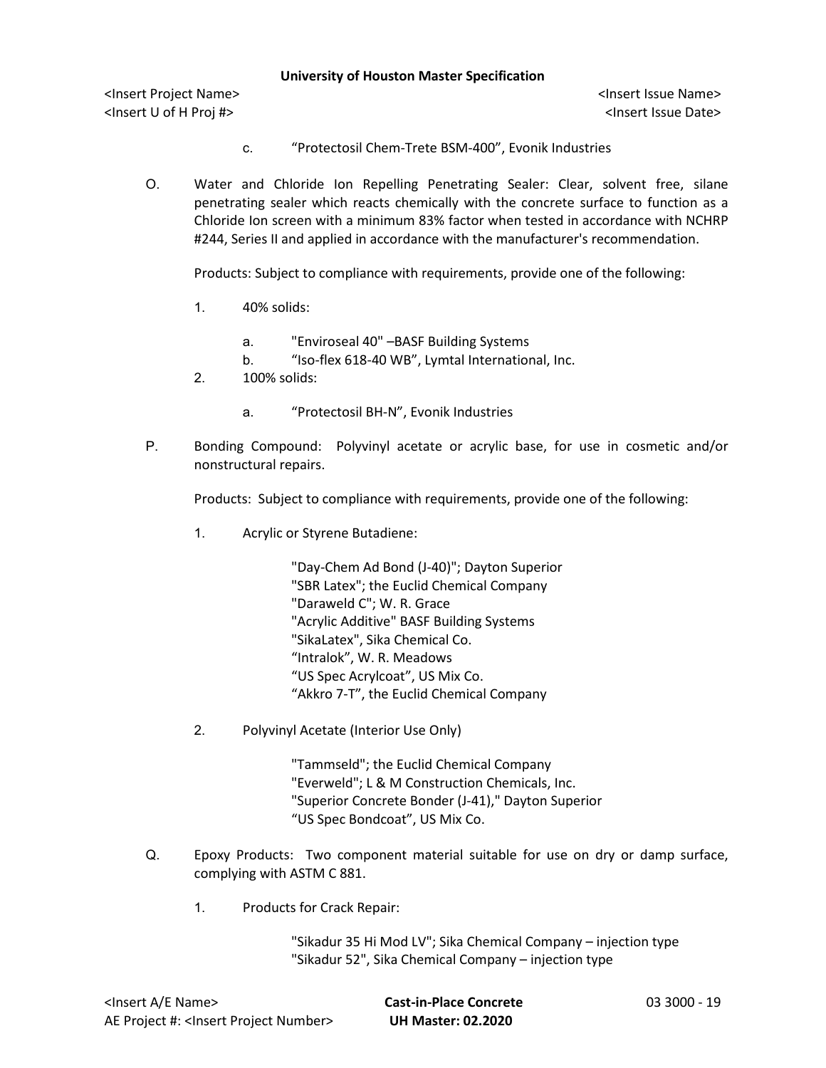c. "Protectosil Chem-Trete BSM-400", Evonik Industries

O. Water and Chloride Ion Repelling Penetrating Sealer: Clear, solvent free, silane penetrating sealer which reacts chemically with the concrete surface to function as a Chloride Ion screen with a minimum 83% factor when tested in accordance with NCHRP #244, Series II and applied in accordance with the manufacturer's recommendation.

Products: Subject to compliance with requirements, provide one of the following:

1. 40% solids:

   a. "Enviroseal 40" –BASF Building Systems
   b. "Iso-flex 618-40 WB", Lymtal International, Inc.

2. 100% solids:

   a. "Protectosil BH-N", Evonik Industries

P. Bonding Compound: Polyvinyl acetate or acrylic base, for use in cosmetic and/or nonstructural repairs.

Products: Subject to compliance with requirements, provide one of the following:

1. Acrylic or Styrene Butadiene:

   "Day-Chem Ad Bond (J-40)"; Dayton Superior
   "SBR Latex"; the Euclid Chemical Company
   "Daraweld C"; W. R. Grace
   "Acrylic Additive" BASF Building Systems
   "SikaLatex", Sika Chemical Co.
   "Intralok", W. R. Meadows
   "US Spec Acrylcoat", US Mix Co.
   "Akkro 7-T", the Euclid Chemical Company

2. Polyvinyl Acetate (Interior Use Only)

   "Tammseld"; the Euclid Chemical Company
   "Everweld"; L & M Construction Chemicals, Inc.
   "Superior Concrete Bonder (J-41)," Dayton Superior
   "US Spec Bondcoat", US Mix Co.

Q. Epoxy Products: Two component material suitable for use on dry or damp surface, complying with ASTM C 881.

1. Products for Crack Repair:

   "Sikadur 35 Hi Mod LV"; Sika Chemical Company – injection type
   "Sikadur 52", Sika Chemical Company – injection type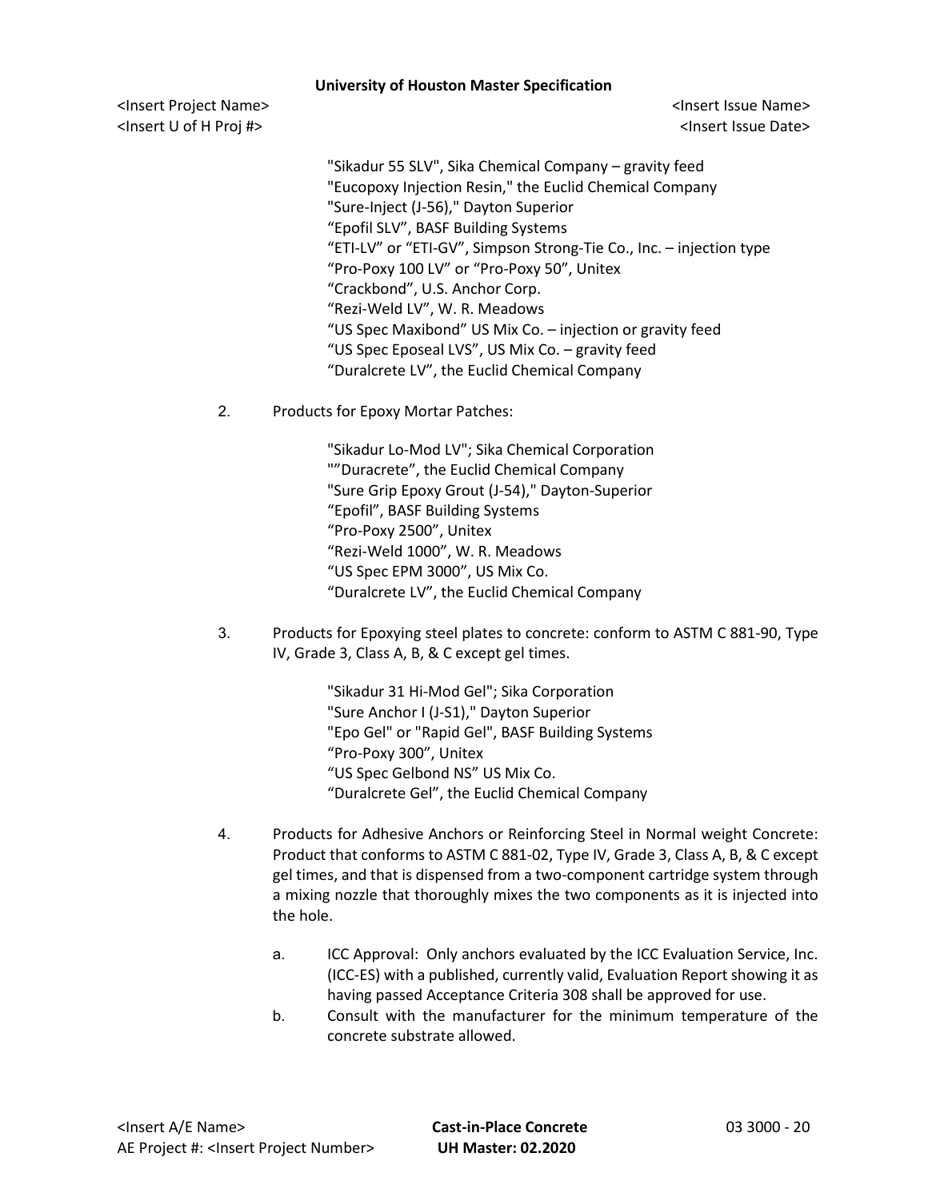"Sikadur 55 SLV", Sika Chemical Company – gravity feed
"Eucopoxy Injection Resin," the Euclid Chemical Company
"Sure-Inject (J-56)," Dayton Superior
"Epofil SLV", BASF Building Systems
"ETI-LV" or "ETI-GV", Simpson Strong-Tie Co., Inc. – injection type
"Pro-Poxy 100 LV" or "Pro-Poxy 50", Unitex
"Crackbond", U.S. Anchor Corp.
"Rezi-Weld LV", W. R. Meadows
"US Spec Maxibond" US Mix Co. – injection or gravity feed
"US Spec Eposeal LVS", US Mix Co. – gravity feed
"Duralcrete LV", the Euclid Chemical Company

2. Products for Epoxy Mortar Patches:

"Sikadur Lo-Mod LV"; Sika Chemical Corporation
""Duracrete", the Euclid Chemical Company
"Sure Grip Epoxy Grout (J-54)," Dayton-Superior
"Epofil", BASF Building Systems
"Pro-Poxy 2500", Unitex
"Rezi-Weld 1000", W. R. Meadows
"US Spec EPM 3000", US Mix Co.
"Duralcrete LV", the Euclid Chemical Company

3. Products for Epoxying steel plates to concrete: conform to ASTM C 881-90, Type IV, Grade 3, Class A, B, & C except gel times.

"Sikadur 31 Hi-Mod Gel"; Sika Corporation
"Sure Anchor I (J-S1)," Dayton Superior
"Epo Gel" or "Rapid Gel", BASF Building Systems
"Pro-Poxy 300", Unitex
"US Spec Gelbond NS" US Mix Co.
"Duralcrete Gel", the Euclid Chemical Company

4. Products for Adhesive Anchors or Reinforcing Steel in Normal weight Concrete: Product that conforms to ASTM C 881-02, Type IV, Grade 3, Class A, B, & C except gel times, and that is dispensed from a two-component cartridge system through a mixing nozzle that thoroughly mixes the two components as it is injected into the hole.

   a. ICC Approval: Only anchors evaluated by the ICC Evaluation Service, Inc. (ICC-ES) with a published, currently valid, Evaluation Report showing it as having passed Acceptance Criteria 308 shall be approved for use.
   b. Consult with the manufacturer for the minimum temperature of the concrete substrate allowed.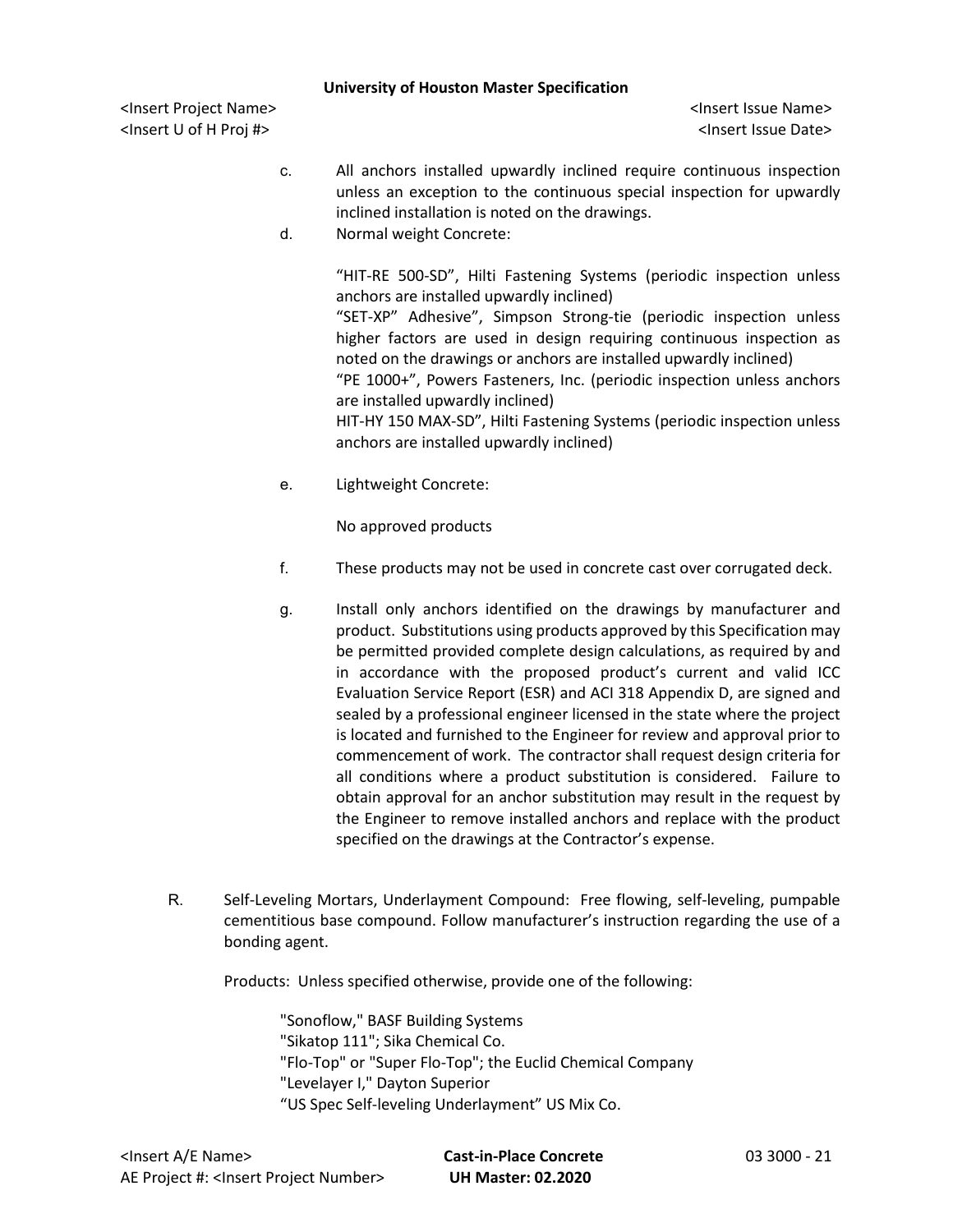c. All anchors installed upwardly inclined require continuous inspection unless an exception to the continuous special inspection for upwardly inclined installation is noted on the drawings.

d. Normal weight Concrete:

   "HIT-RE 500-SD", Hilti Fastening Systems (periodic inspection unless anchors are installed upwardly inclined)
   "SET-XP" Adhesive", Simpson Strong-tie (periodic inspection unless higher factors are used in design requiring continuous inspection as noted on the drawings or anchors are installed upwardly inclined)
   "PE 1000+", Powers Fasteners, Inc. (periodic inspection unless anchors are installed upwardly inclined)
   HIT-HY 150 MAX-SD", Hilti Fastening Systems (periodic inspection unless anchors are installed upwardly inclined)

e. Lightweight Concrete:

   No approved products

f. These products may not be used in concrete cast over corrugated deck.

g. Install only anchors identified on the drawings by manufacturer and product. Substitutions using products approved by this Specification may be permitted provided complete design calculations, as required by and in accordance with the proposed product's current and valid ICC Evaluation Service Report (ESR) and ACI 318 Appendix D, are signed and sealed by a professional engineer licensed in the state where the project is located and furnished to the Engineer for review and approval prior to commencement of work. The contractor shall request design criteria for all conditions where a product substitution is considered. Failure to obtain approval for an anchor substitution may result in the request by the Engineer to remove installed anchors and replace with the product specified on the drawings at the Contractor's expense.

R. Self-Leveling Mortars, Underlayment Compound: Free flowing, self-leveling, pumpable cementitious base compound. Follow manufacturer's instruction regarding the use of a bonding agent.

   Products: Unless specified otherwise, provide one of the following:

   "Sonoflow," BASF Building Systems
   "Sikatop 111"; Sika Chemical Co.
   "Flo-Top" or "Super Flo-Top"; the Euclid Chemical Company
   "Levelayer I," Dayton Superior
   "US Spec Self-leveling Underlayment" US Mix Co.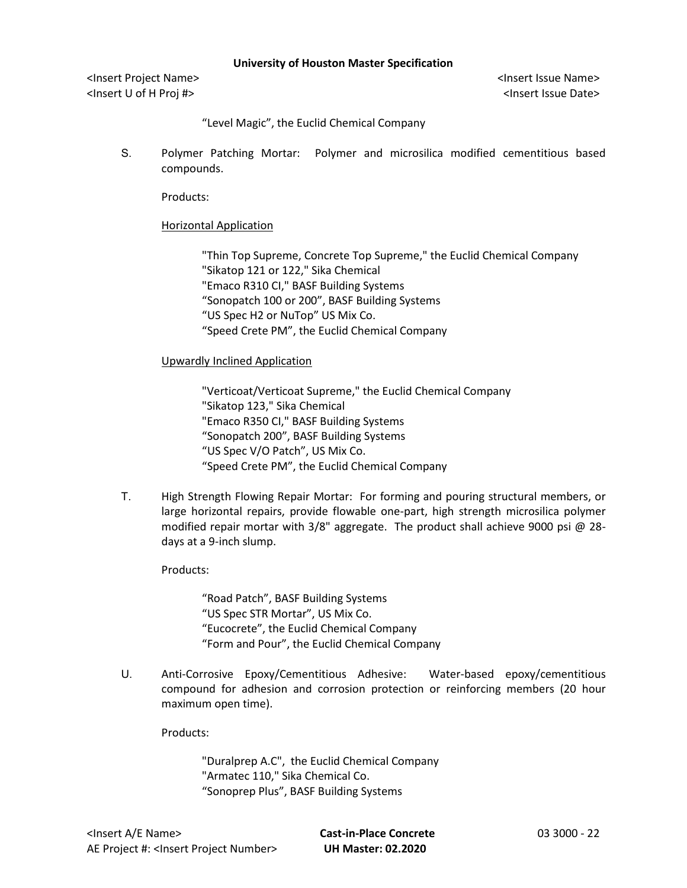"Level Magic", the Euclid Chemical Company

S. Polymer Patching Mortar: Polymer and microsilica modified cementitious based compounds.

Products:

Horizontal Application

"Thin Top Supreme, Concrete Top Supreme," the Euclid Chemical Company
"Sikatop 121 or 122," Sika Chemical
"Emaco R310 CI," BASF Building Systems
"Sonopatch 100 or 200", BASF Building Systems
"US Spec H2 or NuTop" US Mix Co.
"Speed Crete PM", the Euclid Chemical Company

Upwardly Inclined Application

"Verticoat/Verticoat Supreme," the Euclid Chemical Company
"Sikatop 123," Sika Chemical
"Emaco R350 CI," BASF Building Systems
"Sonopatch 200", BASF Building Systems
"US Spec V/O Patch", US Mix Co.
"Speed Crete PM", the Euclid Chemical Company

T. High Strength Flowing Repair Mortar: For forming and pouring structural members, or large horizontal repairs, provide flowable one-part, high strength microsilica polymer modified repair mortar with 3/8" aggregate. The product shall achieve 9000 psi @ 28-days at a 9-inch slump.

Products:

"Road Patch", BASF Building Systems
"US Spec STR Mortar", US Mix Co.
"Eucocrete", the Euclid Chemical Company
"Form and Pour", the Euclid Chemical Company

U. Anti-Corrosive Epoxy/Cementitious Adhesive: Water-based epoxy/cementitious compound for adhesion and corrosion protection or reinforcing members (20 hour maximum open time).

Products:

"Duralprep A.C", the Euclid Chemical Company
"Armatec 110," Sika Chemical Co.
"Sonoprep Plus", BASF Building Systems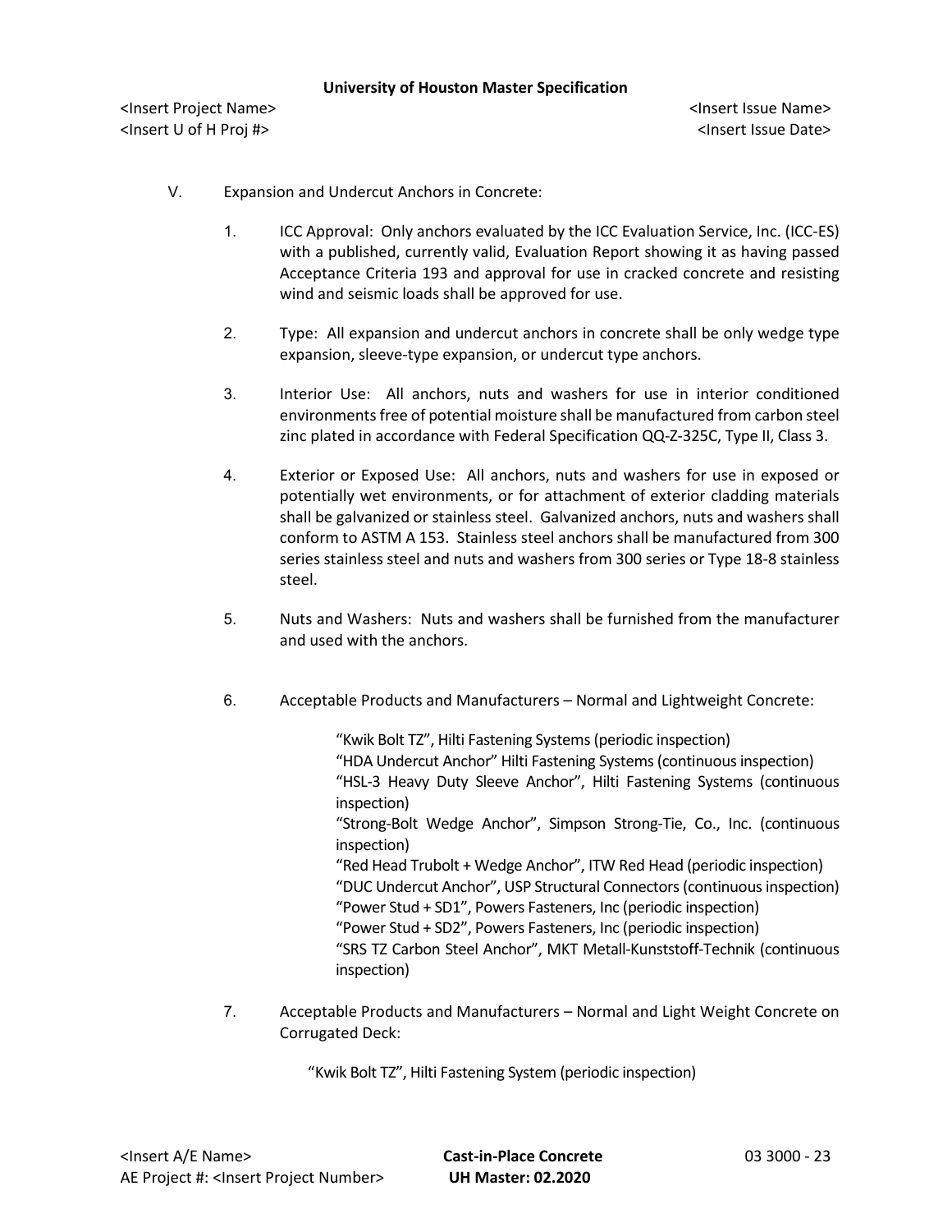V. Expansion and Undercut Anchors in Concrete:

1. ICC Approval: Only anchors evaluated by the ICC Evaluation Service, Inc. (ICC-ES) with a published, currently valid, Evaluation Report showing it as having passed Acceptance Criteria 193 and approval for use in cracked concrete and resisting wind and seismic loads shall be approved for use.

2. Type: All expansion and undercut anchors in concrete shall be only wedge type expansion, sleeve-type expansion, or undercut type anchors.

3. Interior Use: All anchors, nuts and washers for use in interior conditioned environments free of potential moisture shall be manufactured from carbon steel zinc plated in accordance with Federal Specification QQ-Z-325C, Type II, Class 3.

4. Exterior or Exposed Use: All anchors, nuts and washers for use in exposed or potentially wet environments, or for attachment of exterior cladding materials shall be galvanized or stainless steel. Galvanized anchors, nuts and washers shall conform to ASTM A 153. Stainless steel anchors shall be manufactured from 300 series stainless steel and nuts and washers from 300 series or Type 18-8 stainless steel.

5. Nuts and Washers: Nuts and washers shall be furnished from the manufacturer and used with the anchors.

6. Acceptable Products and Manufacturers – Normal and Lightweight Concrete:

   "Kwik Bolt TZ", Hilti Fastening Systems (periodic inspection)
   "HDA Undercut Anchor" Hilti Fastening Systems (continuous inspection)
   "HSL-3 Heavy Duty Sleeve Anchor", Hilti Fastening Systems (continuous inspection)
   "Strong-Bolt Wedge Anchor", Simpson Strong-Tie, Co., Inc. (continuous inspection)
   "Red Head Trubolt + Wedge Anchor", ITW Red Head (periodic inspection)
   "DUC Undercut Anchor", USP Structural Connectors (continuous inspection)
   "Power Stud + SD1", Powers Fasteners, Inc (periodic inspection)
   "Power Stud + SD2", Powers Fasteners, Inc (periodic inspection)
   "SRS TZ Carbon Steel Anchor", MKT Metall-Kunststoff-Technik (continuous inspection)

7. Acceptable Products and Manufacturers – Normal and Light Weight Concrete on Corrugated Deck:

   "Kwik Bolt TZ", Hilti Fastening System (periodic inspection)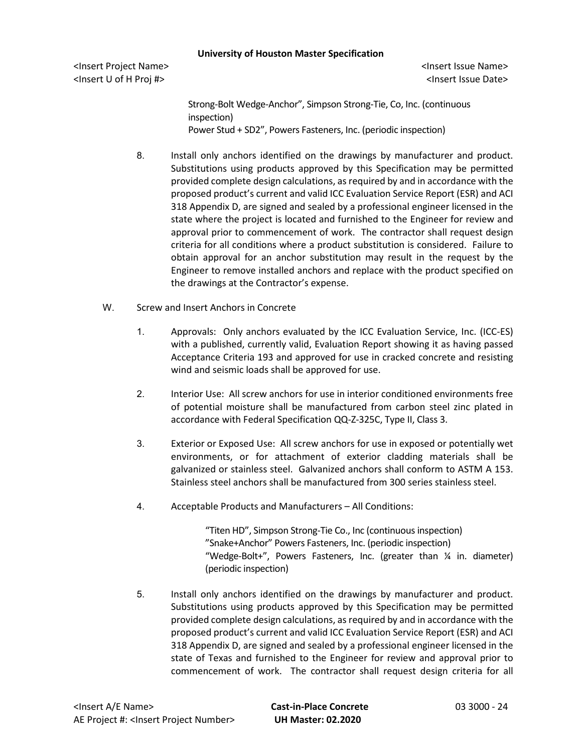Strong-Bolt Wedge-Anchor", Simpson Strong-Tie, Co, Inc. (continuous inspection)
Power Stud + SD2", Powers Fasteners, Inc. (periodic inspection)

8. Install only anchors identified on the drawings by manufacturer and product. Substitutions using products approved by this Specification may be permitted provided complete design calculations, as required by and in accordance with the proposed product's current and valid ICC Evaluation Service Report (ESR) and ACI 318 Appendix D, are signed and sealed by a professional engineer licensed in the state where the project is located and furnished to the Engineer for review and approval prior to commencement of work. The contractor shall request design criteria for all conditions where a product substitution is considered. Failure to obtain approval for an anchor substitution may result in the request by the Engineer to remove installed anchors and replace with the product specified on the drawings at the Contractor's expense.

W. Screw and Insert Anchors in Concrete

1. Approvals: Only anchors evaluated by the ICC Evaluation Service, Inc. (ICC-ES) with a published, currently valid, Evaluation Report showing it as having passed Acceptance Criteria 193 and approved for use in cracked concrete and resisting wind and seismic loads shall be approved for use.

2. Interior Use: All screw anchors for use in interior conditioned environments free of potential moisture shall be manufactured from carbon steel zinc plated in accordance with Federal Specification QQ-Z-325C, Type II, Class 3.

3. Exterior or Exposed Use: All screw anchors for use in exposed or potentially wet environments, or for attachment of exterior cladding materials shall be galvanized or stainless steel. Galvanized anchors shall conform to ASTM A 153. Stainless steel anchors shall be manufactured from 300 series stainless steel.

4. Acceptable Products and Manufacturers – All Conditions:

   "Titen HD", Simpson Strong-Tie Co., Inc (continuous inspection)
   "Snake+Anchor" Powers Fasteners, Inc. (periodic inspection)
   "Wedge-Bolt+", Powers Fasteners, Inc. (greater than ¼ in. diameter) (periodic inspection)

5. Install only anchors identified on the drawings by manufacturer and product. Substitutions using products approved by this Specification may be permitted provided complete design calculations, as required by and in accordance with the proposed product's current and valid ICC Evaluation Service Report (ESR) and ACI 318 Appendix D, are signed and sealed by a professional engineer licensed in the state of Texas and furnished to the Engineer for review and approval prior to commencement of work. The contractor shall request design criteria for all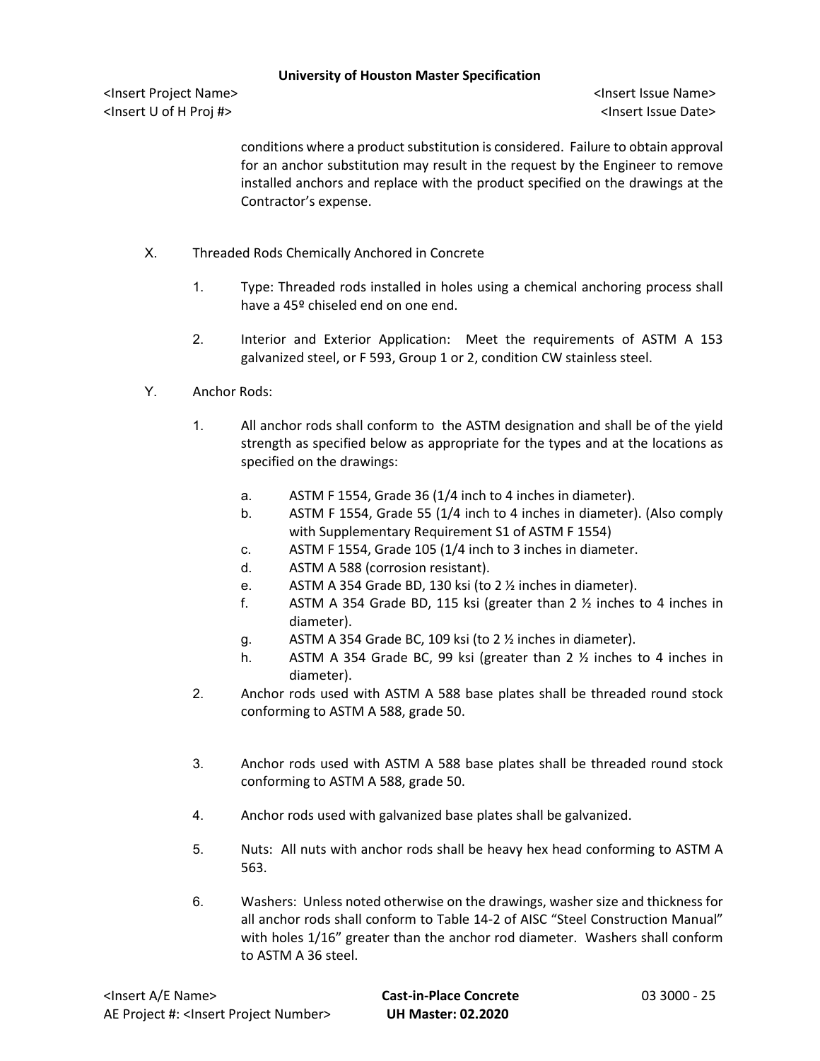conditions where a product substitution is considered. Failure to obtain approval for an anchor substitution may result in the request by the Engineer to remove installed anchors and replace with the product specified on the drawings at the Contractor's expense.

X. Threaded Rods Chemically Anchored in Concrete

1. Type: Threaded rods installed in holes using a chemical anchoring process shall have a 45º chiseled end on one end.

2. Interior and Exterior Application: Meet the requirements of ASTM A 153 galvanized steel, or F 593, Group 1 or 2, condition CW stainless steel.

Y. Anchor Rods:

1. All anchor rods shall conform to the ASTM designation and shall be of the yield strength as specified below as appropriate for the types and at the locations as specified on the drawings:

   a. ASTM F 1554, Grade 36 (1/4 inch to 4 inches in diameter).
   b. ASTM F 1554, Grade 55 (1/4 inch to 4 inches in diameter). (Also comply with Supplementary Requirement S1 of ASTM F 1554)
   c. ASTM F 1554, Grade 105 (1/4 inch to 3 inches in diameter.
   d. ASTM A 588 (corrosion resistant).
   e. ASTM A 354 Grade BD, 130 ksi (to 2 ½ inches in diameter).
   f. ASTM A 354 Grade BD, 115 ksi (greater than 2 ½ inches to 4 inches in diameter).
   g. ASTM A 354 Grade BC, 109 ksi (to 2 ½ inches in diameter).
   h. ASTM A 354 Grade BC, 99 ksi (greater than 2 ½ inches to 4 inches in diameter).

2. Anchor rods used with ASTM A 588 base plates shall be threaded round stock conforming to ASTM A 588, grade 50.

3. Anchor rods used with ASTM A 588 base plates shall be threaded round stock conforming to ASTM A 588, grade 50.

4. Anchor rods used with galvanized base plates shall be galvanized.

5. Nuts: All nuts with anchor rods shall be heavy hex head conforming to ASTM A 563.

6. Washers: Unless noted otherwise on the drawings, washer size and thickness for all anchor rods shall conform to Table 14-2 of AISC "Steel Construction Manual" with holes 1/16" greater than the anchor rod diameter. Washers shall conform to ASTM A 36 steel.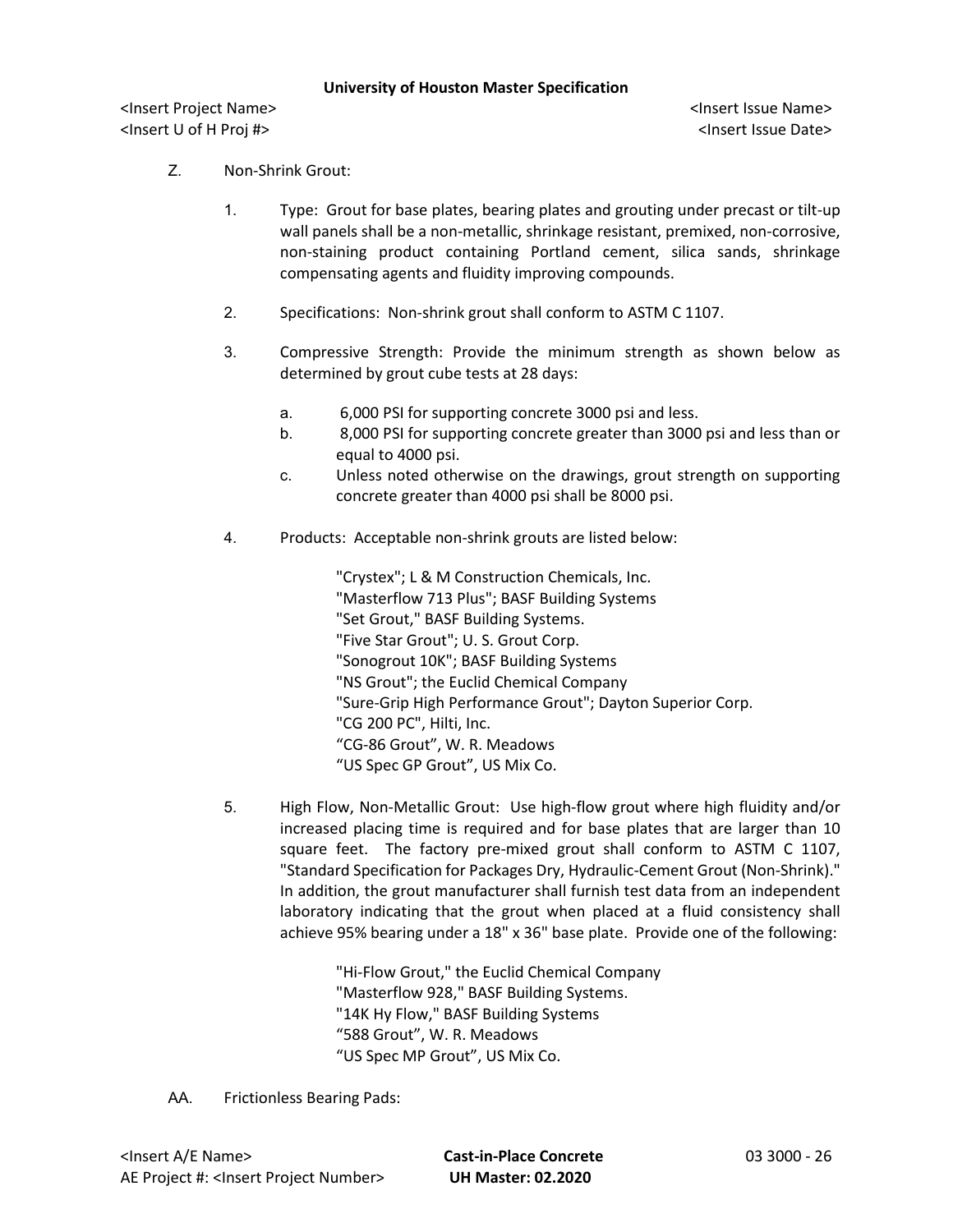Z. Non-Shrink Grout:

1. Type: Grout for base plates, bearing plates and grouting under precast or tilt-up wall panels shall be a non-metallic, shrinkage resistant, premixed, non-corrosive, non-staining product containing Portland cement, silica sands, shrinkage compensating agents and fluidity improving compounds.

2. Specifications: Non-shrink grout shall conform to ASTM C 1107.

3. Compressive Strength: Provide the minimum strength as shown below as determined by grout cube tests at 28 days:

   a. 6,000 PSI for supporting concrete 3000 psi and less.
   b. 8,000 PSI for supporting concrete greater than 3000 psi and less than or equal to 4000 psi.
   c. Unless noted otherwise on the drawings, grout strength on supporting concrete greater than 4000 psi shall be 8000 psi.

4. Products: Acceptable non-shrink grouts are listed below:

   "Crystex"; L & M Construction Chemicals, Inc.
   "Masterflow 713 Plus"; BASF Building Systems
   "Set Grout," BASF Building Systems.
   "Five Star Grout"; U. S. Grout Corp.
   "Sonogrout 10K"; BASF Building Systems
   "NS Grout"; the Euclid Chemical Company
   "Sure-Grip High Performance Grout"; Dayton Superior Corp.
   "CG 200 PC", Hilti, Inc.
   "CG-86 Grout", W. R. Meadows
   "US Spec GP Grout", US Mix Co.

5. High Flow, Non-Metallic Grout: Use high-flow grout where high fluidity and/or increased placing time is required and for base plates that are larger than 10 square feet. The factory pre-mixed grout shall conform to ASTM C 1107, "Standard Specification for Packages Dry, Hydraulic-Cement Grout (Non-Shrink)." In addition, the grout manufacturer shall furnish test data from an independent laboratory indicating that the grout when placed at a fluid consistency shall achieve 95% bearing under a 18" x 36" base plate. Provide one of the following:

   "Hi-Flow Grout," the Euclid Chemical Company
   "Masterflow 928," BASF Building Systems.
   "14K Hy Flow," BASF Building Systems
   "588 Grout", W. R. Meadows
   "US Spec MP Grout", US Mix Co.

AA. Frictionless Bearing Pads: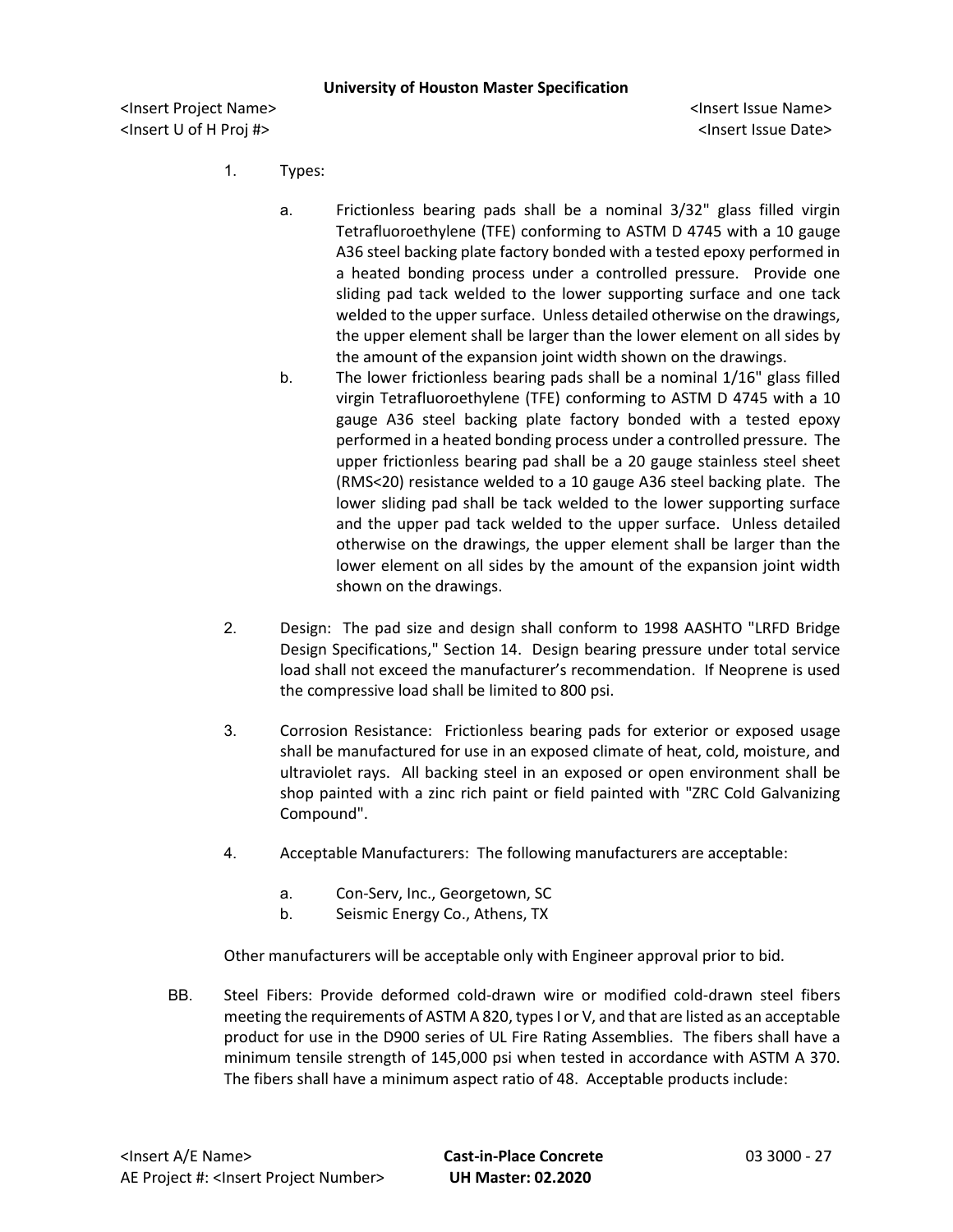1. Types:

   a. Frictionless bearing pads shall be a nominal 3/32" glass filled virgin Tetrafluoroethylene (TFE) conforming to ASTM D 4745 with a 10 gauge A36 steel backing plate factory bonded with a tested epoxy performed in a heated bonding process under a controlled pressure. Provide one sliding pad tack welded to the lower supporting surface and one tack welded to the upper surface. Unless detailed otherwise on the drawings, the upper element shall be larger than the lower element on all sides by the amount of the expansion joint width shown on the drawings.

   b. The lower frictionless bearing pads shall be a nominal 1/16" glass filled virgin Tetrafluoroethylene (TFE) conforming to ASTM D 4745 with a 10 gauge A36 steel backing plate factory bonded with a tested epoxy performed in a heated bonding process under a controlled pressure. The upper frictionless bearing pad shall be a 20 gauge stainless steel sheet (RMS<20) resistance welded to a 10 gauge A36 steel backing plate. The lower sliding pad shall be tack welded to the lower supporting surface and the upper pad tack welded to the upper surface. Unless detailed otherwise on the drawings, the upper element shall be larger than the lower element on all sides by the amount of the expansion joint width shown on the drawings.

2. Design: The pad size and design shall conform to 1998 AASHTO "LRFD Bridge Design Specifications," Section 14. Design bearing pressure under total service load shall not exceed the manufacturer's recommendation. If Neoprene is used the compressive load shall be limited to 800 psi.

3. Corrosion Resistance: Frictionless bearing pads for exterior or exposed usage shall be manufactured for use in an exposed climate of heat, cold, moisture, and ultraviolet rays. All backing steel in an exposed or open environment shall be shop painted with a zinc rich paint or field painted with "ZRC Cold Galvanizing Compound".

4. Acceptable Manufacturers: The following manufacturers are acceptable:

   a. Con-Serv, Inc., Georgetown, SC
   b. Seismic Energy Co., Athens, TX

   Other manufacturers will be acceptable only with Engineer approval prior to bid.

BB. Steel Fibers: Provide deformed cold-drawn wire or modified cold-drawn steel fibers meeting the requirements of ASTM A 820, types I or V, and that are listed as an acceptable product for use in the D900 series of UL Fire Rating Assemblies. The fibers shall have a minimum tensile strength of 145,000 psi when tested in accordance with ASTM A 370. The fibers shall have a minimum aspect ratio of 48. Acceptable products include: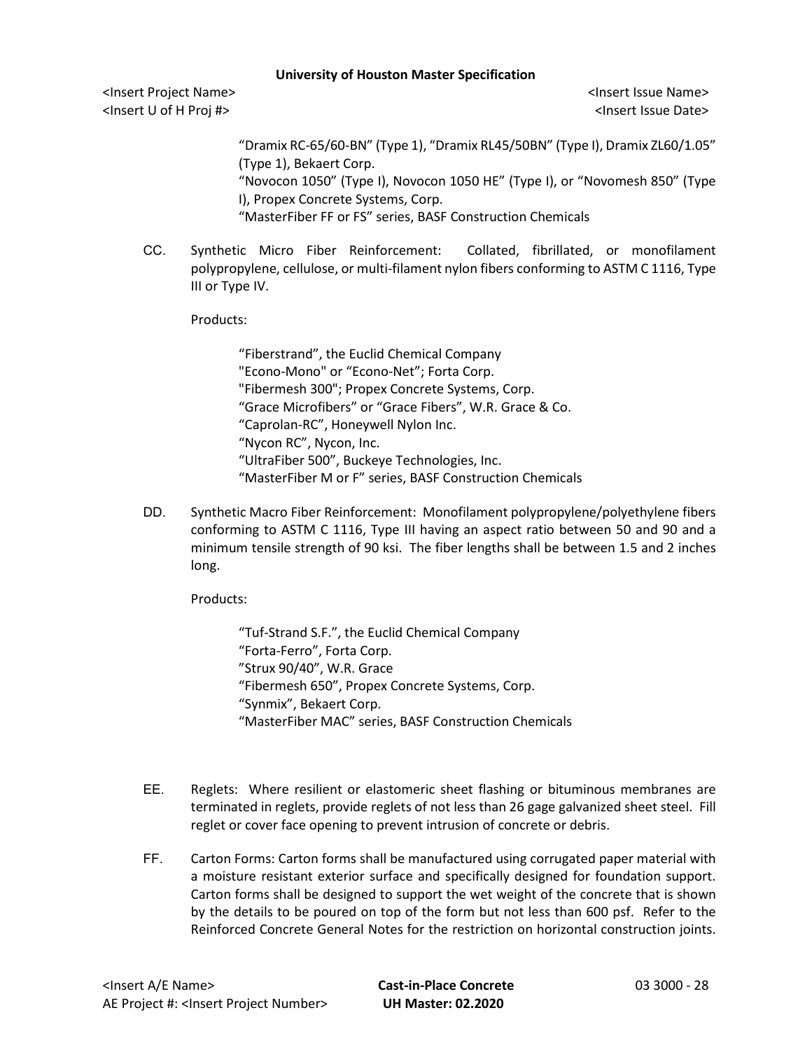"Dramix RC-65/60-BN" (Type 1), "Dramix RL45/50BN" (Type I), Dramix ZL60/1.05" (Type 1), Bekaert Corp.
"Novocon 1050" (Type I), Novocon 1050 HE" (Type I), or "Novomesh 850" (Type I), Propex Concrete Systems, Corp.
"MasterFiber FF or FS" series, BASF Construction Chemicals

CC. Synthetic Micro Fiber Reinforcement: Collated, fibrillated, or monofilament polypropylene, cellulose, or multi-filament nylon fibers conforming to ASTM C 1116, Type III or Type IV.

Products:

"Fiberstrand", the Euclid Chemical Company
"Econo-Mono" or "Econo-Net"; Forta Corp.
"Fibermesh 300"; Propex Concrete Systems, Corp.
"Grace Microfibers" or "Grace Fibers", W.R. Grace & Co.
"Caprolan-RC", Honeywell Nylon Inc.
"Nycon RC", Nycon, Inc.
"UltraFiber 500", Buckeye Technologies, Inc.
"MasterFiber M or F" series, BASF Construction Chemicals

DD. Synthetic Macro Fiber Reinforcement: Monofilament polypropylene/polyethylene fibers conforming to ASTM C 1116, Type III having an aspect ratio between 50 and 90 and a minimum tensile strength of 90 ksi. The fiber lengths shall be between 1.5 and 2 inches long.

Products:

"Tuf-Strand S.F.", the Euclid Chemical Company
"Forta-Ferro", Forta Corp.
"Strux 90/40", W.R. Grace
"Fibermesh 650", Propex Concrete Systems, Corp.
"Synmix", Bekaert Corp.
"MasterFiber MAC" series, BASF Construction Chemicals

EE. Reglets: Where resilient or elastomeric sheet flashing or bituminous membranes are terminated in reglets, provide reglets of not less than 26 gage galvanized sheet steel. Fill reglet or cover face opening to prevent intrusion of concrete or debris.

FF. Carton Forms: Carton forms shall be manufactured using corrugated paper material with a moisture resistant exterior surface and specifically designed for foundation support. Carton forms shall be designed to support the wet weight of the concrete that is shown by the details to be poured on top of the form but not less than 600 psf. Refer to the Reinforced Concrete General Notes for the restriction on horizontal construction joints.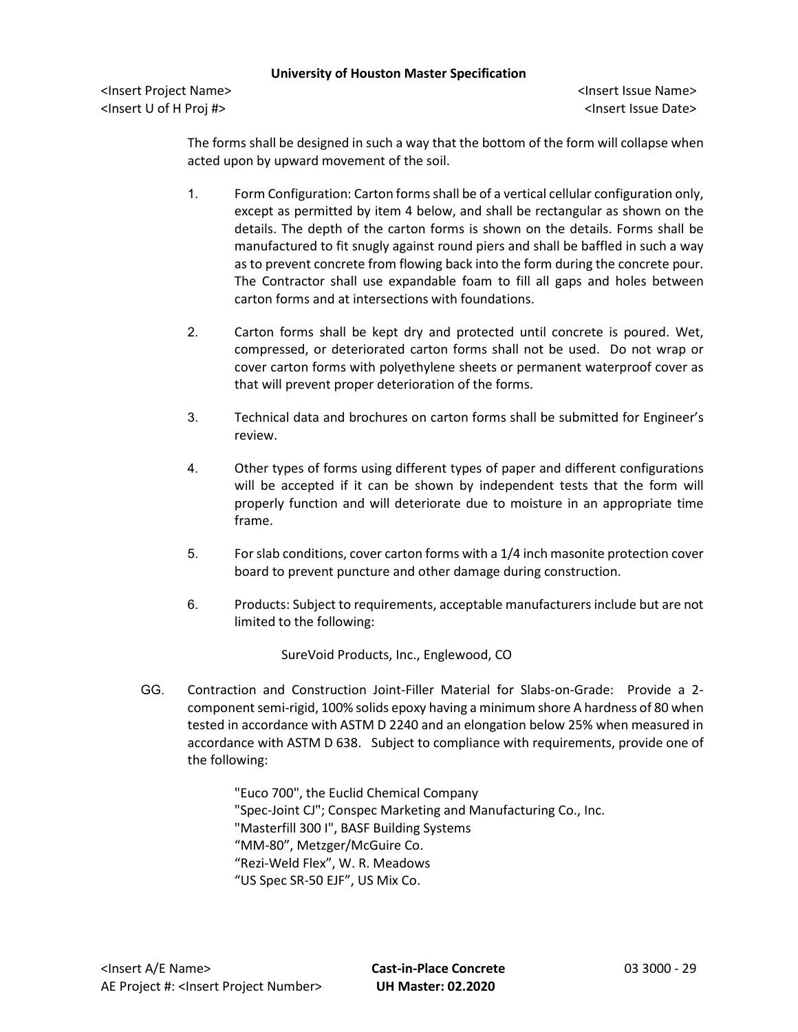The forms shall be designed in such a way that the bottom of the form will collapse when acted upon by upward movement of the soil.

1. Form Configuration: Carton forms shall be of a vertical cellular configuration only, except as permitted by item 4 below, and shall be rectangular as shown on the details. The depth of the carton forms is shown on the details. Forms shall be manufactured to fit snugly against round piers and shall be baffled in such a way as to prevent concrete from flowing back into the form during the concrete pour. The Contractor shall use expandable foam to fill all gaps and holes between carton forms and at intersections with foundations.

2. Carton forms shall be kept dry and protected until concrete is poured. Wet, compressed, or deteriorated carton forms shall not be used. Do not wrap or cover carton forms with polyethylene sheets or permanent waterproof cover as that will prevent proper deterioration of the forms.

3. Technical data and brochures on carton forms shall be submitted for Engineer's review.

4. Other types of forms using different types of paper and different configurations will be accepted if it can be shown by independent tests that the form will properly function and will deteriorate due to moisture in an appropriate time frame.

5. For slab conditions, cover carton forms with a 1/4 inch masonite protection cover board to prevent puncture and other damage during construction.

6. Products: Subject to requirements, acceptable manufacturers include but are not limited to the following:

   SureVoid Products, Inc., Englewood, CO

GG. Contraction and Construction Joint-Filler Material for Slabs-on-Grade: Provide a 2-component semi-rigid, 100% solids epoxy having a minimum shore A hardness of 80 when tested in accordance with ASTM D 2240 and an elongation below 25% when measured in accordance with ASTM D 638. Subject to compliance with requirements, provide one of the following:

   "Euco 700", the Euclid Chemical Company
   "Spec-Joint CJ"; Conspec Marketing and Manufacturing Co., Inc.
   "Masterfill 300 I", BASF Building Systems
   "MM-80", Metzger/McGuire Co.
   "Rezi-Weld Flex", W. R. Meadows
   "US Spec SR-50 EJF", US Mix Co.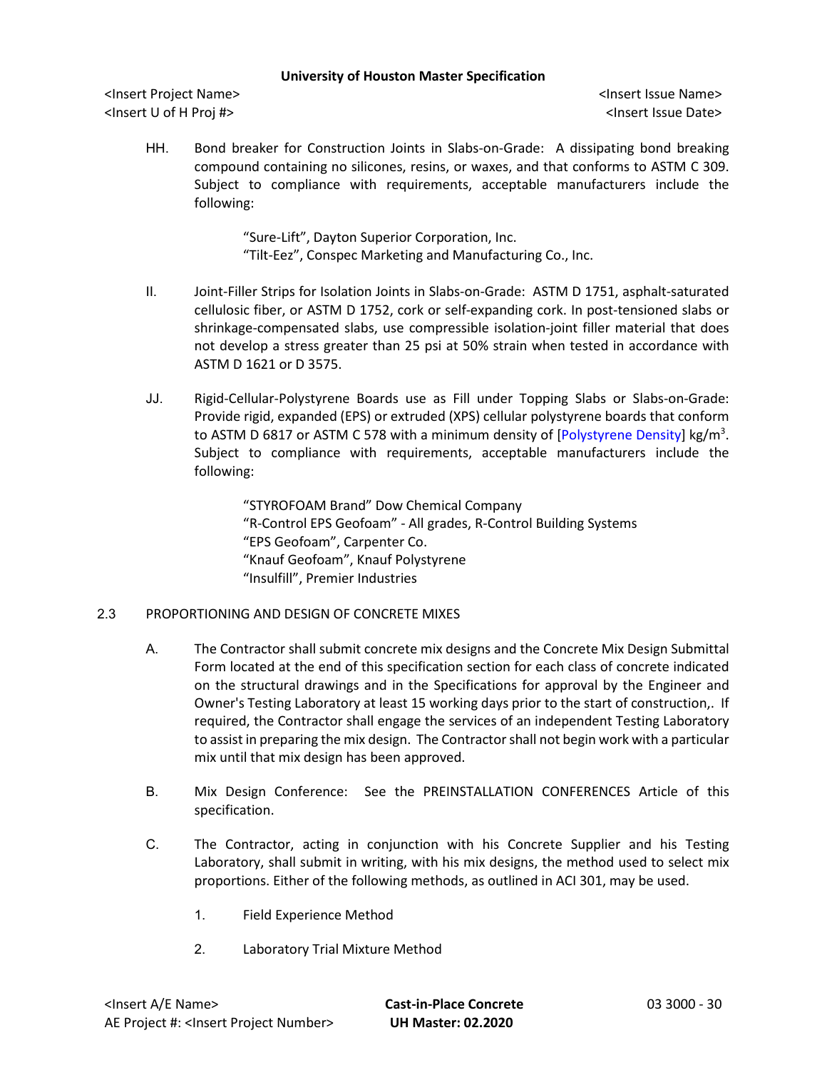HH. Bond breaker for Construction Joints in Slabs-on-Grade: A dissipating bond breaking compound containing no silicones, resins, or waxes, and that conforms to ASTM C 309. Subject to compliance with requirements, acceptable manufacturers include the following:

> "Sure-Lift", Dayton Superior Corporation, Inc.
> "Tilt-Eez", Conspec Marketing and Manufacturing Co., Inc.

II. Joint-Filler Strips for Isolation Joints in Slabs-on-Grade: ASTM D 1751, asphalt-saturated cellulosic fiber, or ASTM D 1752, cork or self-expanding cork. In post-tensioned slabs or shrinkage-compensated slabs, use compressible isolation-joint filler material that does not develop a stress greater than 25 psi at 50% strain when tested in accordance with ASTM D 1621 or D 3575.

JJ. Rigid-Cellular-Polystyrene Boards use as Fill under Topping Slabs or Slabs-on-Grade: Provide rigid, expanded (EPS) or extruded (XPS) cellular polystyrene boards that conform to ASTM D 6817 or ASTM C 578 with a minimum density of [Polystyrene Density] kg/m$^3$. Subject to compliance with requirements, acceptable manufacturers include the following:

> "STYROFOAM Brand" Dow Chemical Company
> "R-Control EPS Geofoam" - All grades, R-Control Building Systems
> "EPS Geofoam", Carpenter Co.
> "Knauf Geofoam", Knauf Polystyrene
> "Insulfill", Premier Industries

## 2.3 PROPORTIONING AND DESIGN OF CONCRETE MIXES

A. The Contractor shall submit concrete mix designs and the Concrete Mix Design Submittal Form located at the end of this specification section for each class of concrete indicated on the structural drawings and in the Specifications for approval by the Engineer and Owner's Testing Laboratory at least 15 working days prior to the start of construction,. If required, the Contractor shall engage the services of an independent Testing Laboratory to assist in preparing the mix design. The Contractor shall not begin work with a particular mix until that mix design has been approved.

B. Mix Design Conference: See the PREINSTALLATION CONFERENCES Article of this specification.

C. The Contractor, acting in conjunction with his Concrete Supplier and his Testing Laboratory, shall submit in writing, with his mix designs, the method used to select mix proportions. Either of the following methods, as outlined in ACI 301, may be used.

1. Field Experience Method
2. Laboratory Trial Mixture Method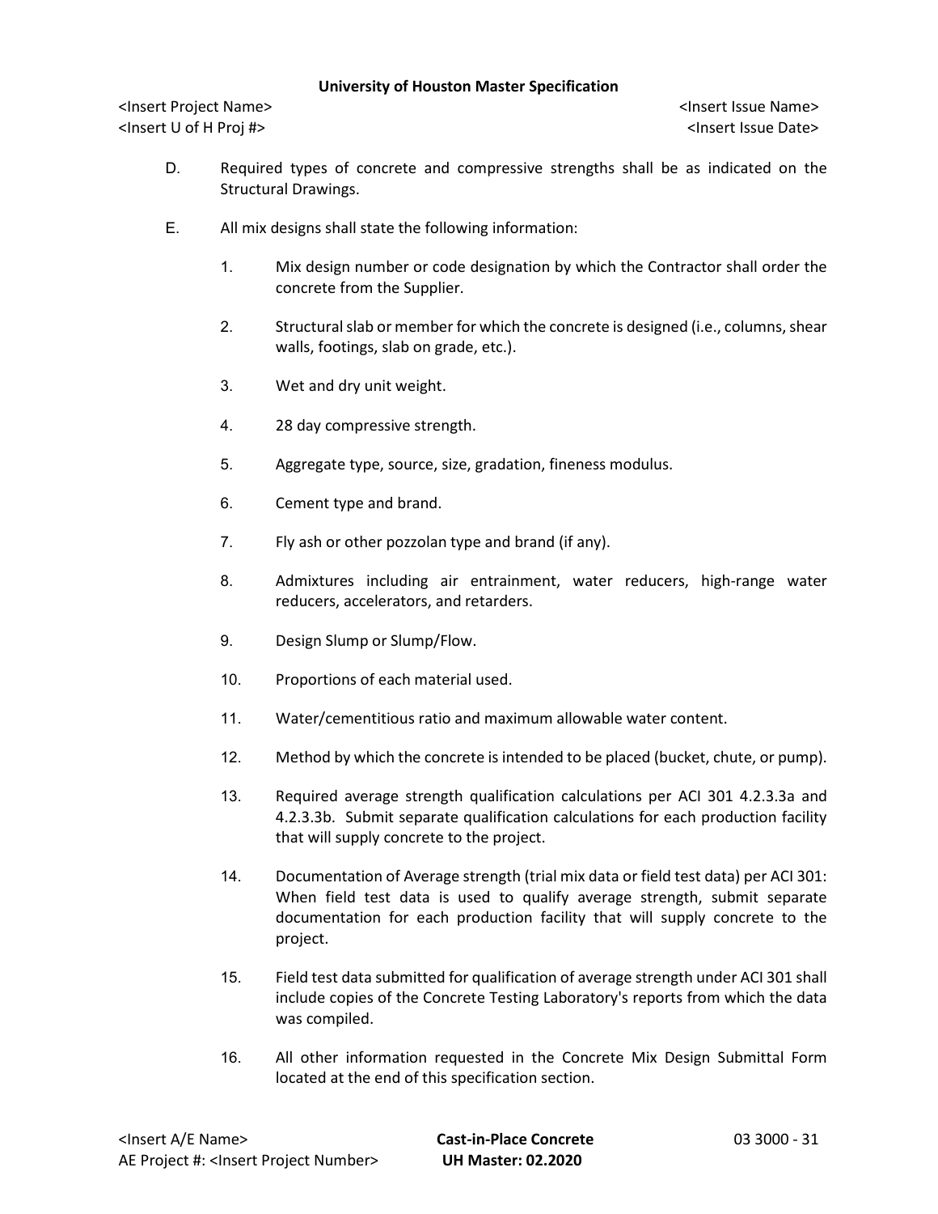D. Required types of concrete and compressive strengths shall be as indicated on the Structural Drawings.

E. All mix designs shall state the following information:

1. Mix design number or code designation by which the Contractor shall order the concrete from the Supplier.

2. Structural slab or member for which the concrete is designed (i.e., columns, shear walls, footings, slab on grade, etc.).

3. Wet and dry unit weight.

4. 28 day compressive strength.

5. Aggregate type, source, size, gradation, fineness modulus.

6. Cement type and brand.

7. Fly ash or other pozzolan type and brand (if any).

8. Admixtures including air entrainment, water reducers, high-range water reducers, accelerators, and retarders.

9. Design Slump or Slump/Flow.

10. Proportions of each material used.

11. Water/cementitious ratio and maximum allowable water content.

12. Method by which the concrete is intended to be placed (bucket, chute, or pump).

13. Required average strength qualification calculations per ACI 301 4.2.3.3a and 4.2.3.3b. Submit separate qualification calculations for each production facility that will supply concrete to the project.

14. Documentation of Average strength (trial mix data or field test data) per ACI 301: When field test data is used to qualify average strength, submit separate documentation for each production facility that will supply concrete to the project.

15. Field test data submitted for qualification of average strength under ACI 301 shall include copies of the Concrete Testing Laboratory's reports from which the data was compiled.

16. All other information requested in the Concrete Mix Design Submittal Form located at the end of this specification section.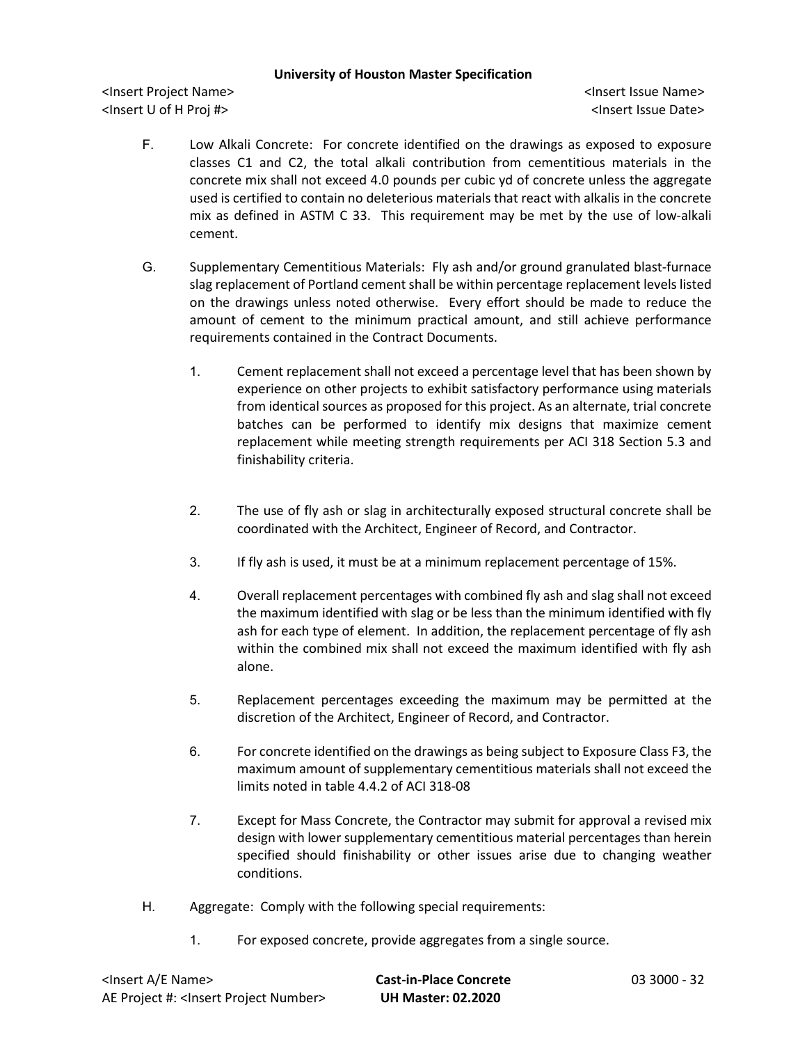F. Low Alkali Concrete: For concrete identified on the drawings as exposed to exposure classes C1 and C2, the total alkali contribution from cementitious materials in the concrete mix shall not exceed 4.0 pounds per cubic yd of concrete unless the aggregate used is certified to contain no deleterious materials that react with alkalis in the concrete mix as defined in ASTM C 33. This requirement may be met by the use of low-alkali cement.

G. Supplementary Cementitious Materials: Fly ash and/or ground granulated blast-furnace slag replacement of Portland cement shall be within percentage replacement levels listed on the drawings unless noted otherwise. Every effort should be made to reduce the amount of cement to the minimum practical amount, and still achieve performance requirements contained in the Contract Documents.

1. Cement replacement shall not exceed a percentage level that has been shown by experience on other projects to exhibit satisfactory performance using materials from identical sources as proposed for this project. As an alternate, trial concrete batches can be performed to identify mix designs that maximize cement replacement while meeting strength requirements per ACI 318 Section 5.3 and finishability criteria.

2. The use of fly ash or slag in architecturally exposed structural concrete shall be coordinated with the Architect, Engineer of Record, and Contractor.

3. If fly ash is used, it must be at a minimum replacement percentage of 15%.

4. Overall replacement percentages with combined fly ash and slag shall not exceed the maximum identified with slag or be less than the minimum identified with fly ash for each type of element. In addition, the replacement percentage of fly ash within the combined mix shall not exceed the maximum identified with fly ash alone.

5. Replacement percentages exceeding the maximum may be permitted at the discretion of the Architect, Engineer of Record, and Contractor.

6. For concrete identified on the drawings as being subject to Exposure Class F3, the maximum amount of supplementary cementitious materials shall not exceed the limits noted in table 4.4.2 of ACI 318-08

7. Except for Mass Concrete, the Contractor may submit for approval a revised mix design with lower supplementary cementitious material percentages than herein specified should finishability or other issues arise due to changing weather conditions.

H. Aggregate: Comply with the following special requirements:

1. For exposed concrete, provide aggregates from a single source.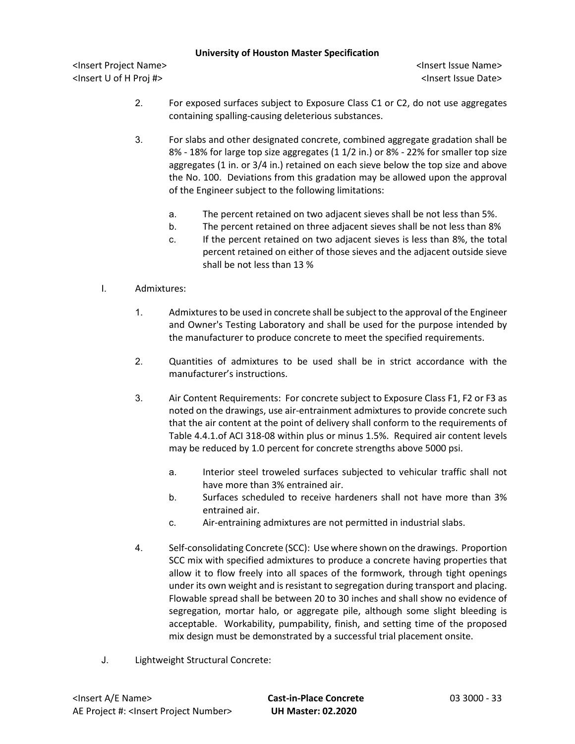2. For exposed surfaces subject to Exposure Class C1 or C2, do not use aggregates containing spalling-causing deleterious substances.

3. For slabs and other designated concrete, combined aggregate gradation shall be 8% - 18% for large top size aggregates (1 1/2 in.) or 8% - 22% for smaller top size aggregates (1 in. or 3/4 in.) retained on each sieve below the top size and above the No. 100. Deviations from this gradation may be allowed upon the approval of the Engineer subject to the following limitations:

   a. The percent retained on two adjacent sieves shall be not less than 5%.
   b. The percent retained on three adjacent sieves shall be not less than 8%
   c. If the percent retained on two adjacent sieves is less than 8%, the total percent retained on either of those sieves and the adjacent outside sieve shall be not less than 13 %

I. Admixtures:

1. Admixtures to be used in concrete shall be subject to the approval of the Engineer and Owner's Testing Laboratory and shall be used for the purpose intended by the manufacturer to produce concrete to meet the specified requirements.

2. Quantities of admixtures to be used shall be in strict accordance with the manufacturer's instructions.

3. Air Content Requirements: For concrete subject to Exposure Class F1, F2 or F3 as noted on the drawings, use air-entrainment admixtures to provide concrete such that the air content at the point of delivery shall conform to the requirements of Table 4.4.1.of ACI 318-08 within plus or minus 1.5%. Required air content levels may be reduced by 1.0 percent for concrete strengths above 5000 psi.

   a. Interior steel troweled surfaces subjected to vehicular traffic shall not have more than 3% entrained air.
   b. Surfaces scheduled to receive hardeners shall not have more than 3% entrained air.
   c. Air-entraining admixtures are not permitted in industrial slabs.

4. Self-consolidating Concrete (SCC): Use where shown on the drawings. Proportion SCC mix with specified admixtures to produce a concrete having properties that allow it to flow freely into all spaces of the formwork, through tight openings under its own weight and is resistant to segregation during transport and placing. Flowable spread shall be between 20 to 30 inches and shall show no evidence of segregation, mortar halo, or aggregate pile, although some slight bleeding is acceptable. Workability, pumpability, finish, and setting time of the proposed mix design must be demonstrated by a successful trial placement onsite.

J. Lightweight Structural Concrete: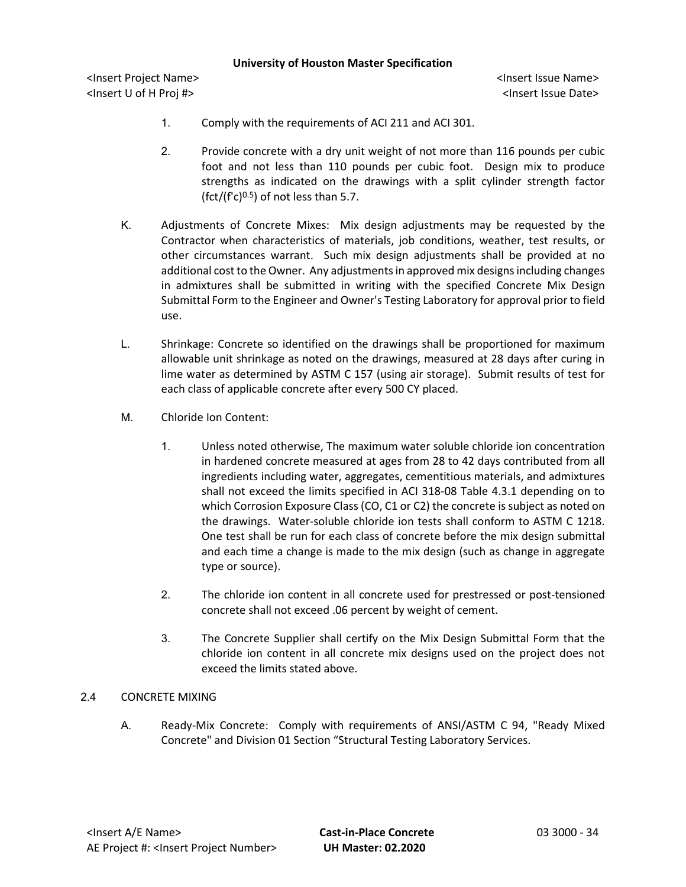1. Comply with the requirements of ACI 211 and ACI 301.

2. Provide concrete with a dry unit weight of not more than 116 pounds per cubic foot and not less than 110 pounds per cubic foot. Design mix to produce strengths as indicated on the drawings with a split cylinder strength factor ($fct/(f'c)^{0.5}$) of not less than 5.7.

K. Adjustments of Concrete Mixes: Mix design adjustments may be requested by the Contractor when characteristics of materials, job conditions, weather, test results, or other circumstances warrant. Such mix design adjustments shall be provided at no additional cost to the Owner. Any adjustments in approved mix designs including changes in admixtures shall be submitted in writing with the specified Concrete Mix Design Submittal Form to the Engineer and Owner's Testing Laboratory for approval prior to field use.

L. Shrinkage: Concrete so identified on the drawings shall be proportioned for maximum allowable unit shrinkage as noted on the drawings, measured at 28 days after curing in lime water as determined by ASTM C 157 (using air storage). Submit results of test for each class of applicable concrete after every 500 CY placed.

M. Chloride Ion Content:

1. Unless noted otherwise, The maximum water soluble chloride ion concentration in hardened concrete measured at ages from 28 to 42 days contributed from all ingredients including water, aggregates, cementitious materials, and admixtures shall not exceed the limits specified in ACI 318-08 Table 4.3.1 depending on to which Corrosion Exposure Class (CO, C1 or C2) the concrete is subject as noted on the drawings. Water-soluble chloride ion tests shall conform to ASTM C 1218. One test shall be run for each class of concrete before the mix design submittal and each time a change is made to the mix design (such as change in aggregate type or source).

2. The chloride ion content in all concrete used for prestressed or post-tensioned concrete shall not exceed .06 percent by weight of cement.

3. The Concrete Supplier shall certify on the Mix Design Submittal Form that the chloride ion content in all concrete mix designs used on the project does not exceed the limits stated above.

## 2.4 CONCRETE MIXING

A. Ready-Mix Concrete: Comply with requirements of ANSI/ASTM C 94, "Ready Mixed Concrete" and Division 01 Section "Structural Testing Laboratory Services.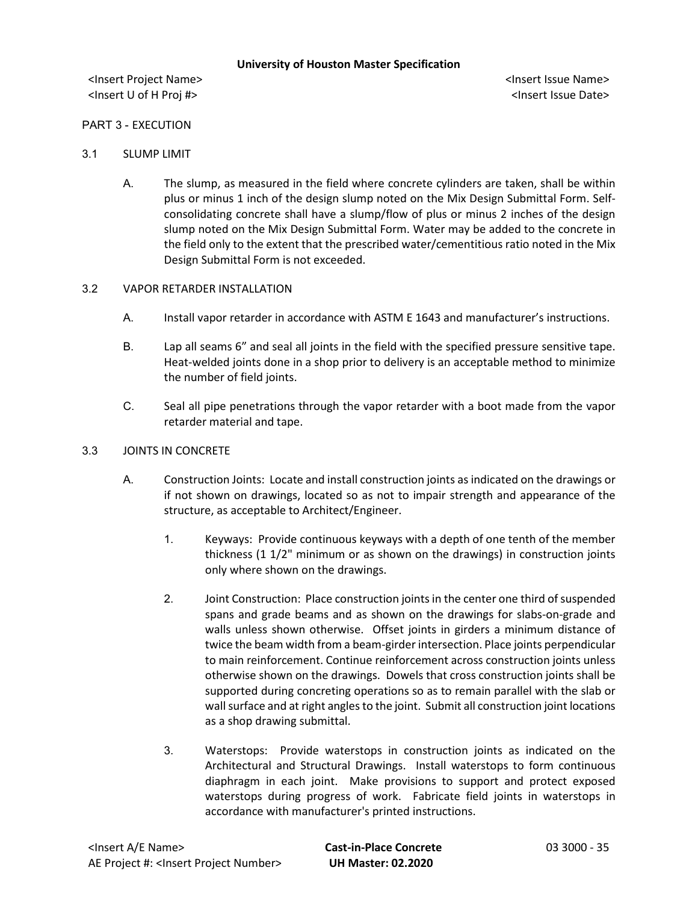PART 3 - EXECUTION

## 3.1 SLUMP LIMIT

A. The slump, as measured in the field where concrete cylinders are taken, shall be within plus or minus 1 inch of the design slump noted on the Mix Design Submittal Form. Self-consolidating concrete shall have a slump/flow of plus or minus 2 inches of the design slump noted on the Mix Design Submittal Form. Water may be added to the concrete in the field only to the extent that the prescribed water/cementitious ratio noted in the Mix Design Submittal Form is not exceeded.

## 3.2 VAPOR RETARDER INSTALLATION

A. Install vapor retarder in accordance with ASTM E 1643 and manufacturer's instructions.

B. Lap all seams 6" and seal all joints in the field with the specified pressure sensitive tape. Heat-welded joints done in a shop prior to delivery is an acceptable method to minimize the number of field joints.

C. Seal all pipe penetrations through the vapor retarder with a boot made from the vapor retarder material and tape.

## 3.3 JOINTS IN CONCRETE

A. Construction Joints: Locate and install construction joints as indicated on the drawings or if not shown on drawings, located so as not to impair strength and appearance of the structure, as acceptable to Architect/Engineer.

1. Keyways: Provide continuous keyways with a depth of one tenth of the member thickness (1 1/2" minimum or as shown on the drawings) in construction joints only where shown on the drawings.

2. Joint Construction: Place construction joints in the center one third of suspended spans and grade beams and as shown on the drawings for slabs-on-grade and walls unless shown otherwise. Offset joints in girders a minimum distance of twice the beam width from a beam-girder intersection. Place joints perpendicular to main reinforcement. Continue reinforcement across construction joints unless otherwise shown on the drawings. Dowels that cross construction joints shall be supported during concreting operations so as to remain parallel with the slab or wall surface and at right angles to the joint. Submit all construction joint locations as a shop drawing submittal.

3. Waterstops: Provide waterstops in construction joints as indicated on the Architectural and Structural Drawings. Install waterstops to form continuous diaphragm in each joint. Make provisions to support and protect exposed waterstops during progress of work. Fabricate field joints in waterstops in accordance with manufacturer's printed instructions.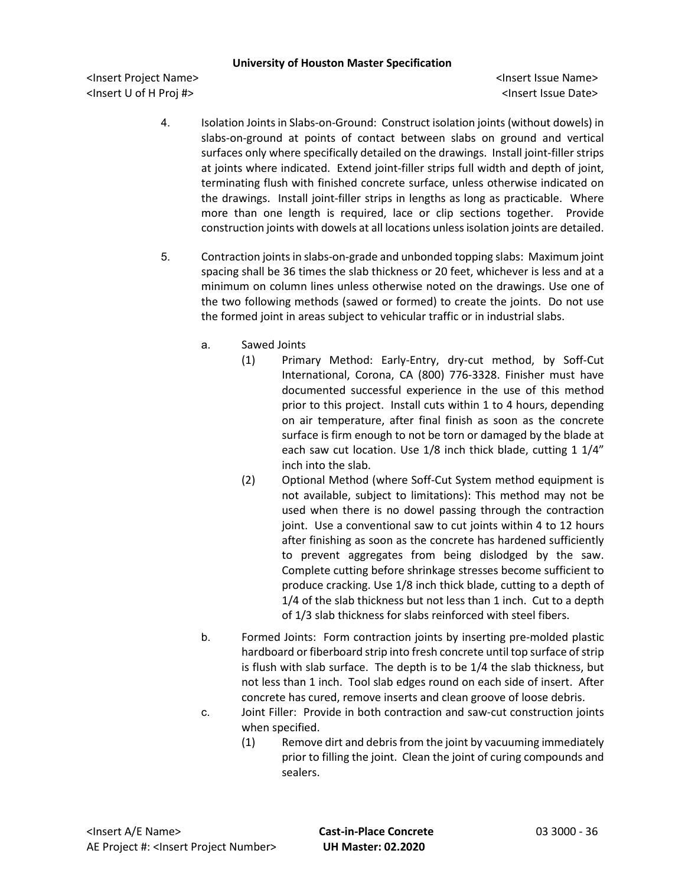4. Isolation Joints in Slabs-on-Ground: Construct isolation joints (without dowels) in slabs-on-ground at points of contact between slabs on ground and vertical surfaces only where specifically detailed on the drawings. Install joint-filler strips at joints where indicated. Extend joint-filler strips full width and depth of joint, terminating flush with finished concrete surface, unless otherwise indicated on the drawings. Install joint-filler strips in lengths as long as practicable. Where more than one length is required, lace or clip sections together. Provide construction joints with dowels at all locations unless isolation joints are detailed.

5. Contraction joints in slabs-on-grade and unbonded topping slabs: Maximum joint spacing shall be 36 times the slab thickness or 20 feet, whichever is less and at a minimum on column lines unless otherwise noted on the drawings. Use one of the two following methods (sawed or formed) to create the joints. Do not use the formed joint in areas subject to vehicular traffic or in industrial slabs.

   a. Sawed Joints

      (1) Primary Method: Early-Entry, dry-cut method, by Soff-Cut International, Corona, CA (800) 776-3328. Finisher must have documented successful experience in the use of this method prior to this project. Install cuts within 1 to 4 hours, depending on air temperature, after final finish as soon as the concrete surface is firm enough to not be torn or damaged by the blade at each saw cut location. Use 1/8 inch thick blade, cutting 1 1/4" inch into the slab.

      (2) Optional Method (where Soff-Cut System method equipment is not available, subject to limitations): This method may not be used when there is no dowel passing through the contraction joint. Use a conventional saw to cut joints within 4 to 12 hours after finishing as soon as the concrete has hardened sufficiently to prevent aggregates from being dislodged by the saw. Complete cutting before shrinkage stresses become sufficient to produce cracking. Use 1/8 inch thick blade, cutting to a depth of 1/4 of the slab thickness but not less than 1 inch. Cut to a depth of 1/3 slab thickness for slabs reinforced with steel fibers.

   b. Formed Joints: Form contraction joints by inserting pre-molded plastic hardboard or fiberboard strip into fresh concrete until top surface of strip is flush with slab surface. The depth is to be 1/4 the slab thickness, but not less than 1 inch. Tool slab edges round on each side of insert. After concrete has cured, remove inserts and clean groove of loose debris.

   c. Joint Filler: Provide in both contraction and saw-cut construction joints when specified.

      (1) Remove dirt and debris from the joint by vacuuming immediately prior to filling the joint. Clean the joint of curing compounds and sealers.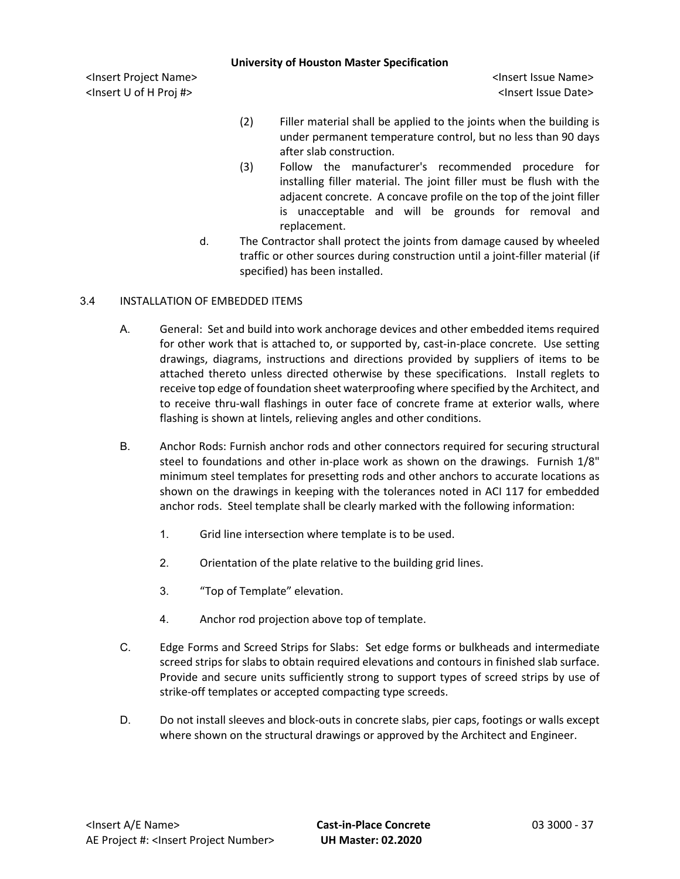(2) Filler material shall be applied to the joints when the building is under permanent temperature control, but no less than 90 days after slab construction.

(3) Follow the manufacturer's recommended procedure for installing filler material. The joint filler must be flush with the adjacent concrete. A concave profile on the top of the joint filler is unacceptable and will be grounds for removal and replacement.

d. The Contractor shall protect the joints from damage caused by wheeled traffic or other sources during construction until a joint-filler material (if specified) has been installed.

## 3.4 INSTALLATION OF EMBEDDED ITEMS

A. General: Set and build into work anchorage devices and other embedded items required for other work that is attached to, or supported by, cast-in-place concrete. Use setting drawings, diagrams, instructions and directions provided by suppliers of items to be attached thereto unless directed otherwise by these specifications. Install reglets to receive top edge of foundation sheet waterproofing where specified by the Architect, and to receive thru-wall flashings in outer face of concrete frame at exterior walls, where flashing is shown at lintels, relieving angles and other conditions.

B. Anchor Rods: Furnish anchor rods and other connectors required for securing structural steel to foundations and other in-place work as shown on the drawings. Furnish 1/8" minimum steel templates for presetting rods and other anchors to accurate locations as shown on the drawings in keeping with the tolerances noted in ACI 117 for embedded anchor rods. Steel template shall be clearly marked with the following information:

1. Grid line intersection where template is to be used.

2. Orientation of the plate relative to the building grid lines.

3. "Top of Template" elevation.

4. Anchor rod projection above top of template.

C. Edge Forms and Screed Strips for Slabs: Set edge forms or bulkheads and intermediate screed strips for slabs to obtain required elevations and contours in finished slab surface. Provide and secure units sufficiently strong to support types of screed strips by use of strike-off templates or accepted compacting type screeds.

D. Do not install sleeves and block-outs in concrete slabs, pier caps, footings or walls except where shown on the structural drawings or approved by the Architect and Engineer.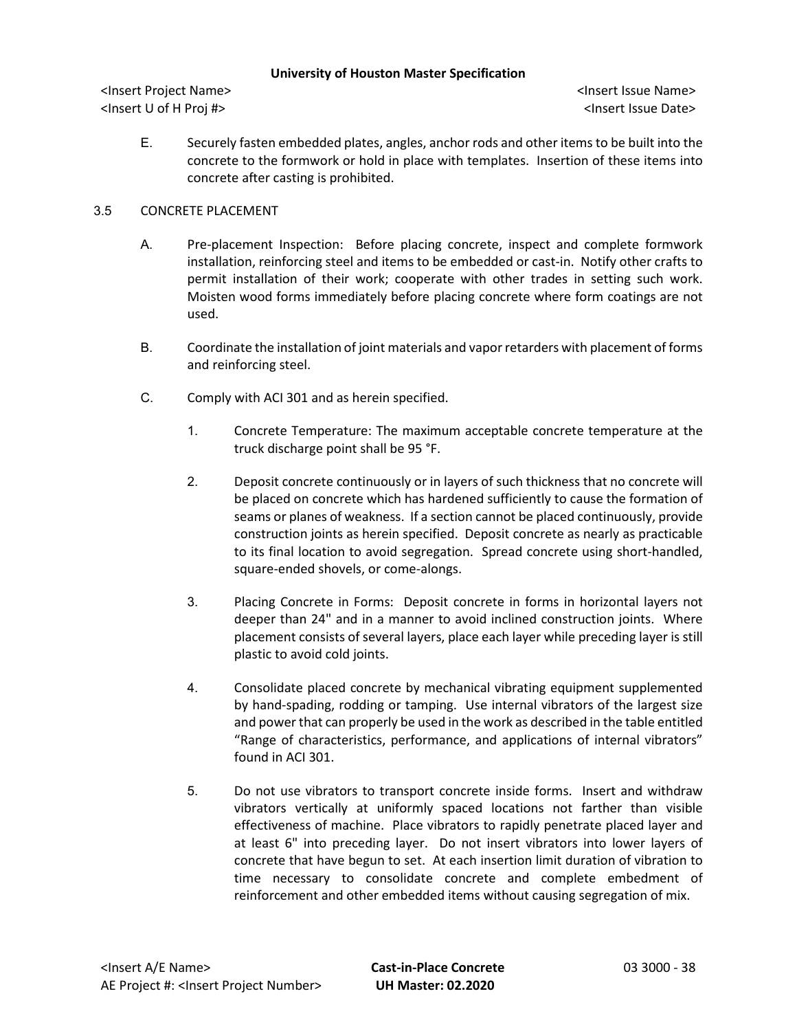E. Securely fasten embedded plates, angles, anchor rods and other items to be built into the concrete to the formwork or hold in place with templates. Insertion of these items into concrete after casting is prohibited.

## 3.5 CONCRETE PLACEMENT

A. Pre-placement Inspection: Before placing concrete, inspect and complete formwork installation, reinforcing steel and items to be embedded or cast-in. Notify other crafts to permit installation of their work; cooperate with other trades in setting such work. Moisten wood forms immediately before placing concrete where form coatings are not used.

B. Coordinate the installation of joint materials and vapor retarders with placement of forms and reinforcing steel.

C. Comply with ACI 301 and as herein specified.

1. Concrete Temperature: The maximum acceptable concrete temperature at the truck discharge point shall be 95 °F.

2. Deposit concrete continuously or in layers of such thickness that no concrete will be placed on concrete which has hardened sufficiently to cause the formation of seams or planes of weakness. If a section cannot be placed continuously, provide construction joints as herein specified. Deposit concrete as nearly as practicable to its final location to avoid segregation. Spread concrete using short-handled, square-ended shovels, or come-alongs.

3. Placing Concrete in Forms: Deposit concrete in forms in horizontal layers not deeper than 24" and in a manner to avoid inclined construction joints. Where placement consists of several layers, place each layer while preceding layer is still plastic to avoid cold joints.

4. Consolidate placed concrete by mechanical vibrating equipment supplemented by hand-spading, rodding or tamping. Use internal vibrators of the largest size and power that can properly be used in the work as described in the table entitled "Range of characteristics, performance, and applications of internal vibrators" found in ACI 301.

5. Do not use vibrators to transport concrete inside forms. Insert and withdraw vibrators vertically at uniformly spaced locations not farther than visible effectiveness of machine. Place vibrators to rapidly penetrate placed layer and at least 6" into preceding layer. Do not insert vibrators into lower layers of concrete that have begun to set. At each insertion limit duration of vibration to time necessary to consolidate concrete and complete embedment of reinforcement and other embedded items without causing segregation of mix.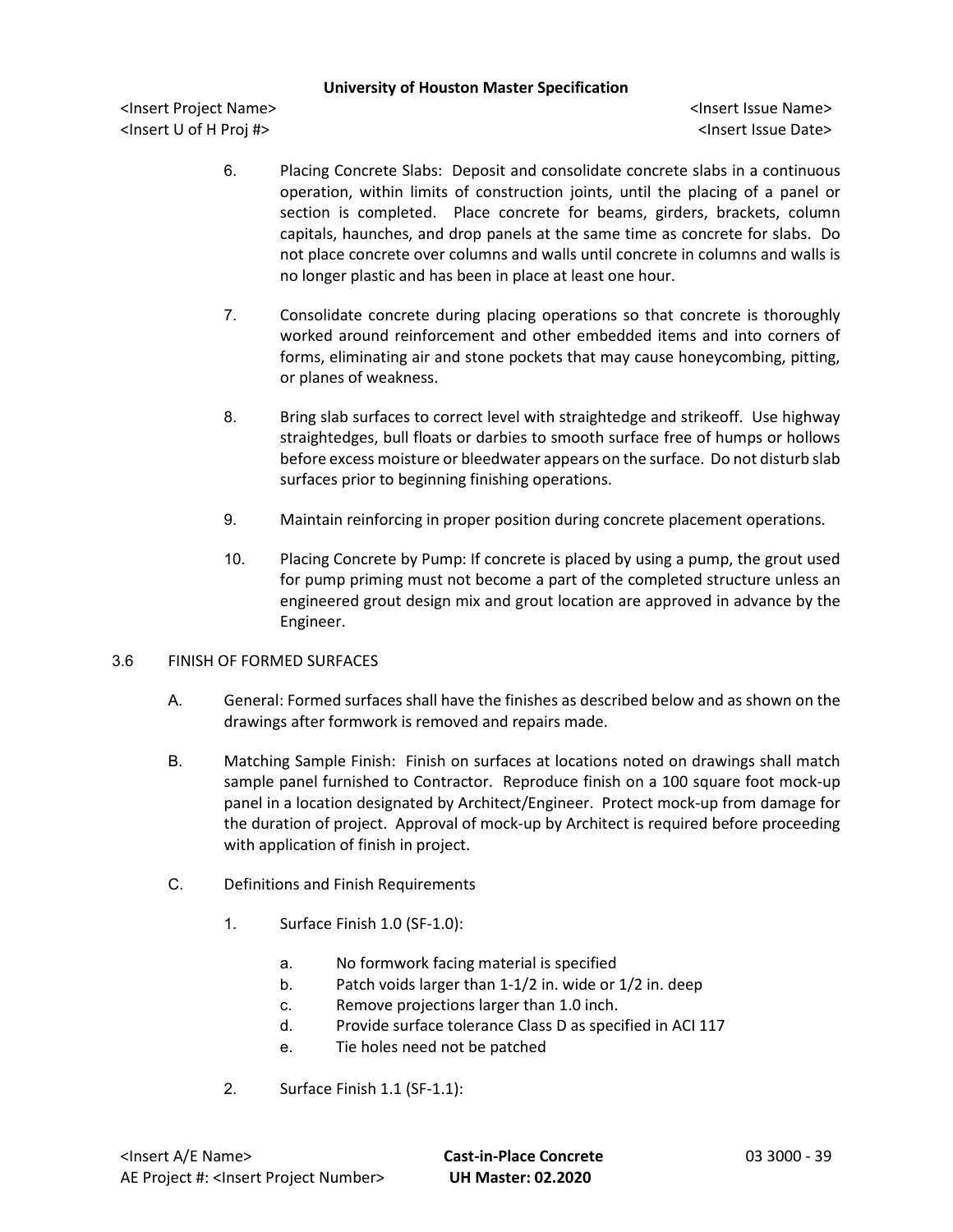6. Placing Concrete Slabs: Deposit and consolidate concrete slabs in a continuous operation, within limits of construction joints, until the placing of a panel or section is completed. Place concrete for beams, girders, brackets, column capitals, haunches, and drop panels at the same time as concrete for slabs. Do not place concrete over columns and walls until concrete in columns and walls is no longer plastic and has been in place at least one hour.

7. Consolidate concrete during placing operations so that concrete is thoroughly worked around reinforcement and other embedded items and into corners of forms, eliminating air and stone pockets that may cause honeycombing, pitting, or planes of weakness.

8. Bring slab surfaces to correct level with straightedge and strikeoff. Use highway straightedges, bull floats or darbies to smooth surface free of humps or hollows before excess moisture or bleedwater appears on the surface. Do not disturb slab surfaces prior to beginning finishing operations.

9. Maintain reinforcing in proper position during concrete placement operations.

10. Placing Concrete by Pump: If concrete is placed by using a pump, the grout used for pump priming must not become a part of the completed structure unless an engineered grout design mix and grout location are approved in advance by the Engineer.

## 3.6 FINISH OF FORMED SURFACES

A. General: Formed surfaces shall have the finishes as described below and as shown on the drawings after formwork is removed and repairs made.

B. Matching Sample Finish: Finish on surfaces at locations noted on drawings shall match sample panel furnished to Contractor. Reproduce finish on a 100 square foot mock-up panel in a location designated by Architect/Engineer. Protect mock-up from damage for the duration of project. Approval of mock-up by Architect is required before proceeding with application of finish in project.

C. Definitions and Finish Requirements

1. Surface Finish 1.0 (SF-1.0):

   a. No formwork facing material is specified
   b. Patch voids larger than 1-1/2 in. wide or 1/2 in. deep
   c. Remove projections larger than 1.0 inch.
   d. Provide surface tolerance Class D as specified in ACI 117
   e. Tie holes need not be patched

2. Surface Finish 1.1 (SF-1.1):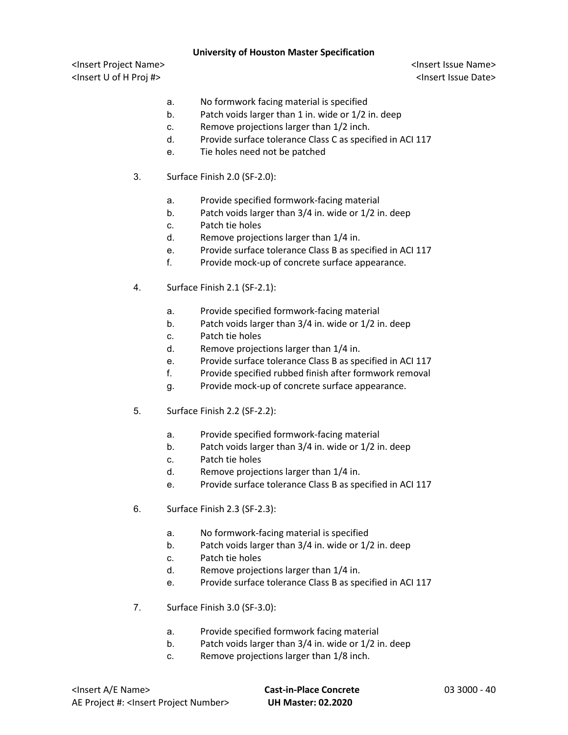a. No formwork facing material is specified
b. Patch voids larger than 1 in. wide or 1/2 in. deep
c. Remove projections larger than 1/2 inch.
d. Provide surface tolerance Class C as specified in ACI 117
e. Tie holes need not be patched

3. Surface Finish 2.0 (SF-2.0):

    a. Provide specified formwork-facing material
    b. Patch voids larger than 3/4 in. wide or 1/2 in. deep
    c. Patch tie holes
    d. Remove projections larger than 1/4 in.
    e. Provide surface tolerance Class B as specified in ACI 117
    f. Provide mock-up of concrete surface appearance.

4. Surface Finish 2.1 (SF-2.1):

    a. Provide specified formwork-facing material
    b. Patch voids larger than 3/4 in. wide or 1/2 in. deep
    c. Patch tie holes
    d. Remove projections larger than 1/4 in.
    e. Provide surface tolerance Class B as specified in ACI 117
    f. Provide specified rubbed finish after formwork removal
    g. Provide mock-up of concrete surface appearance.

5. Surface Finish 2.2 (SF-2.2):

    a. Provide specified formwork-facing material
    b. Patch voids larger than 3/4 in. wide or 1/2 in. deep
    c. Patch tie holes
    d. Remove projections larger than 1/4 in.
    e. Provide surface tolerance Class B as specified in ACI 117

6. Surface Finish 2.3 (SF-2.3):

    a. No formwork-facing material is specified
    b. Patch voids larger than 3/4 in. wide or 1/2 in. deep
    c. Patch tie holes
    d. Remove projections larger than 1/4 in.
    e. Provide surface tolerance Class B as specified in ACI 117

7. Surface Finish 3.0 (SF-3.0):

    a. Provide specified formwork facing material
    b. Patch voids larger than 3/4 in. wide or 1/2 in. deep
    c. Remove projections larger than 1/8 inch.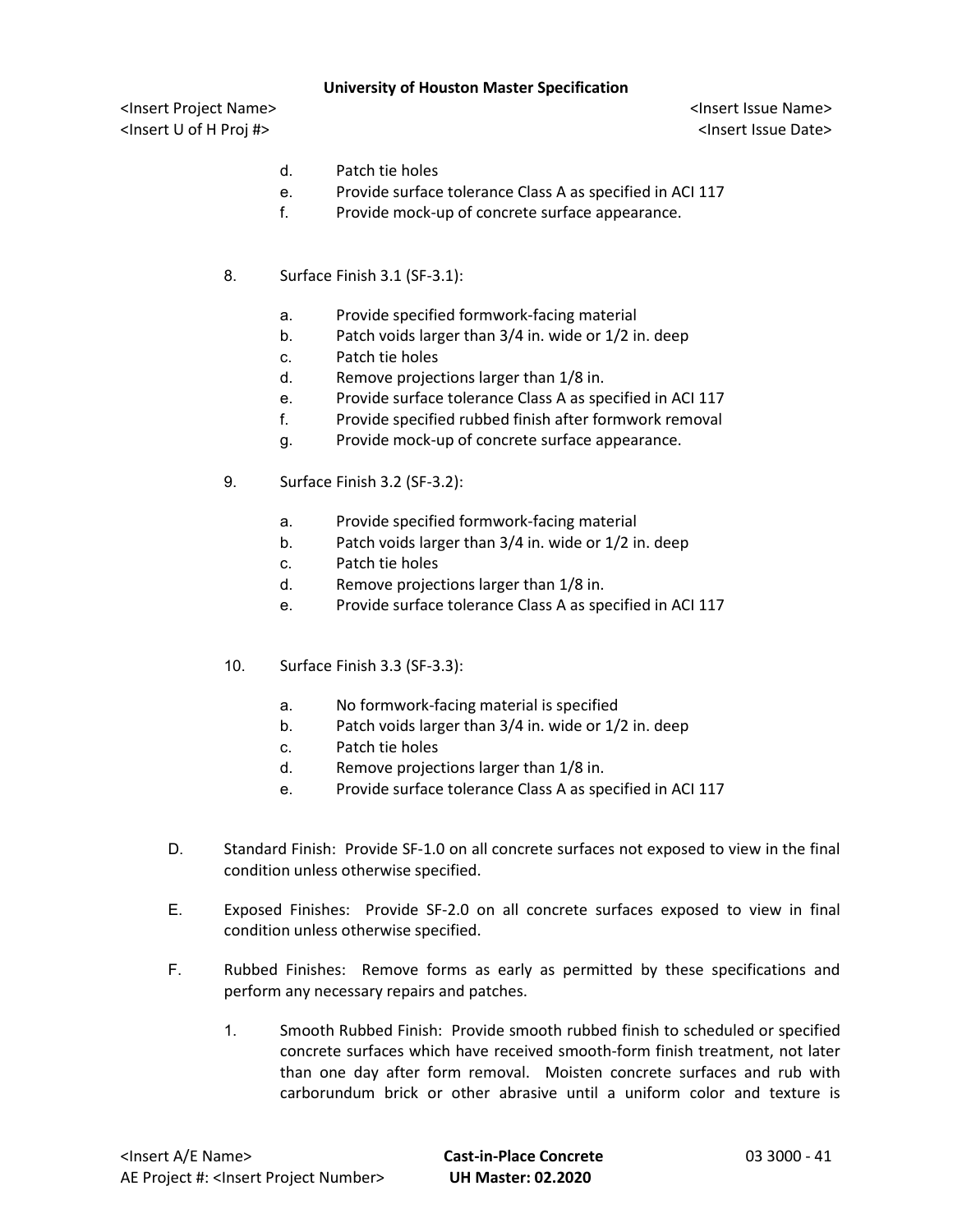d. Patch tie holes
e. Provide surface tolerance Class A as specified in ACI 117
f. Provide mock-up of concrete surface appearance.

8. Surface Finish 3.1 (SF-3.1):

   a. Provide specified formwork-facing material
   b. Patch voids larger than 3/4 in. wide or 1/2 in. deep
   c. Patch tie holes
   d. Remove projections larger than 1/8 in.
   e. Provide surface tolerance Class A as specified in ACI 117
   f. Provide specified rubbed finish after formwork removal
   g. Provide mock-up of concrete surface appearance.

9. Surface Finish 3.2 (SF-3.2):

   a. Provide specified formwork-facing material
   b. Patch voids larger than 3/4 in. wide or 1/2 in. deep
   c. Patch tie holes
   d. Remove projections larger than 1/8 in.
   e. Provide surface tolerance Class A as specified in ACI 117

10. Surface Finish 3.3 (SF-3.3):

   a. No formwork-facing material is specified
   b. Patch voids larger than 3/4 in. wide or 1/2 in. deep
   c. Patch tie holes
   d. Remove projections larger than 1/8 in.
   e. Provide surface tolerance Class A as specified in ACI 117

D. Standard Finish: Provide SF-1.0 on all concrete surfaces not exposed to view in the final condition unless otherwise specified.

E. Exposed Finishes: Provide SF-2.0 on all concrete surfaces exposed to view in final condition unless otherwise specified.

F. Rubbed Finishes: Remove forms as early as permitted by these specifications and perform any necessary repairs and patches.

   1. Smooth Rubbed Finish: Provide smooth rubbed finish to scheduled or specified concrete surfaces which have received smooth-form finish treatment, not later than one day after form removal. Moisten concrete surfaces and rub with carborundum brick or other abrasive until a uniform color and texture is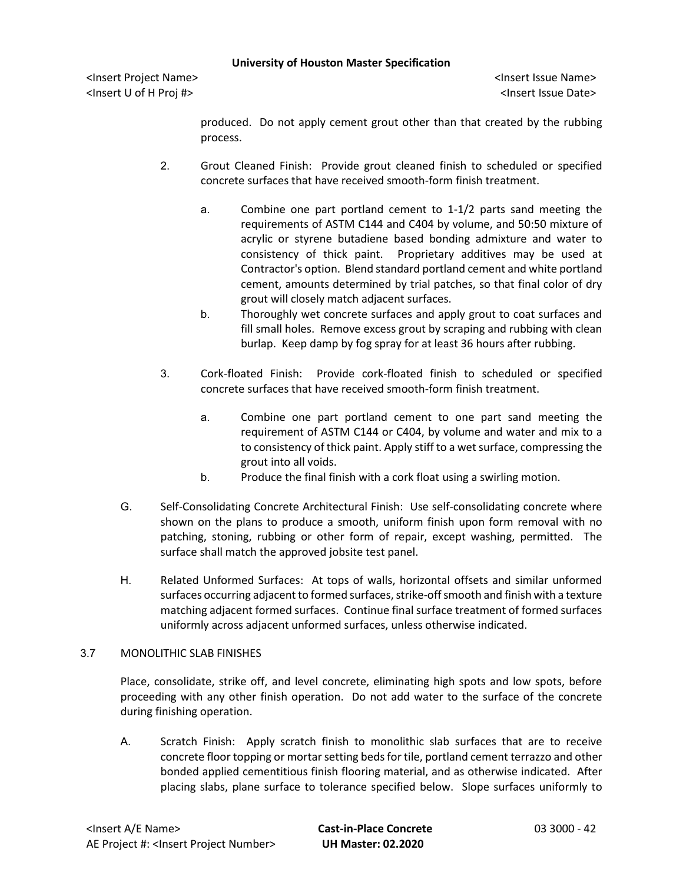produced. Do not apply cement grout other than that created by the rubbing process.

2. Grout Cleaned Finish: Provide grout cleaned finish to scheduled or specified concrete surfaces that have received smooth-form finish treatment.

    a. Combine one part portland cement to 1-1/2 parts sand meeting the requirements of ASTM C144 and C404 by volume, and 50:50 mixture of acrylic or styrene butadiene based bonding admixture and water to consistency of thick paint. Proprietary additives may be used at Contractor's option. Blend standard portland cement and white portland cement, amounts determined by trial patches, so that final color of dry grout will closely match adjacent surfaces.
    b. Thoroughly wet concrete surfaces and apply grout to coat surfaces and fill small holes. Remove excess grout by scraping and rubbing with clean burlap. Keep damp by fog spray for at least 36 hours after rubbing.

3. Cork-floated Finish: Provide cork-floated finish to scheduled or specified concrete surfaces that have received smooth-form finish treatment.

    a. Combine one part portland cement to one part sand meeting the requirement of ASTM C144 or C404, by volume and water and mix to a to consistency of thick paint. Apply stiff to a wet surface, compressing the grout into all voids.
    b. Produce the final finish with a cork float using a swirling motion.

G. Self-Consolidating Concrete Architectural Finish: Use self-consolidating concrete where shown on the plans to produce a smooth, uniform finish upon form removal with no patching, stoning, rubbing or other form of repair, except washing, permitted. The surface shall match the approved jobsite test panel.

H. Related Unformed Surfaces: At tops of walls, horizontal offsets and similar unformed surfaces occurring adjacent to formed surfaces, strike-off smooth and finish with a texture matching adjacent formed surfaces. Continue final surface treatment of formed surfaces uniformly across adjacent unformed surfaces, unless otherwise indicated.

## 3.7 MONOLITHIC SLAB FINISHES

Place, consolidate, strike off, and level concrete, eliminating high spots and low spots, before proceeding with any other finish operation. Do not add water to the surface of the concrete during finishing operation.

A. Scratch Finish: Apply scratch finish to monolithic slab surfaces that are to receive concrete floor topping or mortar setting beds for tile, portland cement terrazzo and other bonded applied cementitious finish flooring material, and as otherwise indicated. After placing slabs, plane surface to tolerance specified below. Slope surfaces uniformly to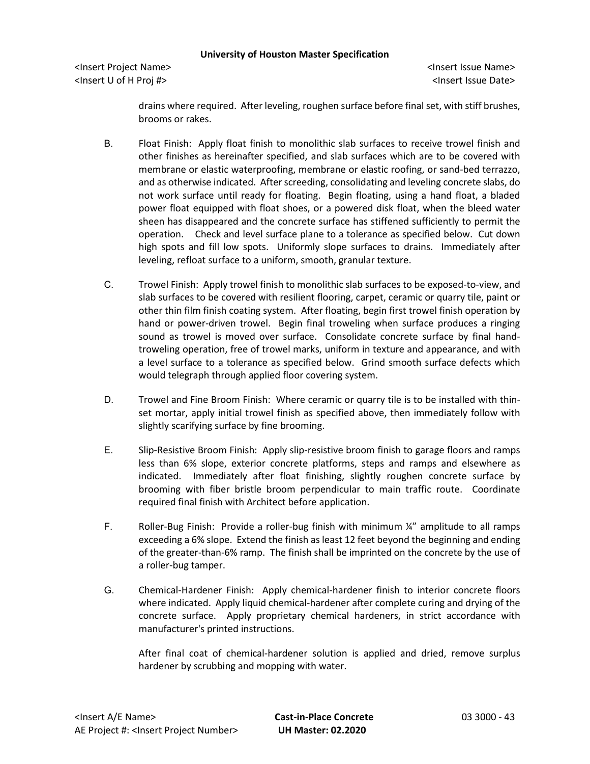drains where required. After leveling, roughen surface before final set, with stiff brushes, brooms or rakes.

B. Float Finish: Apply float finish to monolithic slab surfaces to receive trowel finish and other finishes as hereinafter specified, and slab surfaces which are to be covered with membrane or elastic waterproofing, membrane or elastic roofing, or sand-bed terrazzo, and as otherwise indicated. After screeding, consolidating and leveling concrete slabs, do not work surface until ready for floating. Begin floating, using a hand float, a bladed power float equipped with float shoes, or a powered disk float, when the bleed water sheen has disappeared and the concrete surface has stiffened sufficiently to permit the operation. Check and level surface plane to a tolerance as specified below. Cut down high spots and fill low spots. Uniformly slope surfaces to drains. Immediately after leveling, refloat surface to a uniform, smooth, granular texture.

C. Trowel Finish: Apply trowel finish to monolithic slab surfaces to be exposed-to-view, and slab surfaces to be covered with resilient flooring, carpet, ceramic or quarry tile, paint or other thin film finish coating system. After floating, begin first trowel finish operation by hand or power-driven trowel. Begin final troweling when surface produces a ringing sound as trowel is moved over surface. Consolidate concrete surface by final hand-troweling operation, free of trowel marks, uniform in texture and appearance, and with a level surface to a tolerance as specified below. Grind smooth surface defects which would telegraph through applied floor covering system.

D. Trowel and Fine Broom Finish: Where ceramic or quarry tile is to be installed with thin-set mortar, apply initial trowel finish as specified above, then immediately follow with slightly scarifying surface by fine brooming.

E. Slip-Resistive Broom Finish: Apply slip-resistive broom finish to garage floors and ramps less than 6% slope, exterior concrete platforms, steps and ramps and elsewhere as indicated. Immediately after float finishing, slightly roughen concrete surface by brooming with fiber bristle broom perpendicular to main traffic route. Coordinate required final finish with Architect before application.

F. Roller-Bug Finish: Provide a roller-bug finish with minimum ¼" amplitude to all ramps exceeding a 6% slope. Extend the finish as least 12 feet beyond the beginning and ending of the greater-than-6% ramp. The finish shall be imprinted on the concrete by the use of a roller-bug tamper.

G. Chemical-Hardener Finish: Apply chemical-hardener finish to interior concrete floors where indicated. Apply liquid chemical-hardener after complete curing and drying of the concrete surface. Apply proprietary chemical hardeners, in strict accordance with manufacturer's printed instructions.

After final coat of chemical-hardener solution is applied and dried, remove surplus hardener by scrubbing and mopping with water.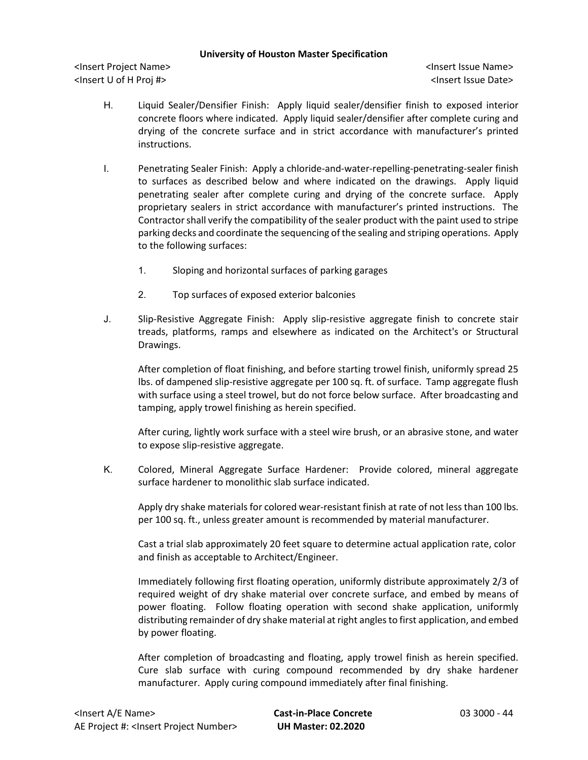H. Liquid Sealer/Densifier Finish: Apply liquid sealer/densifier finish to exposed interior concrete floors where indicated. Apply liquid sealer/densifier after complete curing and drying of the concrete surface and in strict accordance with manufacturer's printed instructions.

I. Penetrating Sealer Finish: Apply a chloride-and-water-repelling-penetrating-sealer finish to surfaces as described below and where indicated on the drawings. Apply liquid penetrating sealer after complete curing and drying of the concrete surface. Apply proprietary sealers in strict accordance with manufacturer's printed instructions. The Contractor shall verify the compatibility of the sealer product with the paint used to stripe parking decks and coordinate the sequencing of the sealing and striping operations. Apply to the following surfaces:

1. Sloping and horizontal surfaces of parking garages
2. Top surfaces of exposed exterior balconies

J. Slip-Resistive Aggregate Finish: Apply slip-resistive aggregate finish to concrete stair treads, platforms, ramps and elsewhere as indicated on the Architect's or Structural Drawings.

After completion of float finishing, and before starting trowel finish, uniformly spread 25 lbs. of dampened slip-resistive aggregate per 100 sq. ft. of surface. Tamp aggregate flush with surface using a steel trowel, but do not force below surface. After broadcasting and tamping, apply trowel finishing as herein specified.

After curing, lightly work surface with a steel wire brush, or an abrasive stone, and water to expose slip-resistive aggregate.

K. Colored, Mineral Aggregate Surface Hardener: Provide colored, mineral aggregate surface hardener to monolithic slab surface indicated.

Apply dry shake materials for colored wear-resistant finish at rate of not less than 100 lbs. per 100 sq. ft., unless greater amount is recommended by material manufacturer.

Cast a trial slab approximately 20 feet square to determine actual application rate, color and finish as acceptable to Architect/Engineer.

Immediately following first floating operation, uniformly distribute approximately 2/3 of required weight of dry shake material over concrete surface, and embed by means of power floating. Follow floating operation with second shake application, uniformly distributing remainder of dry shake material at right angles to first application, and embed by power floating.

After completion of broadcasting and floating, apply trowel finish as herein specified. Cure slab surface with curing compound recommended by dry shake hardener manufacturer. Apply curing compound immediately after final finishing.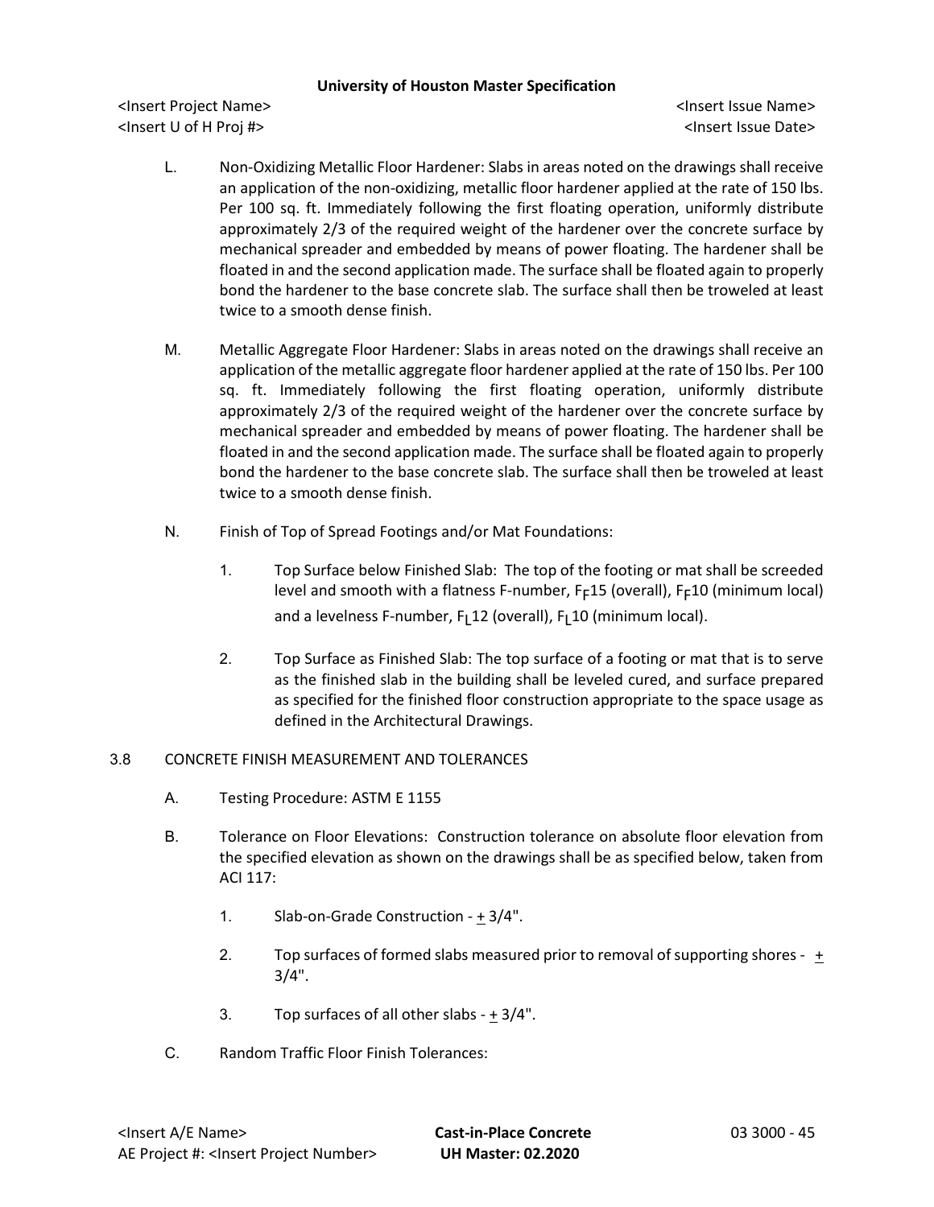L. Non-Oxidizing Metallic Floor Hardener: Slabs in areas noted on the drawings shall receive an application of the non-oxidizing, metallic floor hardener applied at the rate of 150 lbs. Per 100 sq. ft. Immediately following the first floating operation, uniformly distribute approximately 2/3 of the required weight of the hardener over the concrete surface by mechanical spreader and embedded by means of power floating. The hardener shall be floated in and the second application made. The surface shall be floated again to properly bond the hardener to the base concrete slab. The surface shall then be troweled at least twice to a smooth dense finish.

M. Metallic Aggregate Floor Hardener: Slabs in areas noted on the drawings shall receive an application of the metallic aggregate floor hardener applied at the rate of 150 lbs. Per 100 sq. ft. Immediately following the first floating operation, uniformly distribute approximately 2/3 of the required weight of the hardener over the concrete surface by mechanical spreader and embedded by means of power floating. The hardener shall be floated in and the second application made. The surface shall be floated again to properly bond the hardener to the base concrete slab. The surface shall then be troweled at least twice to a smooth dense finish.

N. Finish of Top of Spread Footings and/or Mat Foundations:

1. Top Surface below Finished Slab: The top of the footing or mat shall be screeded level and smooth with a flatness F-number, $F_F$15 (overall), $F_F$10 (minimum local) and a levelness F-number, $F_L$12 (overall), $F_L$10 (minimum local).

2. Top Surface as Finished Slab: The top surface of a footing or mat that is to serve as the finished slab in the building shall be leveled cured, and surface prepared as specified for the finished floor construction appropriate to the space usage as defined in the Architectural Drawings.

3.8 CONCRETE FINISH MEASUREMENT AND TOLERANCES

A. Testing Procedure: ASTM E 1155

B. Tolerance on Floor Elevations: Construction tolerance on absolute floor elevation from the specified elevation as shown on the drawings shall be as specified below, taken from ACI 117:

1. Slab-on-Grade Construction - ± 3/4".

2. Top surfaces of formed slabs measured prior to removal of supporting shores - ± 3/4".

3. Top surfaces of all other slabs - ± 3/4".

C. Random Traffic Floor Finish Tolerances: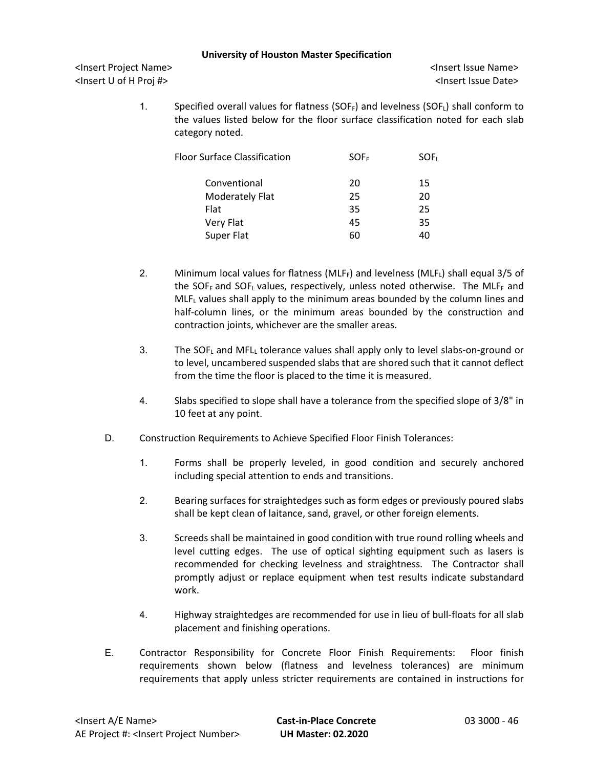1. Specified overall values for flatness ($SOF_F$) and levelness ($SOF_L$) shall conform to the values listed below for the floor surface classification noted for each slab category noted.

| Floor Surface Classification | $SOF_F$ | $SOF_L$ |
|---|---|---|
| Conventional | 20 | 15 |
| Moderately Flat | 25 | 20 |
| Flat | 35 | 25 |
| Very Flat | 45 | 35 |
| Super Flat | 60 | 40 |

2. Minimum local values for flatness ($MLF_F$) and levelness ($MLF_L$) shall equal 3/5 of the $SOF_F$ and $SOF_L$ values, respectively, unless noted otherwise. The $MLF_F$ and $MLF_L$ values shall apply to the minimum areas bounded by the column lines and half-column lines, or the minimum areas bounded by the construction and contraction joints, whichever are the smaller areas.

3. The $SOF_L$ and $MFL_L$ tolerance values shall apply only to level slabs-on-ground or to level, uncambered suspended slabs that are shored such that it cannot deflect from the time the floor is placed to the time it is measured.

4. Slabs specified to slope shall have a tolerance from the specified slope of 3/8" in 10 feet at any point.

D. Construction Requirements to Achieve Specified Floor Finish Tolerances:

1. Forms shall be properly leveled, in good condition and securely anchored including special attention to ends and transitions.

2. Bearing surfaces for straightedges such as form edges or previously poured slabs shall be kept clean of laitance, sand, gravel, or other foreign elements.

3. Screeds shall be maintained in good condition with true round rolling wheels and level cutting edges. The use of optical sighting equipment such as lasers is recommended for checking levelness and straightness. The Contractor shall promptly adjust or replace equipment when test results indicate substandard work.

4. Highway straightedges are recommended for use in lieu of bull-floats for all slab placement and finishing operations.

E. Contractor Responsibility for Concrete Floor Finish Requirements: Floor finish requirements shown below (flatness and levelness tolerances) are minimum requirements that apply unless stricter requirements are contained in instructions for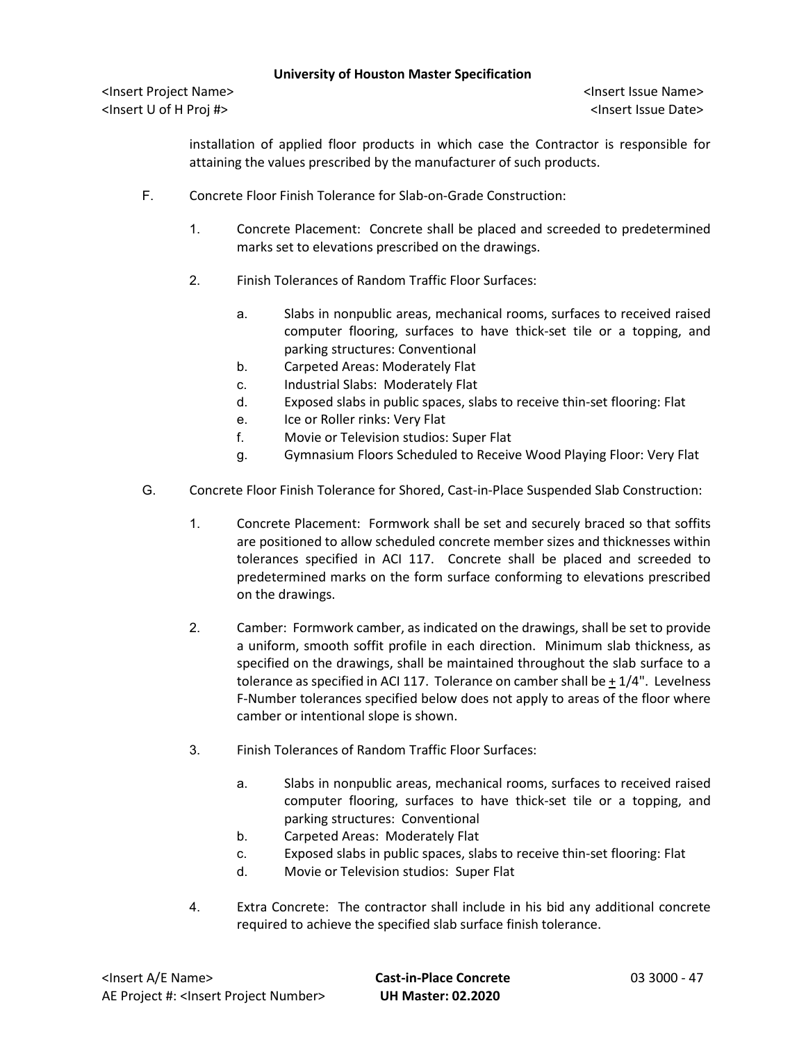installation of applied floor products in which case the Contractor is responsible for attaining the values prescribed by the manufacturer of such products.

F. Concrete Floor Finish Tolerance for Slab-on-Grade Construction:

1. Concrete Placement: Concrete shall be placed and screeded to predetermined marks set to elevations prescribed on the drawings.

2. Finish Tolerances of Random Traffic Floor Surfaces:

   a. Slabs in nonpublic areas, mechanical rooms, surfaces to received raised computer flooring, surfaces to have thick-set tile or a topping, and parking structures: Conventional
   b. Carpeted Areas: Moderately Flat
   c. Industrial Slabs: Moderately Flat
   d. Exposed slabs in public spaces, slabs to receive thin-set flooring: Flat
   e. Ice or Roller rinks: Very Flat
   f. Movie or Television studios: Super Flat
   g. Gymnasium Floors Scheduled to Receive Wood Playing Floor: Very Flat

G. Concrete Floor Finish Tolerance for Shored, Cast-in-Place Suspended Slab Construction:

1. Concrete Placement: Formwork shall be set and securely braced so that soffits are positioned to allow scheduled concrete member sizes and thicknesses within tolerances specified in ACI 117. Concrete shall be placed and screeded to predetermined marks on the form surface conforming to elevations prescribed on the drawings.

2. Camber: Formwork camber, as indicated on the drawings, shall be set to provide a uniform, smooth soffit profile in each direction. Minimum slab thickness, as specified on the drawings, shall be maintained throughout the slab surface to a tolerance as specified in ACI 117. Tolerance on camber shall be ± 1/4". Levelness F-Number tolerances specified below does not apply to areas of the floor where camber or intentional slope is shown.

3. Finish Tolerances of Random Traffic Floor Surfaces:

   a. Slabs in nonpublic areas, mechanical rooms, surfaces to received raised computer flooring, surfaces to have thick-set tile or a topping, and parking structures: Conventional
   b. Carpeted Areas: Moderately Flat
   c. Exposed slabs in public spaces, slabs to receive thin-set flooring: Flat
   d. Movie or Television studios: Super Flat

4. Extra Concrete: The contractor shall include in his bid any additional concrete required to achieve the specified slab surface finish tolerance.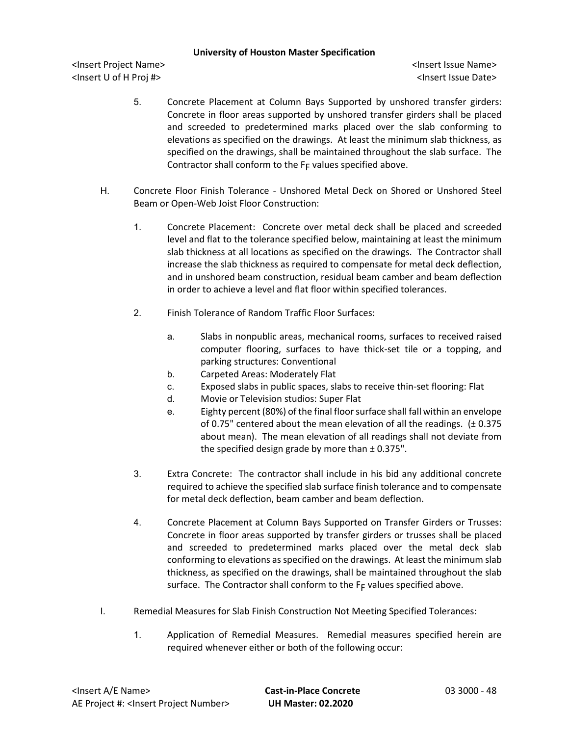5. Concrete Placement at Column Bays Supported by unshored transfer girders: Concrete in floor areas supported by unshored transfer girders shall be placed and screeded to predetermined marks placed over the slab conforming to elevations as specified on the drawings. At least the minimum slab thickness, as specified on the drawings, shall be maintained throughout the slab surface. The Contractor shall conform to the $F_F$ values specified above.

H. Concrete Floor Finish Tolerance - Unshored Metal Deck on Shored or Unshored Steel Beam or Open-Web Joist Floor Construction:

1. Concrete Placement: Concrete over metal deck shall be placed and screeded level and flat to the tolerance specified below, maintaining at least the minimum slab thickness at all locations as specified on the drawings. The Contractor shall increase the slab thickness as required to compensate for metal deck deflection, and in unshored beam construction, residual beam camber and beam deflection in order to achieve a level and flat floor within specified tolerances.

2. Finish Tolerance of Random Traffic Floor Surfaces:

   a. Slabs in nonpublic areas, mechanical rooms, surfaces to received raised computer flooring, surfaces to have thick-set tile or a topping, and parking structures: Conventional
   b. Carpeted Areas: Moderately Flat
   c. Exposed slabs in public spaces, slabs to receive thin-set flooring: Flat
   d. Movie or Television studios: Super Flat
   e. Eighty percent (80%) of the final floor surface shall fall within an envelope of 0.75" centered about the mean elevation of all the readings. (± 0.375 about mean). The mean elevation of all readings shall not deviate from the specified design grade by more than ± 0.375".

3. Extra Concrete: The contractor shall include in his bid any additional concrete required to achieve the specified slab surface finish tolerance and to compensate for metal deck deflection, beam camber and beam deflection.

4. Concrete Placement at Column Bays Supported on Transfer Girders or Trusses: Concrete in floor areas supported by transfer girders or trusses shall be placed and screeded to predetermined marks placed over the metal deck slab conforming to elevations as specified on the drawings. At least the minimum slab thickness, as specified on the drawings, shall be maintained throughout the slab surface. The Contractor shall conform to the $F_F$ values specified above.

I. Remedial Measures for Slab Finish Construction Not Meeting Specified Tolerances:

1. Application of Remedial Measures. Remedial measures specified herein are required whenever either or both of the following occur: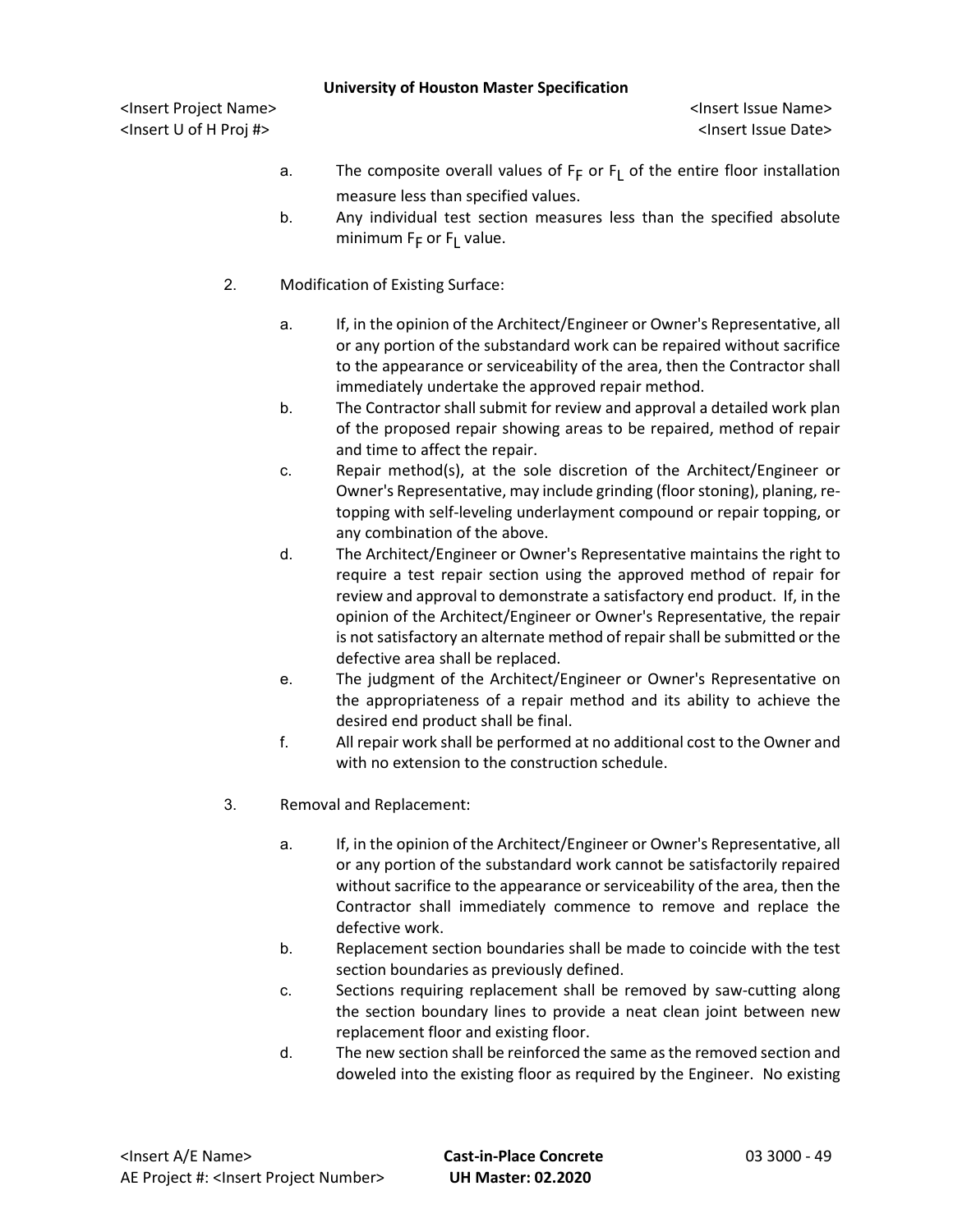a. The composite overall values of $F_F$ or $F_L$ of the entire floor installation measure less than specified values.
b. Any individual test section measures less than the specified absolute minimum $F_F$ or $F_L$ value.

2. Modification of Existing Surface:

a. If, in the opinion of the Architect/Engineer or Owner's Representative, all or any portion of the substandard work can be repaired without sacrifice to the appearance or serviceability of the area, then the Contractor shall immediately undertake the approved repair method.
b. The Contractor shall submit for review and approval a detailed work plan of the proposed repair showing areas to be repaired, method of repair and time to affect the repair.
c. Repair method(s), at the sole discretion of the Architect/Engineer or Owner's Representative, may include grinding (floor stoning), planing, re-topping with self-leveling underlayment compound or repair topping, or any combination of the above.
d. The Architect/Engineer or Owner's Representative maintains the right to require a test repair section using the approved method of repair for review and approval to demonstrate a satisfactory end product. If, in the opinion of the Architect/Engineer or Owner's Representative, the repair is not satisfactory an alternate method of repair shall be submitted or the defective area shall be replaced.
e. The judgment of the Architect/Engineer or Owner's Representative on the appropriateness of a repair method and its ability to achieve the desired end product shall be final.
f. All repair work shall be performed at no additional cost to the Owner and with no extension to the construction schedule.

3. Removal and Replacement:

a. If, in the opinion of the Architect/Engineer or Owner's Representative, all or any portion of the substandard work cannot be satisfactorily repaired without sacrifice to the appearance or serviceability of the area, then the Contractor shall immediately commence to remove and replace the defective work.
b. Replacement section boundaries shall be made to coincide with the test section boundaries as previously defined.
c. Sections requiring replacement shall be removed by saw-cutting along the section boundary lines to provide a neat clean joint between new replacement floor and existing floor.
d. The new section shall be reinforced the same as the removed section and doweled into the existing floor as required by the Engineer. No existing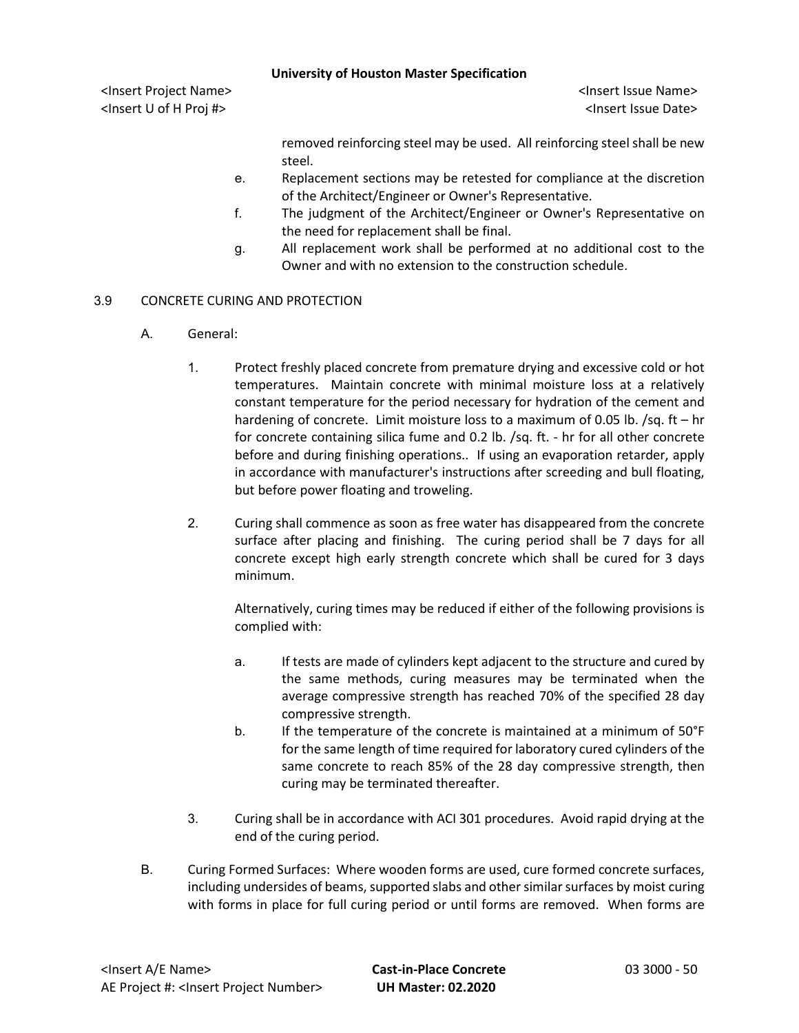removed reinforcing steel may be used. All reinforcing steel shall be new steel.

e. Replacement sections may be retested for compliance at the discretion of the Architect/Engineer or Owner's Representative.

f. The judgment of the Architect/Engineer or Owner's Representative on the need for replacement shall be final.

g. All replacement work shall be performed at no additional cost to the Owner and with no extension to the construction schedule.

## 3.9 CONCRETE CURING AND PROTECTION

A. General:

1. Protect freshly placed concrete from premature drying and excessive cold or hot temperatures. Maintain concrete with minimal moisture loss at a relatively constant temperature for the period necessary for hydration of the cement and hardening of concrete. Limit moisture loss to a maximum of 0.05 lb. /sq. ft – hr for concrete containing silica fume and 0.2 lb. /sq. ft. - hr for all other concrete before and during finishing operations.. If using an evaporation retarder, apply in accordance with manufacturer's instructions after screeding and bull floating, but before power floating and troweling.

2. Curing shall commence as soon as free water has disappeared from the concrete surface after placing and finishing. The curing period shall be 7 days for all concrete except high early strength concrete which shall be cured for 3 days minimum.

   Alternatively, curing times may be reduced if either of the following provisions is complied with:

   a. If tests are made of cylinders kept adjacent to the structure and cured by the same methods, curing measures may be terminated when the average compressive strength has reached 70% of the specified 28 day compressive strength.

   b. If the temperature of the concrete is maintained at a minimum of 50°F for the same length of time required for laboratory cured cylinders of the same concrete to reach 85% of the 28 day compressive strength, then curing may be terminated thereafter.

3. Curing shall be in accordance with ACI 301 procedures. Avoid rapid drying at the end of the curing period.

B. Curing Formed Surfaces: Where wooden forms are used, cure formed concrete surfaces, including undersides of beams, supported slabs and other similar surfaces by moist curing with forms in place for full curing period or until forms are removed. When forms are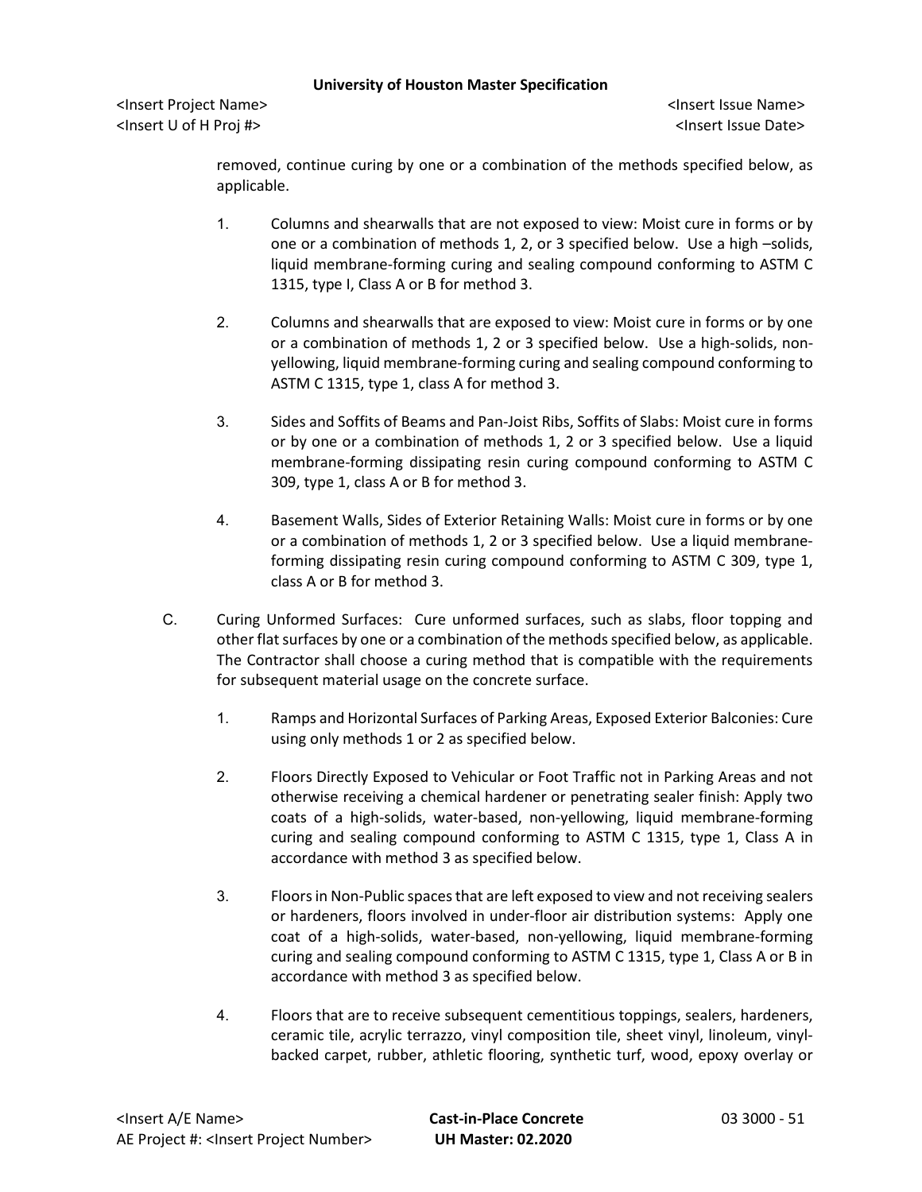removed, continue curing by one or a combination of the methods specified below, as applicable.

1. Columns and shearwalls that are not exposed to view: Moist cure in forms or by one or a combination of methods 1, 2, or 3 specified below. Use a high –solids, liquid membrane-forming curing and sealing compound conforming to ASTM C 1315, type I, Class A or B for method 3.

2. Columns and shearwalls that are exposed to view: Moist cure in forms or by one or a combination of methods 1, 2 or 3 specified below. Use a high-solids, non-yellowing, liquid membrane-forming curing and sealing compound conforming to ASTM C 1315, type 1, class A for method 3.

3. Sides and Soffits of Beams and Pan-Joist Ribs, Soffits of Slabs: Moist cure in forms or by one or a combination of methods 1, 2 or 3 specified below. Use a liquid membrane-forming dissipating resin curing compound conforming to ASTM C 309, type 1, class A or B for method 3.

4. Basement Walls, Sides of Exterior Retaining Walls: Moist cure in forms or by one or a combination of methods 1, 2 or 3 specified below. Use a liquid membrane-forming dissipating resin curing compound conforming to ASTM C 309, type 1, class A or B for method 3.

C. Curing Unformed Surfaces: Cure unformed surfaces, such as slabs, floor topping and other flat surfaces by one or a combination of the methods specified below, as applicable. The Contractor shall choose a curing method that is compatible with the requirements for subsequent material usage on the concrete surface.

1. Ramps and Horizontal Surfaces of Parking Areas, Exposed Exterior Balconies: Cure using only methods 1 or 2 as specified below.

2. Floors Directly Exposed to Vehicular or Foot Traffic not in Parking Areas and not otherwise receiving a chemical hardener or penetrating sealer finish: Apply two coats of a high-solids, water-based, non-yellowing, liquid membrane-forming curing and sealing compound conforming to ASTM C 1315, type 1, Class A in accordance with method 3 as specified below.

3. Floors in Non-Public spaces that are left exposed to view and not receiving sealers or hardeners, floors involved in under-floor air distribution systems: Apply one coat of a high-solids, water-based, non-yellowing, liquid membrane-forming curing and sealing compound conforming to ASTM C 1315, type 1, Class A or B in accordance with method 3 as specified below.

4. Floors that are to receive subsequent cementitious toppings, sealers, hardeners, ceramic tile, acrylic terrazzo, vinyl composition tile, sheet vinyl, linoleum, vinyl-backed carpet, rubber, athletic flooring, synthetic turf, wood, epoxy overlay or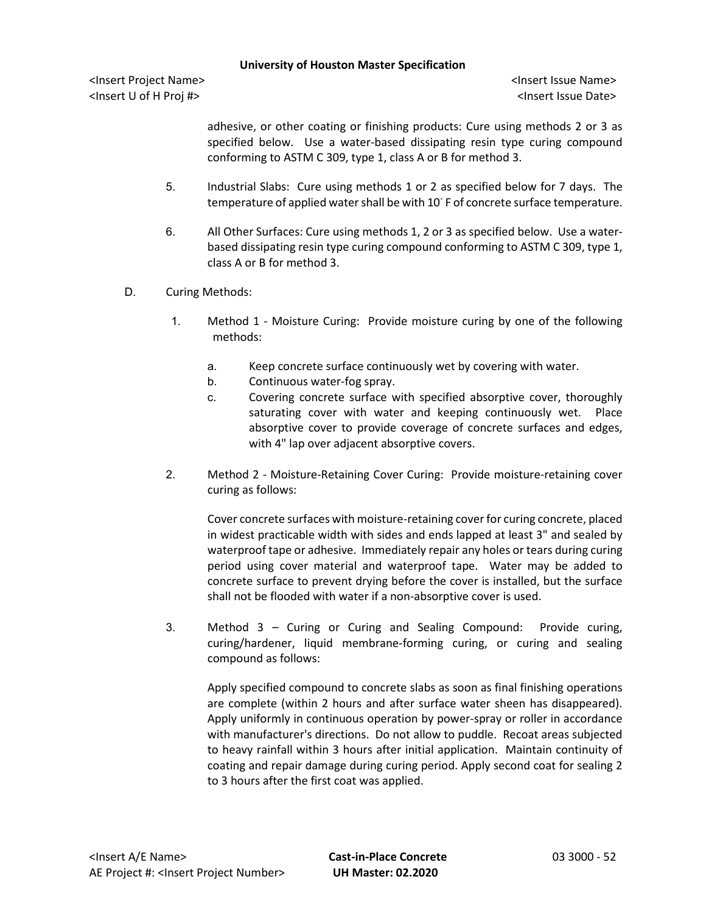adhesive, or other coating or finishing products: Cure using methods 2 or 3 as specified below. Use a water-based dissipating resin type curing compound conforming to ASTM C 309, type 1, class A or B for method 3.

5. Industrial Slabs: Cure using methods 1 or 2 as specified below for 7 days. The temperature of applied water shall be with 10° F of concrete surface temperature.

6. All Other Surfaces: Cure using methods 1, 2 or 3 as specified below. Use a water-based dissipating resin type curing compound conforming to ASTM C 309, type 1, class A or B for method 3.

D. Curing Methods:

1. Method 1 - Moisture Curing: Provide moisture curing by one of the following methods:

   a. Keep concrete surface continuously wet by covering with water.
   b. Continuous water-fog spray.
   c. Covering concrete surface with specified absorptive cover, thoroughly saturating cover with water and keeping continuously wet. Place absorptive cover to provide coverage of concrete surfaces and edges, with 4" lap over adjacent absorptive covers.

2. Method 2 - Moisture-Retaining Cover Curing: Provide moisture-retaining cover curing as follows:

   Cover concrete surfaces with moisture-retaining cover for curing concrete, placed in widest practicable width with sides and ends lapped at least 3" and sealed by waterproof tape or adhesive. Immediately repair any holes or tears during curing period using cover material and waterproof tape. Water may be added to concrete surface to prevent drying before the cover is installed, but the surface shall not be flooded with water if a non-absorptive cover is used.

3. Method 3 – Curing or Curing and Sealing Compound: Provide curing, curing/hardener, liquid membrane-forming curing, or curing and sealing compound as follows:

   Apply specified compound to concrete slabs as soon as final finishing operations are complete (within 2 hours and after surface water sheen has disappeared). Apply uniformly in continuous operation by power-spray or roller in accordance with manufacturer's directions. Do not allow to puddle. Recoat areas subjected to heavy rainfall within 3 hours after initial application. Maintain continuity of coating and repair damage during curing period. Apply second coat for sealing 2 to 3 hours after the first coat was applied.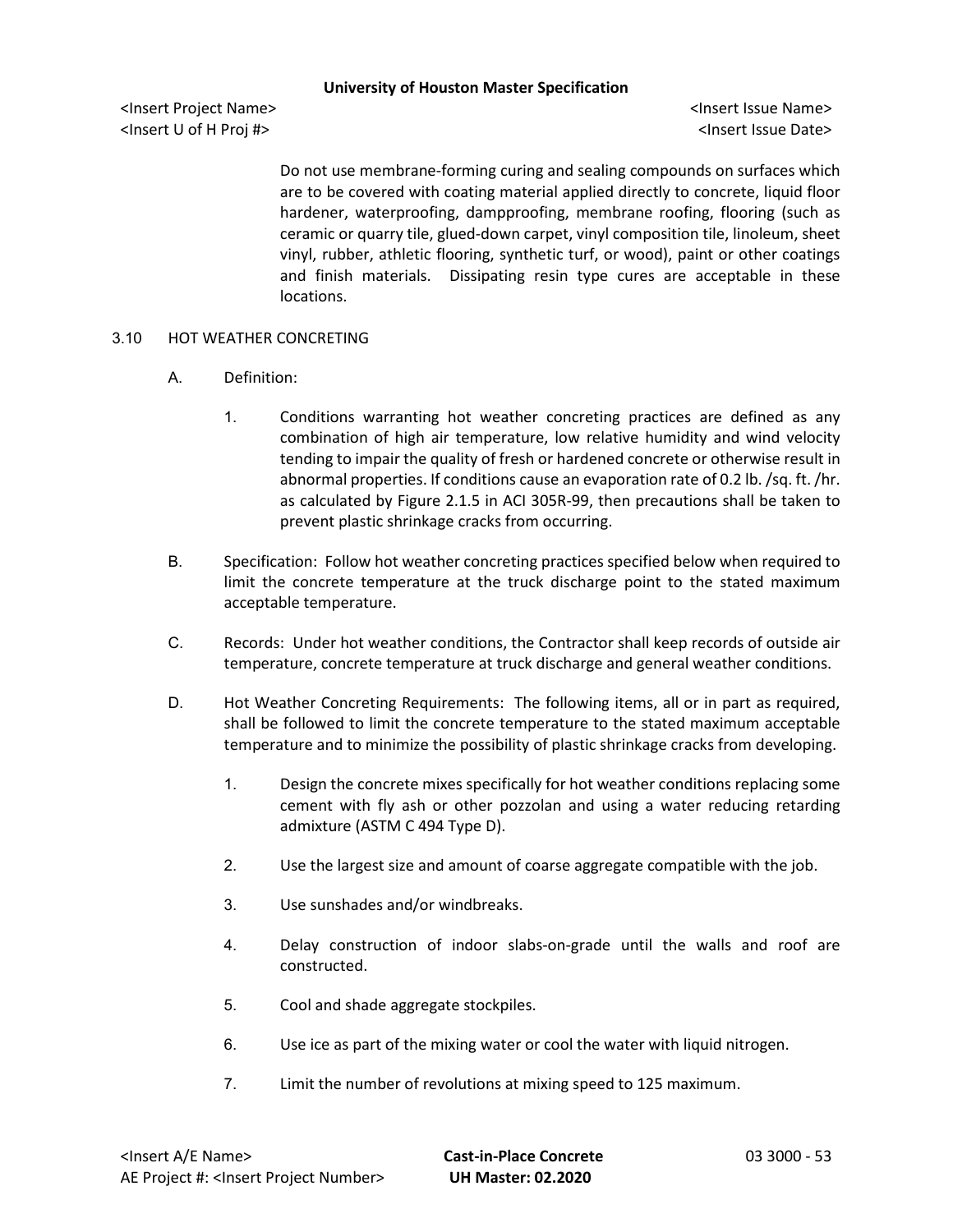Do not use membrane-forming curing and sealing compounds on surfaces which are to be covered with coating material applied directly to concrete, liquid floor hardener, waterproofing, dampproofing, membrane roofing, flooring (such as ceramic or quarry tile, glued-down carpet, vinyl composition tile, linoleum, sheet vinyl, rubber, athletic flooring, synthetic turf, or wood), paint or other coatings and finish materials. Dissipating resin type cures are acceptable in these locations.

## 3.10 HOT WEATHER CONCRETING

A. Definition:

1. Conditions warranting hot weather concreting practices are defined as any combination of high air temperature, low relative humidity and wind velocity tending to impair the quality of fresh or hardened concrete or otherwise result in abnormal properties. If conditions cause an evaporation rate of 0.2 lb. /sq. ft. /hr. as calculated by Figure 2.1.5 in ACI 305R-99, then precautions shall be taken to prevent plastic shrinkage cracks from occurring.

B. Specification: Follow hot weather concreting practices specified below when required to limit the concrete temperature at the truck discharge point to the stated maximum acceptable temperature.

C. Records: Under hot weather conditions, the Contractor shall keep records of outside air temperature, concrete temperature at truck discharge and general weather conditions.

D. Hot Weather Concreting Requirements: The following items, all or in part as required, shall be followed to limit the concrete temperature to the stated maximum acceptable temperature and to minimize the possibility of plastic shrinkage cracks from developing.

1. Design the concrete mixes specifically for hot weather conditions replacing some cement with fly ash or other pozzolan and using a water reducing retarding admixture (ASTM C 494 Type D).
2. Use the largest size and amount of coarse aggregate compatible with the job.
3. Use sunshades and/or windbreaks.
4. Delay construction of indoor slabs-on-grade until the walls and roof are constructed.
5. Cool and shade aggregate stockpiles.
6. Use ice as part of the mixing water or cool the water with liquid nitrogen.
7. Limit the number of revolutions at mixing speed to 125 maximum.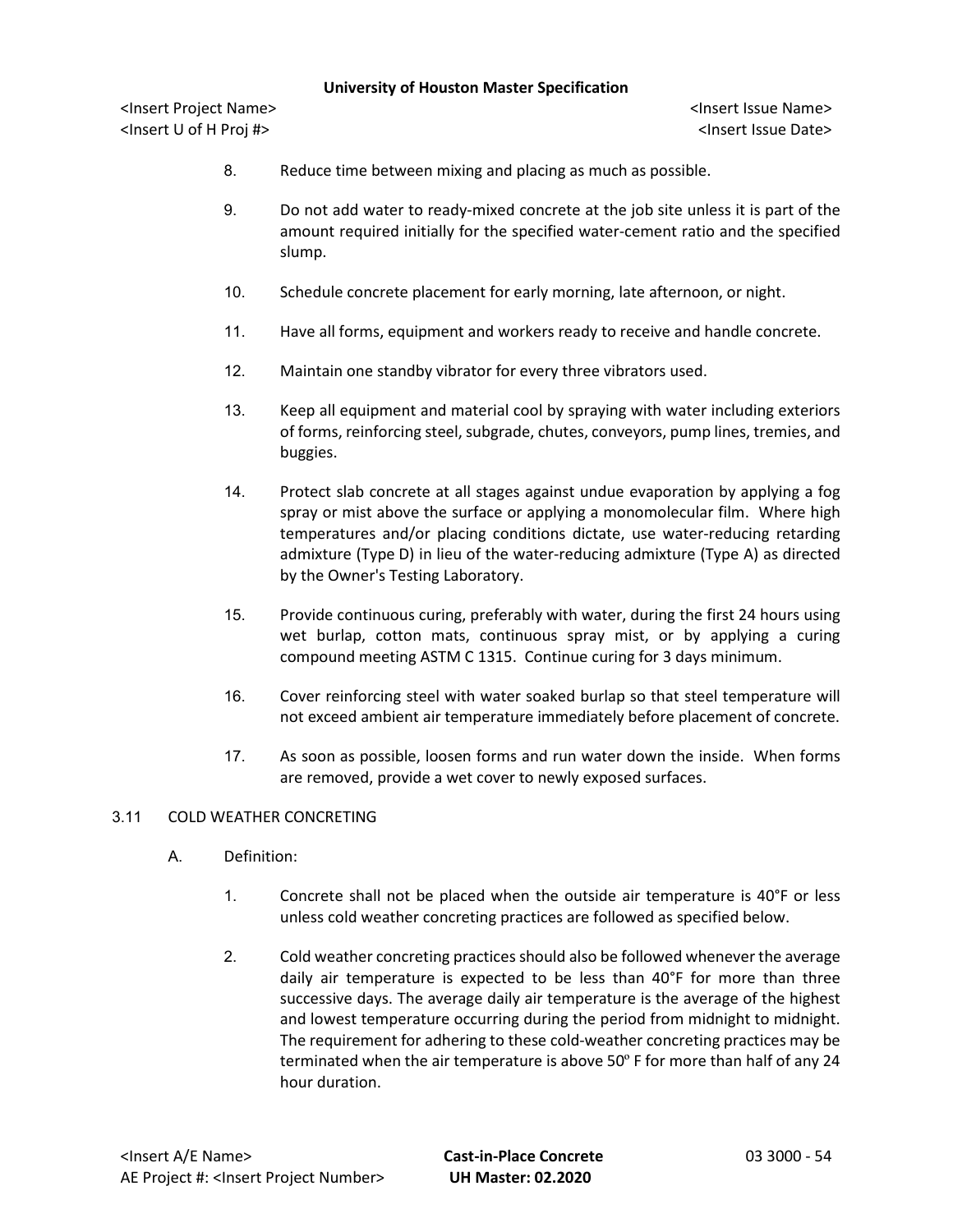8. Reduce time between mixing and placing as much as possible.

9. Do not add water to ready-mixed concrete at the job site unless it is part of the amount required initially for the specified water-cement ratio and the specified slump.

10. Schedule concrete placement for early morning, late afternoon, or night.

11. Have all forms, equipment and workers ready to receive and handle concrete.

12. Maintain one standby vibrator for every three vibrators used.

13. Keep all equipment and material cool by spraying with water including exteriors of forms, reinforcing steel, subgrade, chutes, conveyors, pump lines, tremies, and buggies.

14. Protect slab concrete at all stages against undue evaporation by applying a fog spray or mist above the surface or applying a monomolecular film. Where high temperatures and/or placing conditions dictate, use water-reducing retarding admixture (Type D) in lieu of the water-reducing admixture (Type A) as directed by the Owner's Testing Laboratory.

15. Provide continuous curing, preferably with water, during the first 24 hours using wet burlap, cotton mats, continuous spray mist, or by applying a curing compound meeting ASTM C 1315. Continue curing for 3 days minimum.

16. Cover reinforcing steel with water soaked burlap so that steel temperature will not exceed ambient air temperature immediately before placement of concrete.

17. As soon as possible, loosen forms and run water down the inside. When forms are removed, provide a wet cover to newly exposed surfaces.

## 3.11 COLD WEATHER CONCRETING

A. Definition:

1. Concrete shall not be placed when the outside air temperature is 40°F or less unless cold weather concreting practices are followed as specified below.

2. Cold weather concreting practices should also be followed whenever the average daily air temperature is expected to be less than 40°F for more than three successive days. The average daily air temperature is the average of the highest and lowest temperature occurring during the period from midnight to midnight. The requirement for adhering to these cold-weather concreting practices may be terminated when the air temperature is above 50º F for more than half of any 24 hour duration.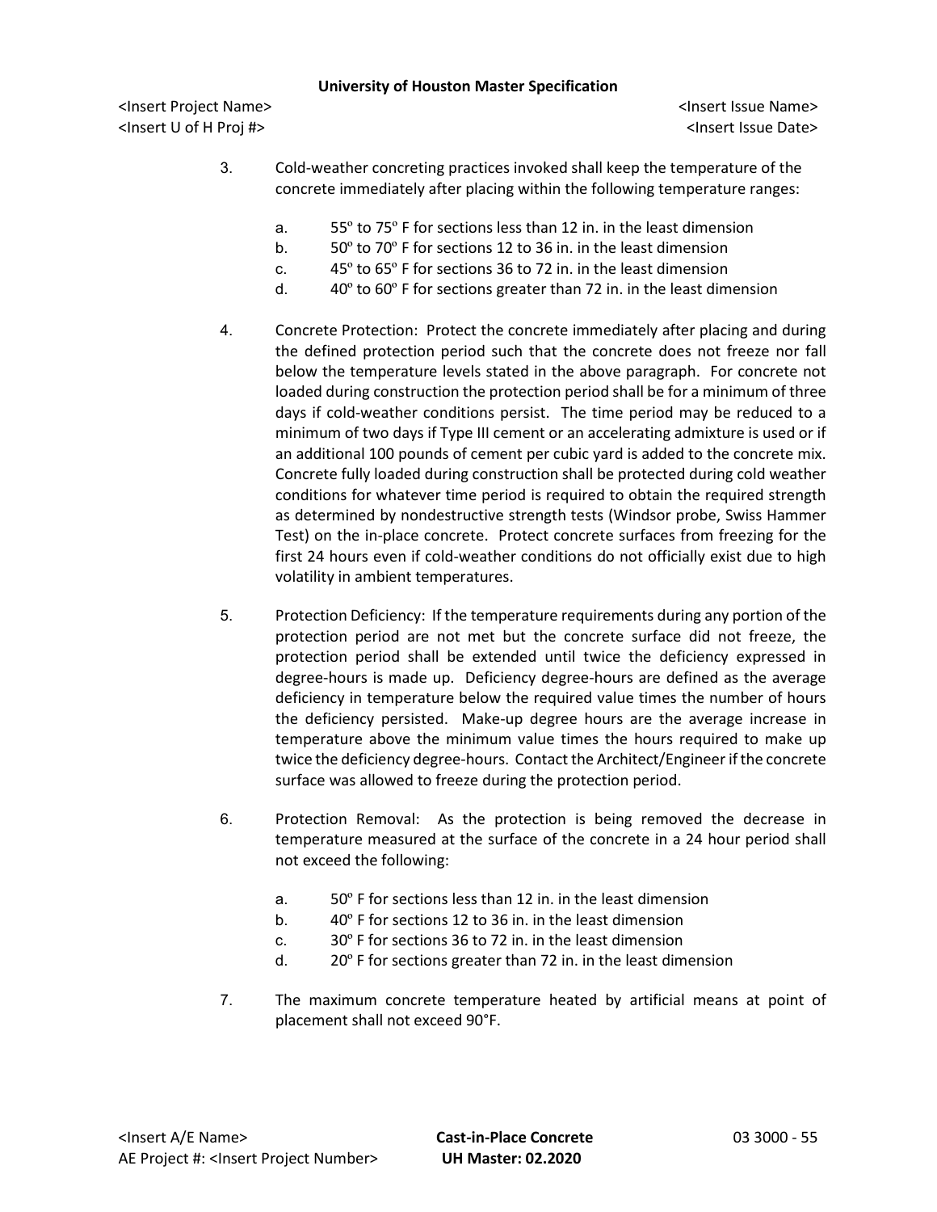3. Cold-weather concreting practices invoked shall keep the temperature of the concrete immediately after placing within the following temperature ranges:

   a. 55º to 75º F for sections less than 12 in. in the least dimension
   b. 50º to 70º F for sections 12 to 36 in. in the least dimension
   c. 45º to 65º F for sections 36 to 72 in. in the least dimension
   d. 40º to 60º F for sections greater than 72 in. in the least dimension

4. Concrete Protection: Protect the concrete immediately after placing and during the defined protection period such that the concrete does not freeze nor fall below the temperature levels stated in the above paragraph. For concrete not loaded during construction the protection period shall be for a minimum of three days if cold-weather conditions persist. The time period may be reduced to a minimum of two days if Type III cement or an accelerating admixture is used or if an additional 100 pounds of cement per cubic yard is added to the concrete mix. Concrete fully loaded during construction shall be protected during cold weather conditions for whatever time period is required to obtain the required strength as determined by nondestructive strength tests (Windsor probe, Swiss Hammer Test) on the in-place concrete. Protect concrete surfaces from freezing for the first 24 hours even if cold-weather conditions do not officially exist due to high volatility in ambient temperatures.

5. Protection Deficiency: If the temperature requirements during any portion of the protection period are not met but the concrete surface did not freeze, the protection period shall be extended until twice the deficiency expressed in degree-hours is made up. Deficiency degree-hours are defined as the average deficiency in temperature below the required value times the number of hours the deficiency persisted. Make-up degree hours are the average increase in temperature above the minimum value times the hours required to make up twice the deficiency degree-hours. Contact the Architect/Engineer if the concrete surface was allowed to freeze during the protection period.

6. Protection Removal: As the protection is being removed the decrease in temperature measured at the surface of the concrete in a 24 hour period shall not exceed the following:

   a. 50º F for sections less than 12 in. in the least dimension
   b. 40º F for sections 12 to 36 in. in the least dimension
   c. 30º F for sections 36 to 72 in. in the least dimension
   d. 20º F for sections greater than 72 in. in the least dimension

7. The maximum concrete temperature heated by artificial means at point of placement shall not exceed 90°F.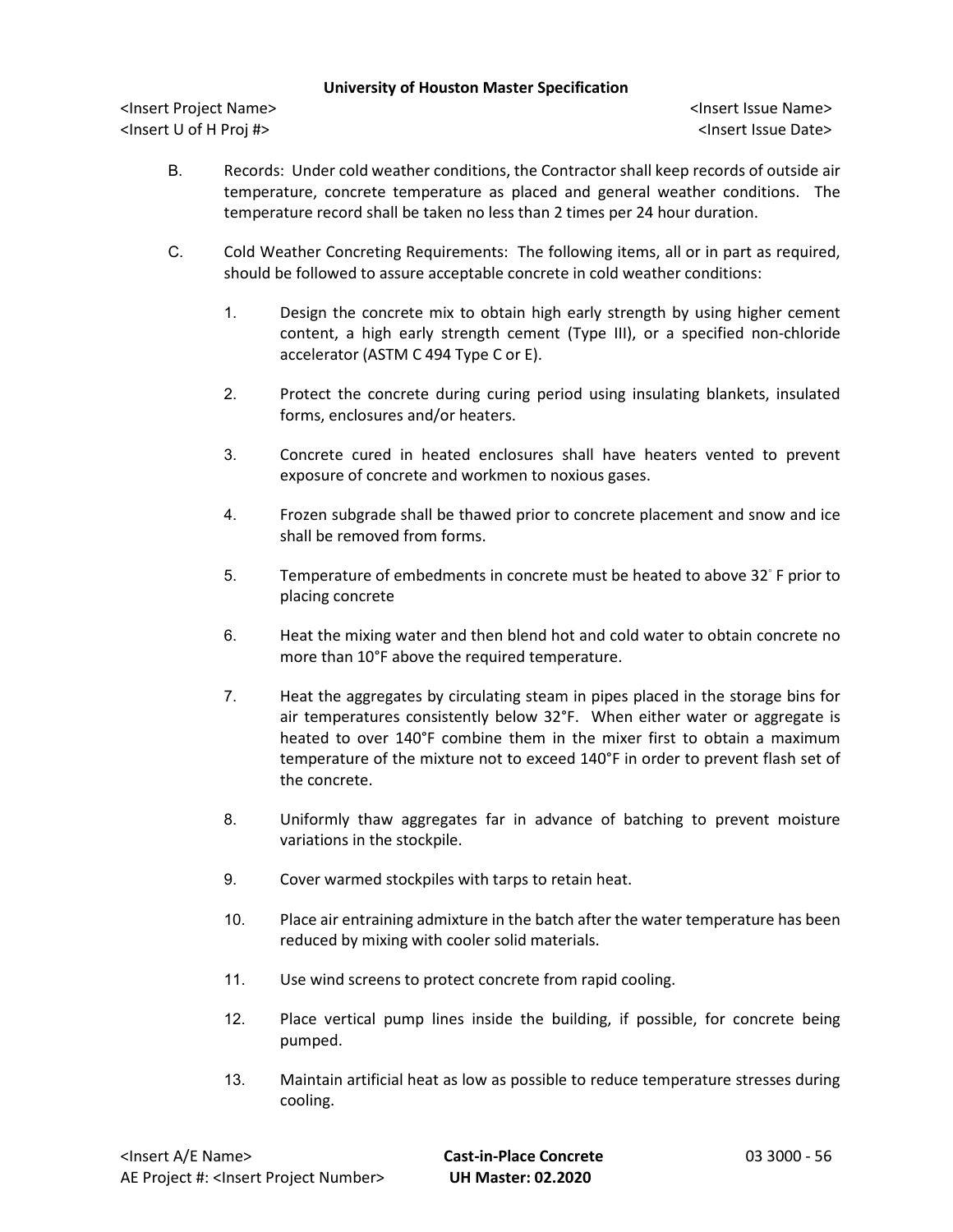B. Records: Under cold weather conditions, the Contractor shall keep records of outside air temperature, concrete temperature as placed and general weather conditions. The temperature record shall be taken no less than 2 times per 24 hour duration.

C. Cold Weather Concreting Requirements: The following items, all or in part as required, should be followed to assure acceptable concrete in cold weather conditions:

1. Design the concrete mix to obtain high early strength by using higher cement content, a high early strength cement (Type III), or a specified non-chloride accelerator (ASTM C 494 Type C or E).

2. Protect the concrete during curing period using insulating blankets, insulated forms, enclosures and/or heaters.

3. Concrete cured in heated enclosures shall have heaters vented to prevent exposure of concrete and workmen to noxious gases.

4. Frozen subgrade shall be thawed prior to concrete placement and snow and ice shall be removed from forms.

5. Temperature of embedments in concrete must be heated to above 32° F prior to placing concrete

6. Heat the mixing water and then blend hot and cold water to obtain concrete no more than 10°F above the required temperature.

7. Heat the aggregates by circulating steam in pipes placed in the storage bins for air temperatures consistently below 32°F. When either water or aggregate is heated to over 140°F combine them in the mixer first to obtain a maximum temperature of the mixture not to exceed 140°F in order to prevent flash set of the concrete.

8. Uniformly thaw aggregates far in advance of batching to prevent moisture variations in the stockpile.

9. Cover warmed stockpiles with tarps to retain heat.

10. Place air entraining admixture in the batch after the water temperature has been reduced by mixing with cooler solid materials.

11. Use wind screens to protect concrete from rapid cooling.

12. Place vertical pump lines inside the building, if possible, for concrete being pumped.

13. Maintain artificial heat as low as possible to reduce temperature stresses during cooling.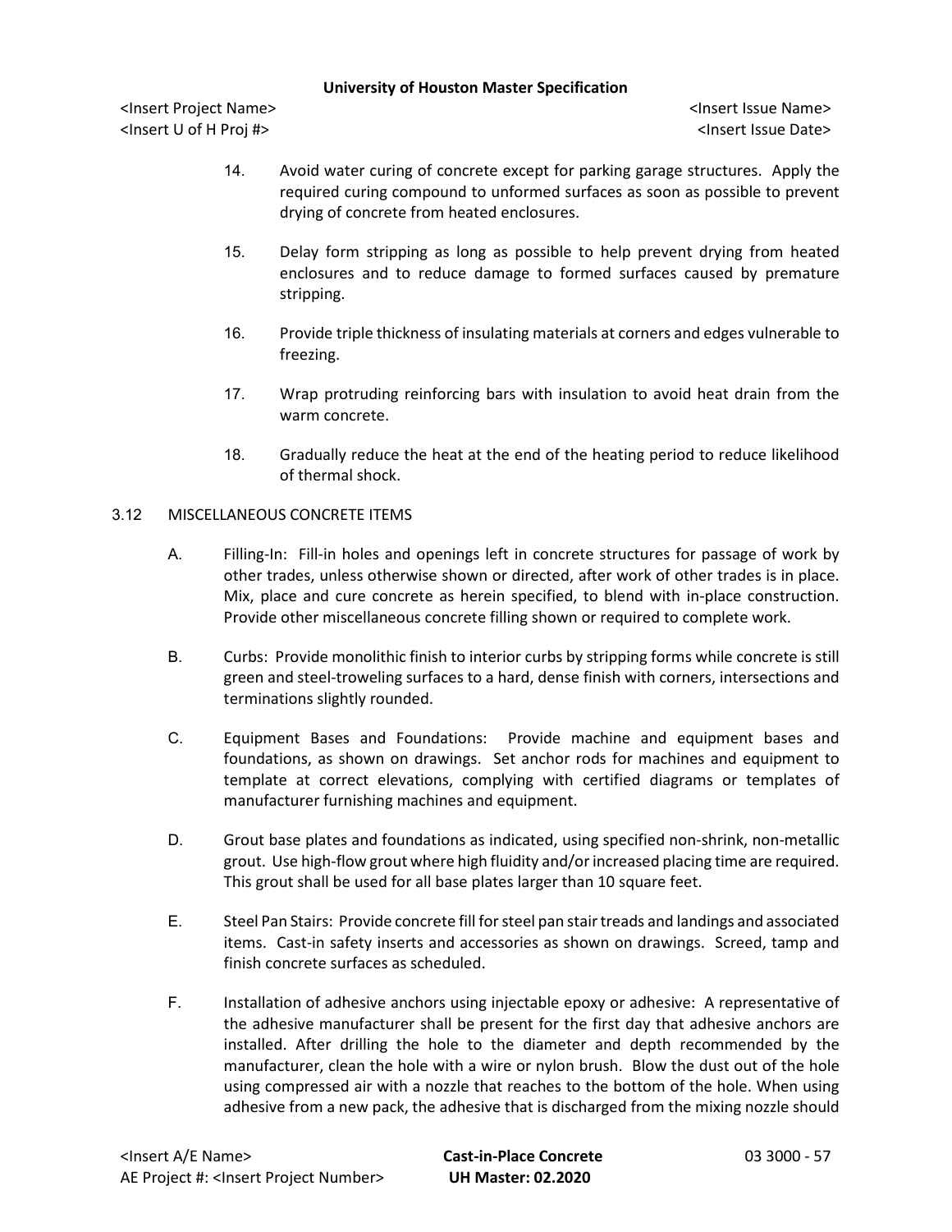14. Avoid water curing of concrete except for parking garage structures. Apply the required curing compound to unformed surfaces as soon as possible to prevent drying of concrete from heated enclosures.

15. Delay form stripping as long as possible to help prevent drying from heated enclosures and to reduce damage to formed surfaces caused by premature stripping.

16. Provide triple thickness of insulating materials at corners and edges vulnerable to freezing.

17. Wrap protruding reinforcing bars with insulation to avoid heat drain from the warm concrete.

18. Gradually reduce the heat at the end of the heating period to reduce likelihood of thermal shock.

## 3.12 MISCELLANEOUS CONCRETE ITEMS

A. Filling-In: Fill-in holes and openings left in concrete structures for passage of work by other trades, unless otherwise shown or directed, after work of other trades is in place. Mix, place and cure concrete as herein specified, to blend with in-place construction. Provide other miscellaneous concrete filling shown or required to complete work.

B. Curbs: Provide monolithic finish to interior curbs by stripping forms while concrete is still green and steel-troweling surfaces to a hard, dense finish with corners, intersections and terminations slightly rounded.

C. Equipment Bases and Foundations: Provide machine and equipment bases and foundations, as shown on drawings. Set anchor rods for machines and equipment to template at correct elevations, complying with certified diagrams or templates of manufacturer furnishing machines and equipment.

D. Grout base plates and foundations as indicated, using specified non-shrink, non-metallic grout. Use high-flow grout where high fluidity and/or increased placing time are required. This grout shall be used for all base plates larger than 10 square feet.

E. Steel Pan Stairs: Provide concrete fill for steel pan stair treads and landings and associated items. Cast-in safety inserts and accessories as shown on drawings. Screed, tamp and finish concrete surfaces as scheduled.

F. Installation of adhesive anchors using injectable epoxy or adhesive: A representative of the adhesive manufacturer shall be present for the first day that adhesive anchors are installed. After drilling the hole to the diameter and depth recommended by the manufacturer, clean the hole with a wire or nylon brush. Blow the dust out of the hole using compressed air with a nozzle that reaches to the bottom of the hole. When using adhesive from a new pack, the adhesive that is discharged from the mixing nozzle should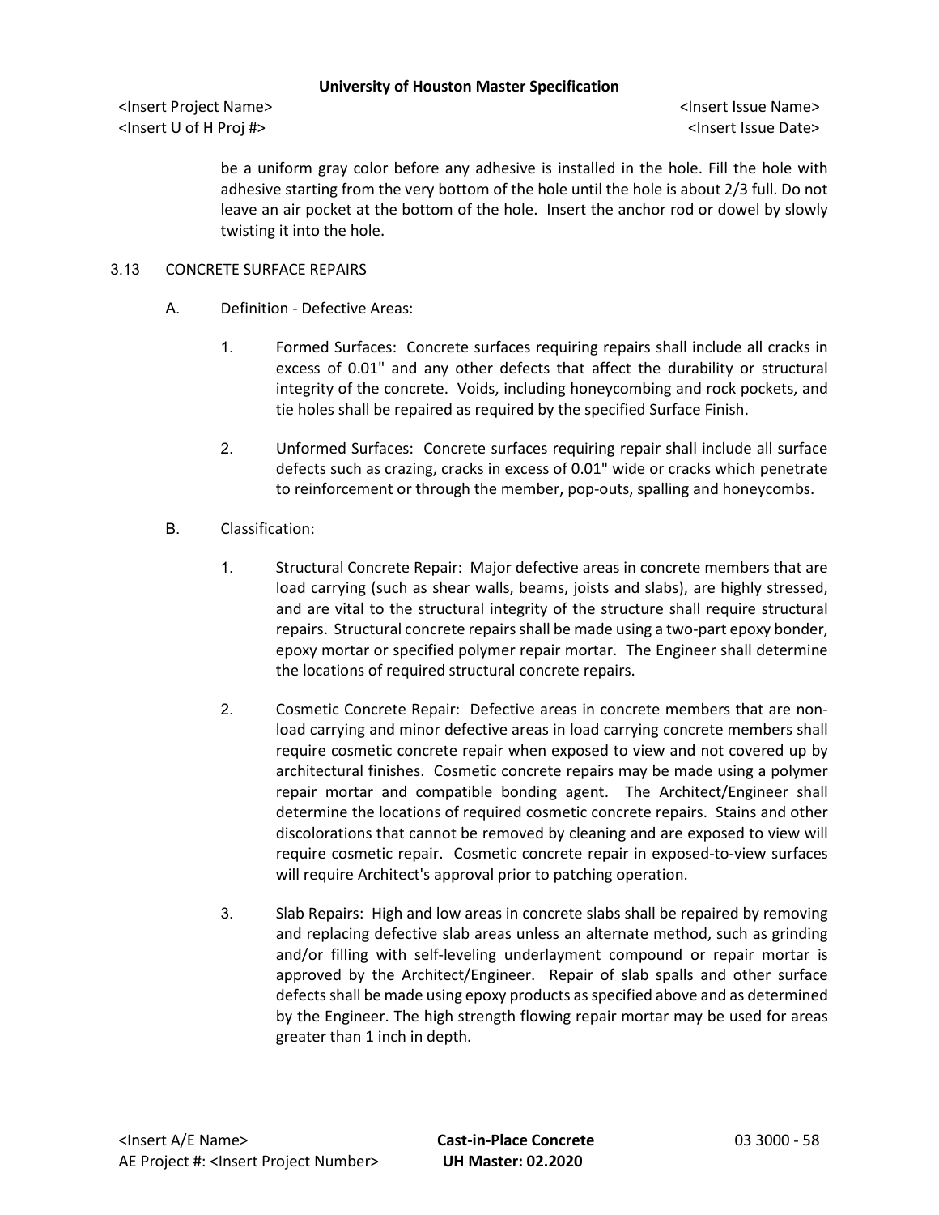be a uniform gray color before any adhesive is installed in the hole. Fill the hole with adhesive starting from the very bottom of the hole until the hole is about 2/3 full. Do not leave an air pocket at the bottom of the hole. Insert the anchor rod or dowel by slowly twisting it into the hole.

3.13 CONCRETE SURFACE REPAIRS

A. Definition - Defective Areas:

1. Formed Surfaces: Concrete surfaces requiring repairs shall include all cracks in excess of 0.01" and any other defects that affect the durability or structural integrity of the concrete. Voids, including honeycombing and rock pockets, and tie holes shall be repaired as required by the specified Surface Finish.

2. Unformed Surfaces: Concrete surfaces requiring repair shall include all surface defects such as crazing, cracks in excess of 0.01" wide or cracks which penetrate to reinforcement or through the member, pop-outs, spalling and honeycombs.

B. Classification:

1. Structural Concrete Repair: Major defective areas in concrete members that are load carrying (such as shear walls, beams, joists and slabs), are highly stressed, and are vital to the structural integrity of the structure shall require structural repairs. Structural concrete repairs shall be made using a two-part epoxy bonder, epoxy mortar or specified polymer repair mortar. The Engineer shall determine the locations of required structural concrete repairs.

2. Cosmetic Concrete Repair: Defective areas in concrete members that are non-load carrying and minor defective areas in load carrying concrete members shall require cosmetic concrete repair when exposed to view and not covered up by architectural finishes. Cosmetic concrete repairs may be made using a polymer repair mortar and compatible bonding agent. The Architect/Engineer shall determine the locations of required cosmetic concrete repairs. Stains and other discolorations that cannot be removed by cleaning and are exposed to view will require cosmetic repair. Cosmetic concrete repair in exposed-to-view surfaces will require Architect's approval prior to patching operation.

3. Slab Repairs: High and low areas in concrete slabs shall be repaired by removing and replacing defective slab areas unless an alternate method, such as grinding and/or filling with self-leveling underlayment compound or repair mortar is approved by the Architect/Engineer. Repair of slab spalls and other surface defects shall be made using epoxy products as specified above and as determined by the Engineer. The high strength flowing repair mortar may be used for areas greater than 1 inch in depth.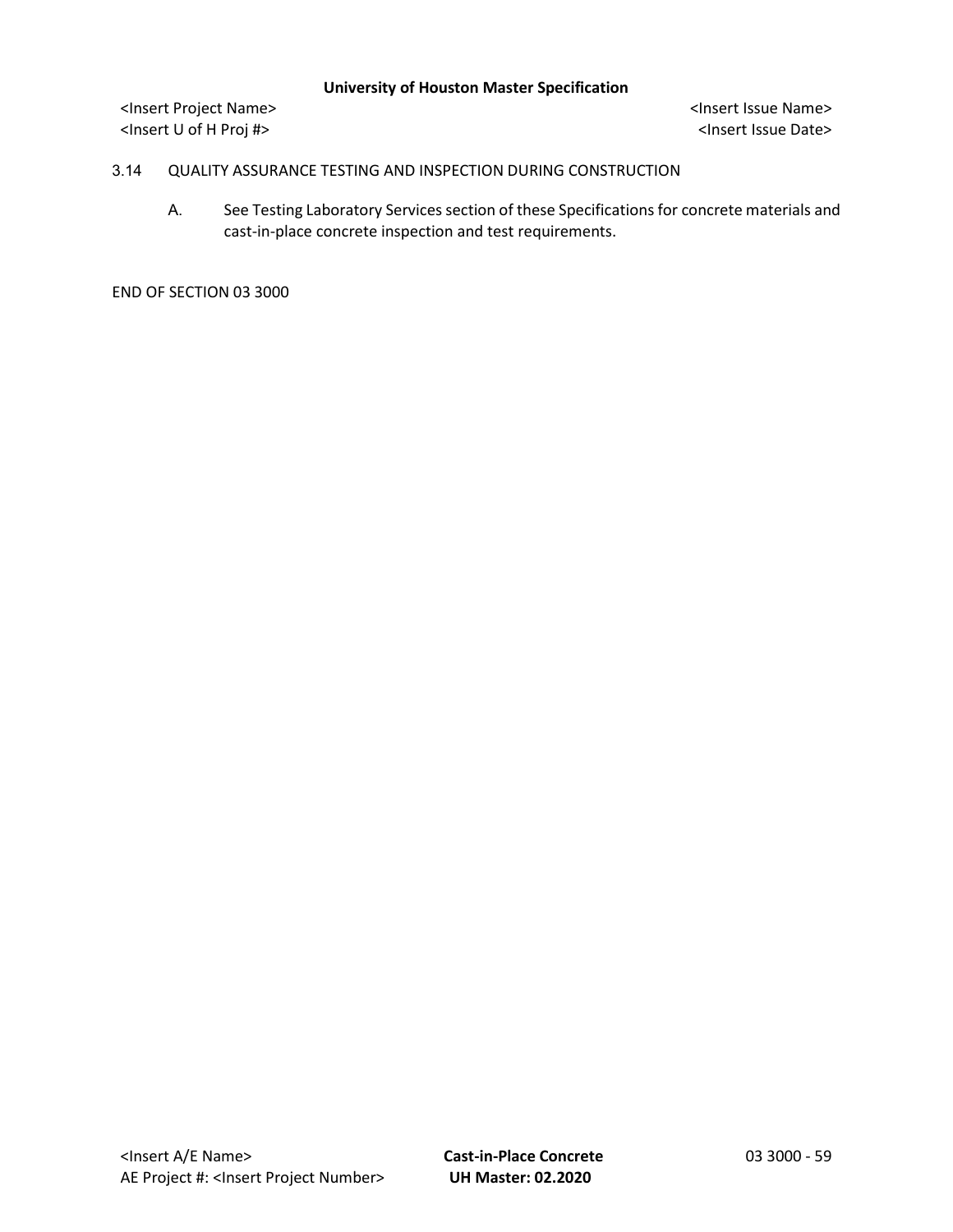## 3.14 QUALITY ASSURANCE TESTING AND INSPECTION DURING CONSTRUCTION

A. See Testing Laboratory Services section of these Specifications for concrete materials and cast-in-place concrete inspection and test requirements.

END OF SECTION 03 3000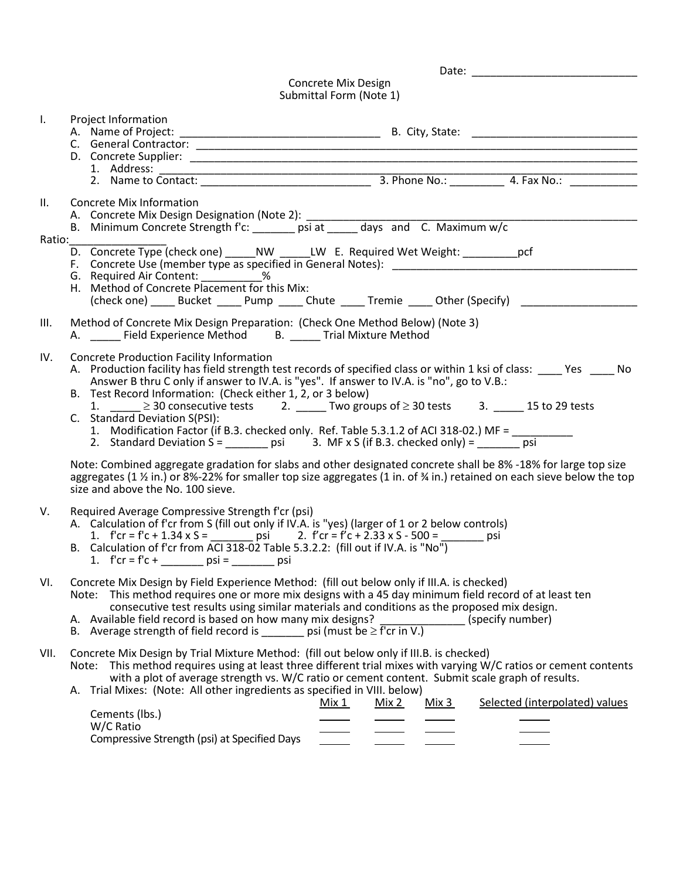Date: ____________________________

Concrete Mix Design
Submittal Form (Note 1)

I. Project Information
   A. Name of Project: ________________________________ B. City, State: ___________________________
   C. General Contractor: ____________________________________________________________________________
   D. Concrete Supplier: _____________________________________________________________________________
      1. Address: ______________________________________________________________________________________
      2. Name to Contact: ____________________________ 3. Phone No.: _________ 4. Fax No.: ___________

II. Concrete Mix Information
   A. Concrete Mix Design Designation (Note 2): ______________________________________________________
   B. Minimum Concrete Strength f'c: _______ psi at _____ days and C. Maximum w/c Ratio:________________
   D. Concrete Type (check one) _____NW _____LW E. Required Wet Weight: _________pcf
   F. Concrete Use (member type as specified in General Notes): ___________________________________________
   G. Required Air Content: __________%
   H. Method of Concrete Placement for this Mix:
      (check one) ____ Bucket ____ Pump ____ Chute ____ Tremie ____ Other (Specify) ___________________

III. Method of Concrete Mix Design Preparation: (Check One Method Below) (Note 3)
   A. _____ Field Experience Method   B. _____ Trial Mixture Method

IV. Concrete Production Facility Information
   A. Production facility has field strength test records of specified class or within 1 ksi of class: ____ Yes ____ No
      Answer B thru C only if answer to IV.A. is "yes". If answer to IV.A. is "no", go to V.B.:
   B. Test Record Information: (Check either 1, 2, or 3 below)
      1. _____ $\geq$ 30 consecutive tests   2. _____ Two groups of $\geq$ 30 tests   3. _____ 15 to 29 tests
   C. Standard Deviation S(PSI):
      1. Modification Factor (if B.3. checked only. Ref. Table 5.3.1.2 of ACI 318-02.) MF = __________
      2. Standard Deviation S = _______ psi   3. MF x S (if B.3. checked only) = _______ psi

   Note: Combined aggregate gradation for slabs and other designated concrete shall be 8% -18% for large top size aggregates (1 ½ in.) or 8%-22% for smaller top size aggregates (1 in. of ¾ in.) retained on each sieve below the top size and above the No. 100 sieve.

V. Required Average Compressive Strength f'cr (psi)
   A. Calculation of f'cr from S (fill out only if IV.A. is "yes) (larger of 1 or 2 below controls)
      1. f'cr = f'c + 1.34 x S = _______ psi   2. f'cr = f'c + 2.33 x S - 500 = _______ psi
   B. Calculation of f'cr from ACI 318-02 Table 5.3.2.2: (fill out if IV.A. is "No")
      1. f'cr = f'c + _______ psi = _______ psi

VI. Concrete Mix Design by Field Experience Method: (fill out below only if III.A. is checked)
   Note: This method requires one or more mix designs with a 45 day minimum field record of at least ten consecutive test results using similar materials and conditions as the proposed mix design.
   A. Available field record is based on how many mix designs? ______________ (specify number)
   B. Average strength of field record is _______ psi (must be $\geq$ f'cr in V.)

VII. Concrete Mix Design by Trial Mixture Method: (fill out below only if III.B. is checked)
   Note: This method requires using at least three different trial mixes with varying W/C ratios or cement contents with a plot of average strength vs. W/C ratio or cement content. Submit scale graph of results.
   A. Trial Mixes: (Note: All other ingredients as specified in VIII. below)

| | Mix 1 | Mix 2 | Mix 3 | Selected (interpolated) values |
|---|---|---|---|---|
| Cements (lbs.) | _____ | _____ | _____ | _____ |
| W/C Ratio | _____ | _____ | _____ | _____ |
| Compressive Strength (psi) at Specified Days | _____ | _____ | _____ | _____ |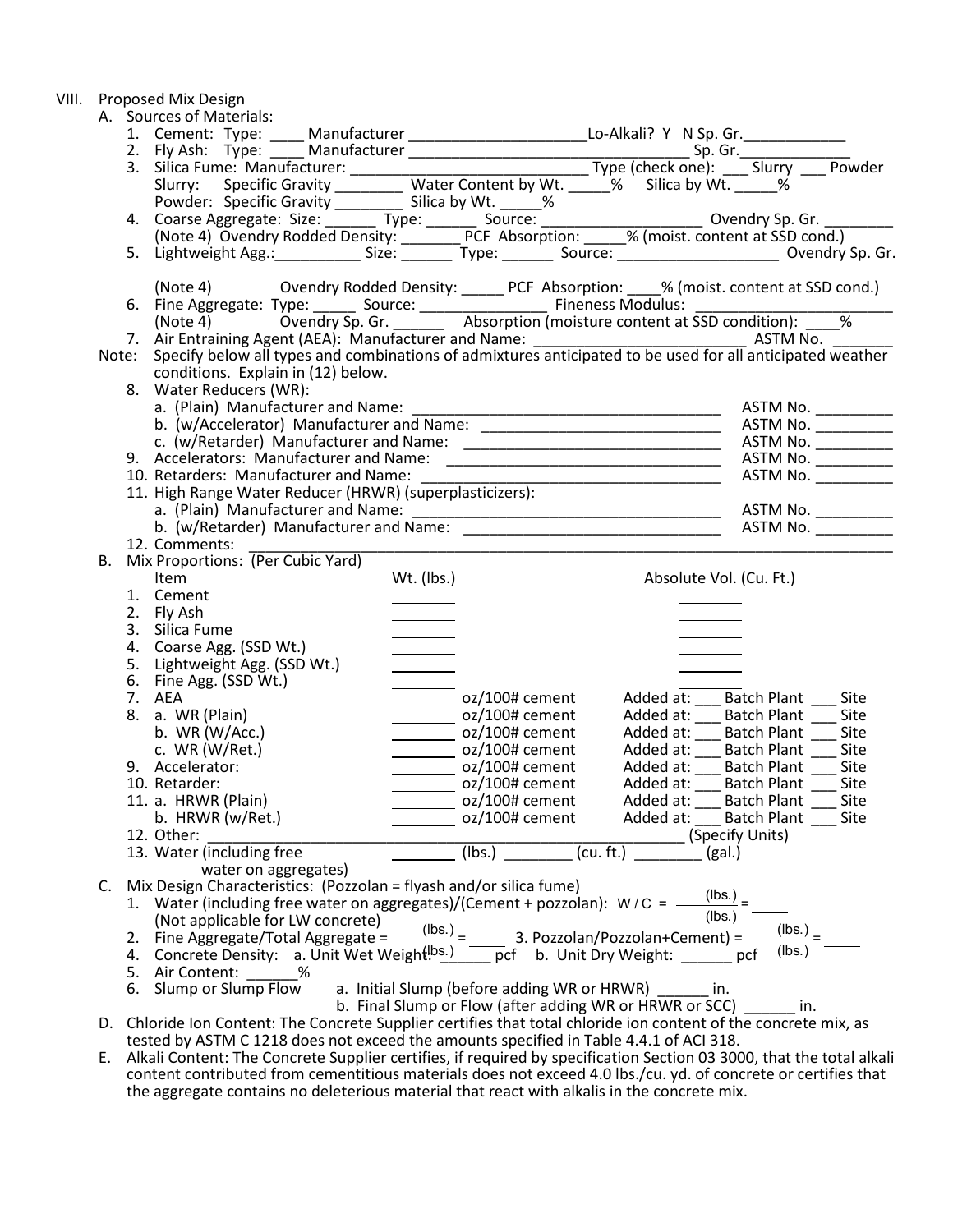VIII. Proposed Mix Design

A. Sources of Materials:

1. Cement: Type: ____ Manufacturer ______________________ Lo-Alkali? Y N Sp. Gr.____________
2. Fly Ash: Type: ____ Manufacturer __________________________________ Sp. Gr.______________
3. Silica Fume: Manufacturer: _______________________________ Type (check one): ___ Slurry ___ Powder
   Slurry: Specific Gravity ________ Water Content by Wt. _____% Silica by Wt. _____%
   Powder: Specific Gravity ________ Silica by Wt. _____%
4. Coarse Aggregate: Size: ______ Type: ______ Source: ___________________ Ovendry Sp. Gr. ________
   (Note 4) Ovendry Rodded Density: _______ PCF Absorption: _____% (moist. content at SSD cond.)
5. Lightweight Agg.:__________ Size: ______ Type: ______ Source: ____________________ Ovendry Sp. Gr.
   (Note 4) Ovendry Rodded Density: _____ PCF Absorption: ____% (moist. content at SSD cond.)
6. Fine Aggregate: Type: _____ Source: ________________ Fineness Modulus: ________________________
   (Note 4) Ovendry Sp. Gr. ______ Absorption (moisture content at SSD condition): ____%
7. Air Entraining Agent (AEA): Manufacturer and Name: __________________________ ASTM No. _______

Note: Specify below all types and combinations of admixtures anticipated to be used for all anticipated weather conditions. Explain in (12) below.

8. Water Reducers (WR):
   a. (Plain) Manufacturer and Name: ______________________________________ ASTM No. _________
   b. (w/Accelerator) Manufacturer and Name: _____________________________ ASTM No. _________
   c. (w/Retarder) Manufacturer and Name: ________________________________ ASTM No. _________
9. Accelerators: Manufacturer and Name: ___________________________________ ASTM No. _________
10. Retarders: Manufacturer and Name: _____________________________________ ASTM No. _________
11. High Range Water Reducer (HRWR) (superplasticizers):
    a. (Plain) Manufacturer and Name: ______________________________________ ASTM No. _________
    b. (w/Retarder) Manufacturer and Name: _________________________________ ASTM No. _________
12. Comments: ________________________________________________________________________________

B. Mix Proportions: (Per Cubic Yard)

| Item | Wt. (lbs.) | | Absolute Vol. (Cu. Ft.) |
|---|---|---|---|
| 1. Cement | ________ | | ________ |
| 2. Fly Ash | ________ | | ________ |
| 3. Silica Fume | ________ | | ________ |
| 4. Coarse Agg. (SSD Wt.) | ________ | | ________ |
| 5. Lightweight Agg. (SSD Wt.) | ________ | | ________ |
| 6. Fine Agg. (SSD Wt.) | ________ | | ________ |
| 7. AEA | ________ | oz/100# cement | Added at: ___ Batch Plant ___ Site |
| 8. a. WR (Plain) | ________ | oz/100# cement | Added at: ___ Batch Plant ___ Site |
| b. WR (W/Acc.) | ________ | oz/100# cement | Added at: ___ Batch Plant ___ Site |
| c. WR (W/Ret.) | ________ | oz/100# cement | Added at: ___ Batch Plant ___ Site |
| 9. Accelerator: | ________ | oz/100# cement | Added at: ___ Batch Plant ___ Site |
| 10. Retarder: | ________ | oz/100# cement | Added at: ___ Batch Plant ___ Site |
| 11. a. HRWR (Plain) | ________ | oz/100# cement | Added at: ___ Batch Plant ___ Site |
| b. HRWR (w/Ret.) | ________ | oz/100# cement | Added at: ___ Batch Plant ___ Site |

12. Other: ______________________________________________________________ (Specify Units)

13. Water (including free water on aggregates) ________ (lbs.) ________ (cu. ft.) ________ (gal.)

C. Mix Design Characteristics: (Pozzolan = flyash and/or silica fume)

1. Water (including free water on aggregates)/(Cement + pozzolan): W / C = $\frac{\text{(lbs.)}}{\text{(lbs.)}}$ = _____
   (Not applicable for LW concrete)
2. Fine Aggregate/Total Aggregate = $\frac{\text{(lbs.)}}{\text{(lbs.)}}$ = _____
3. Pozzolan/Pozzolan+Cement) = $\frac{\text{(lbs.)}}{\text{(lbs.)}}$ = _____
4. Concrete Density: a. Unit Wet Weight: ______ pcf b. Unit Dry Weight: ______ pcf
5. Air Content: ______%
6. Slump or Slump Flow
   a. Initial Slump (before adding WR or HRWR) ______ in.
   b. Final Slump or Flow (after adding WR or HRWR or SCC) ______ in.

D. Chloride Ion Content: The Concrete Supplier certifies that total chloride ion content of the concrete mix, as tested by ASTM C 1218 does not exceed the amounts specified in Table 4.4.1 of ACI 318.

E. Alkali Content: The Concrete Supplier certifies, if required by specification Section 03 3000, that the total alkali content contributed from cementitious materials does not exceed 4.0 lbs./cu. yd. of concrete or certifies that the aggregate contains no deleterious material that react with alkalis in the concrete mix.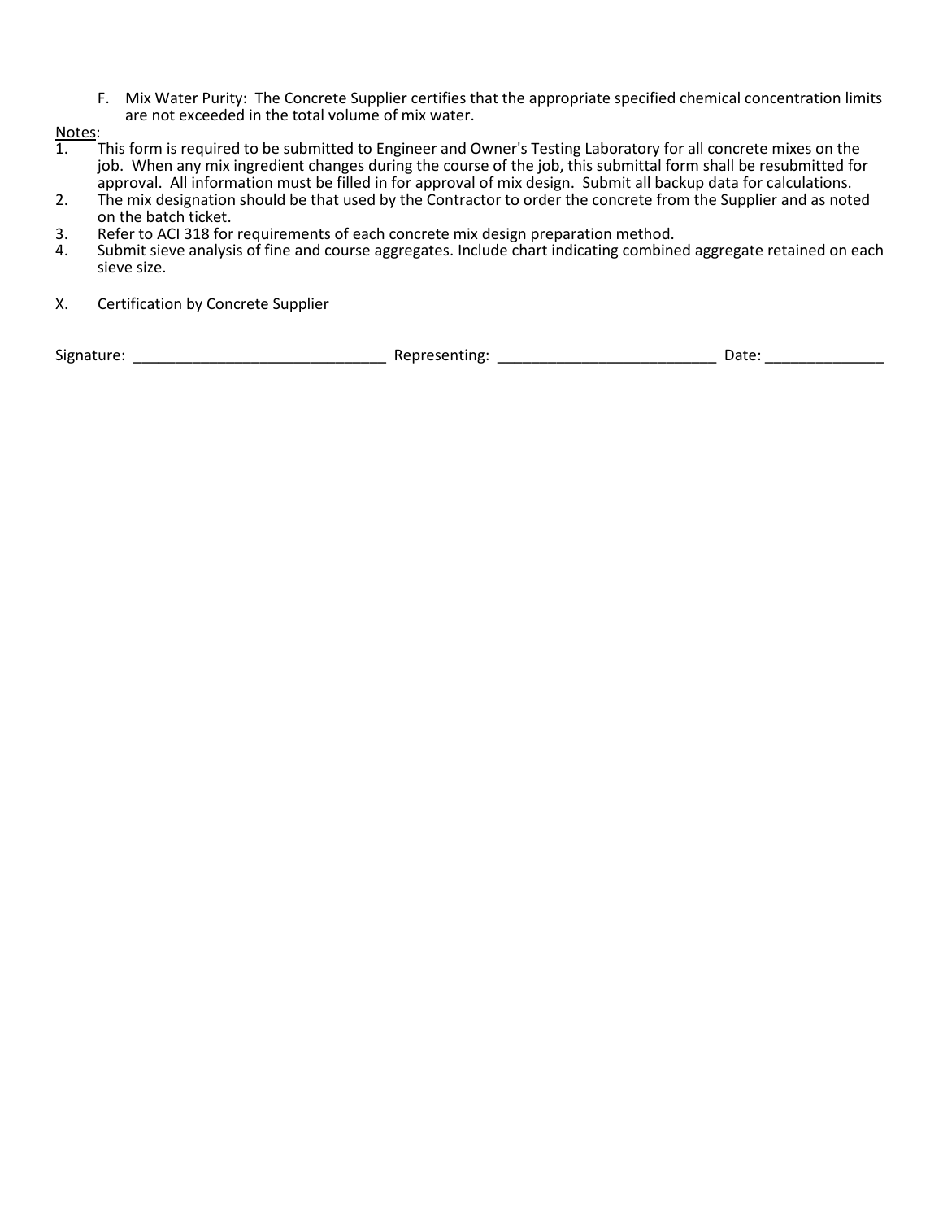F. Mix Water Purity: The Concrete Supplier certifies that the appropriate specified chemical concentration limits are not exceeded in the total volume of mix water.

Notes:

1. This form is required to be submitted to Engineer and Owner's Testing Laboratory for all concrete mixes on the job. When any mix ingredient changes during the course of the job, this submittal form shall be resubmitted for approval. All information must be filled in for approval of mix design. Submit all backup data for calculations.
2. The mix designation should be that used by the Contractor to order the concrete from the Supplier and as noted on the batch ticket.
3. Refer to ACI 318 for requirements of each concrete mix design preparation method.
4. Submit sieve analysis of fine and course aggregates. Include chart indicating combined aggregate retained on each sieve size.

---

X. Certification by Concrete Supplier

Signature: ______________________________ Representing: __________________________ Date: ______________